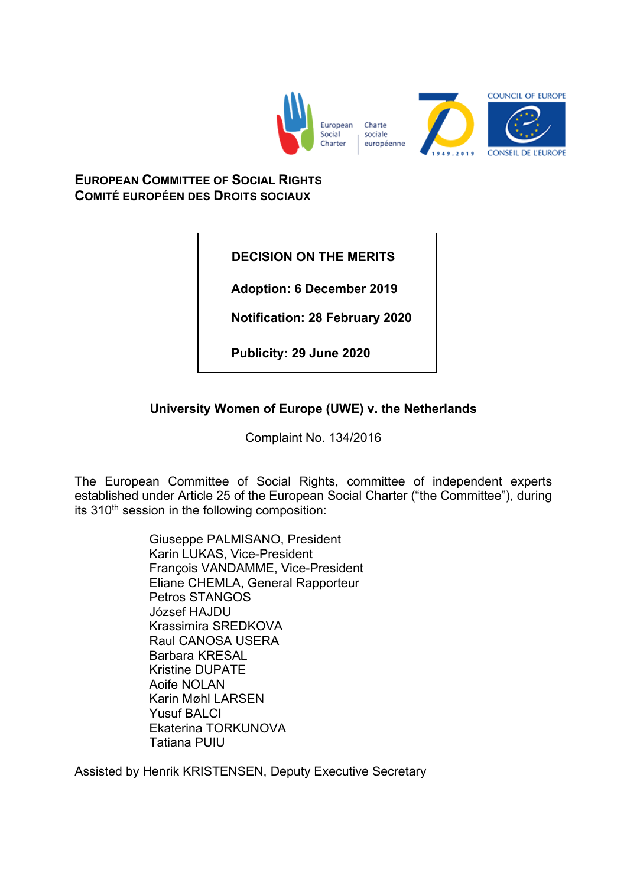European Social Charter | Charte sociale européenne

COUNCIL OF EUROPE
CONSEIL DE L'EUROPE

**EUROPEAN COMMITTEE OF SOCIAL RIGHTS**
**COMITÉ EUROPÉEN DES DROITS SOCIAUX**

**DECISION ON THE MERITS**

**Adoption: 6 December 2019**

**Notification: 28 February 2020**

**Publicity: 29 June 2020**

**University Women of Europe (UWE) v. the Netherlands**

Complaint No. 134/2016

The European Committee of Social Rights, committee of independent experts established under Article 25 of the European Social Charter ("the Committee"), during its 310th session in the following composition:

Giuseppe PALMISANO, President
Karin LUKAS, Vice-President
François VANDAMME, Vice-President
Eliane CHEMLA, General Rapporteur
Petros STANGOS
József HAJDU
Krassimira SREDKOVA
Raul CANOSA USERA
Barbara KRESAL
Kristine DUPATE
Aoife NOLAN
Karin Møhl LARSEN
Yusuf BALCI
Ekaterina TORKUNOVA
Tatiana PUIU

Assisted by Henrik KRISTENSEN, Deputy Executive Secretary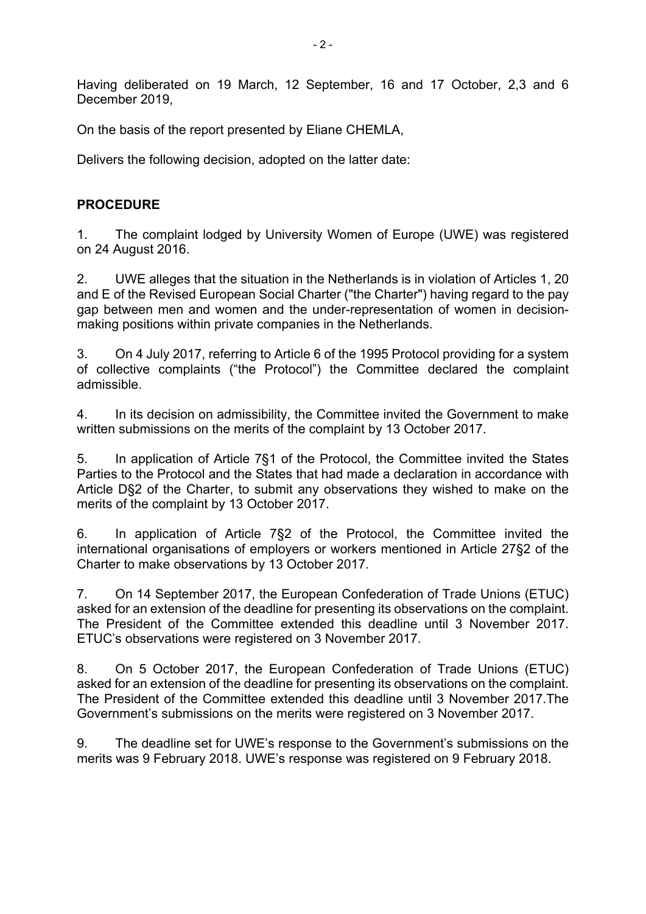Having deliberated on 19 March, 12 September, 16 and 17 October, 2,3 and 6 December 2019,

On the basis of the report presented by Eliane CHEMLA,

Delivers the following decision, adopted on the latter date:

## PROCEDURE

1. The complaint lodged by University Women of Europe (UWE) was registered on 24 August 2016.

2. UWE alleges that the situation in the Netherlands is in violation of Articles 1, 20 and E of the Revised European Social Charter ("the Charter") having regard to the pay gap between men and women and the under-representation of women in decision-making positions within private companies in the Netherlands.

3. On 4 July 2017, referring to Article 6 of the 1995 Protocol providing for a system of collective complaints ("the Protocol") the Committee declared the complaint admissible.

4. In its decision on admissibility, the Committee invited the Government to make written submissions on the merits of the complaint by 13 October 2017.

5. In application of Article 7§1 of the Protocol, the Committee invited the States Parties to the Protocol and the States that had made a declaration in accordance with Article D§2 of the Charter, to submit any observations they wished to make on the merits of the complaint by 13 October 2017.

6. In application of Article 7§2 of the Protocol, the Committee invited the international organisations of employers or workers mentioned in Article 27§2 of the Charter to make observations by 13 October 2017.

7. On 14 September 2017, the European Confederation of Trade Unions (ETUC) asked for an extension of the deadline for presenting its observations on the complaint. The President of the Committee extended this deadline until 3 November 2017. ETUC's observations were registered on 3 November 2017.

8. On 5 October 2017, the European Confederation of Trade Unions (ETUC) asked for an extension of the deadline for presenting its observations on the complaint. The President of the Committee extended this deadline until 3 November 2017.The Government's submissions on the merits were registered on 3 November 2017.

9. The deadline set for UWE's response to the Government's submissions on the merits was 9 February 2018. UWE's response was registered on 9 February 2018.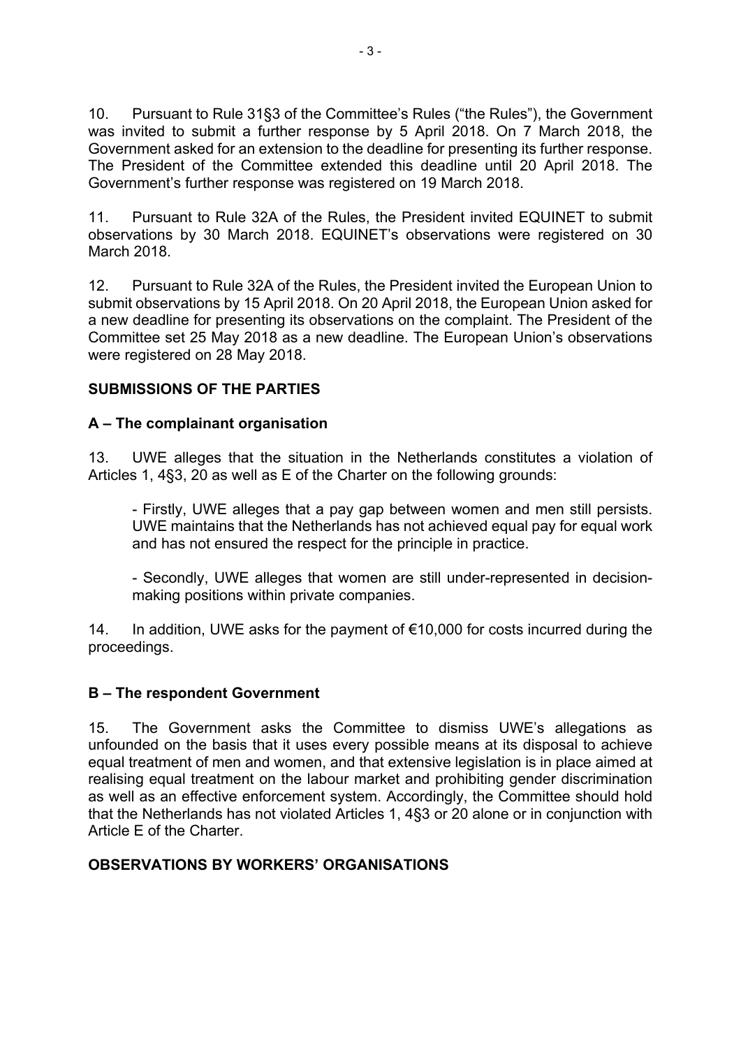10. Pursuant to Rule 31§3 of the Committee's Rules ("the Rules"), the Government was invited to submit a further response by 5 April 2018. On 7 March 2018, the Government asked for an extension to the deadline for presenting its further response. The President of the Committee extended this deadline until 20 April 2018. The Government's further response was registered on 19 March 2018.

11. Pursuant to Rule 32A of the Rules, the President invited EQUINET to submit observations by 30 March 2018. EQUINET's observations were registered on 30 March 2018.

12. Pursuant to Rule 32A of the Rules, the President invited the European Union to submit observations by 15 April 2018. On 20 April 2018, the European Union asked for a new deadline for presenting its observations on the complaint. The President of the Committee set 25 May 2018 as a new deadline. The European Union's observations were registered on 28 May 2018.

## SUBMISSIONS OF THE PARTIES

### A – The complainant organisation

13. UWE alleges that the situation in the Netherlands constitutes a violation of Articles 1, 4§3, 20 as well as E of the Charter on the following grounds:

- Firstly, UWE alleges that a pay gap between women and men still persists. UWE maintains that the Netherlands has not achieved equal pay for equal work and has not ensured the respect for the principle in practice.

- Secondly, UWE alleges that women are still under-represented in decision-making positions within private companies.

14. In addition, UWE asks for the payment of €10,000 for costs incurred during the proceedings.

### B – The respondent Government

15. The Government asks the Committee to dismiss UWE's allegations as unfounded on the basis that it uses every possible means at its disposal to achieve equal treatment of men and women, and that extensive legislation is in place aimed at realising equal treatment on the labour market and prohibiting gender discrimination as well as an effective enforcement system. Accordingly, the Committee should hold that the Netherlands has not violated Articles 1, 4§3 or 20 alone or in conjunction with Article E of the Charter.

## OBSERVATIONS BY WORKERS' ORGANISATIONS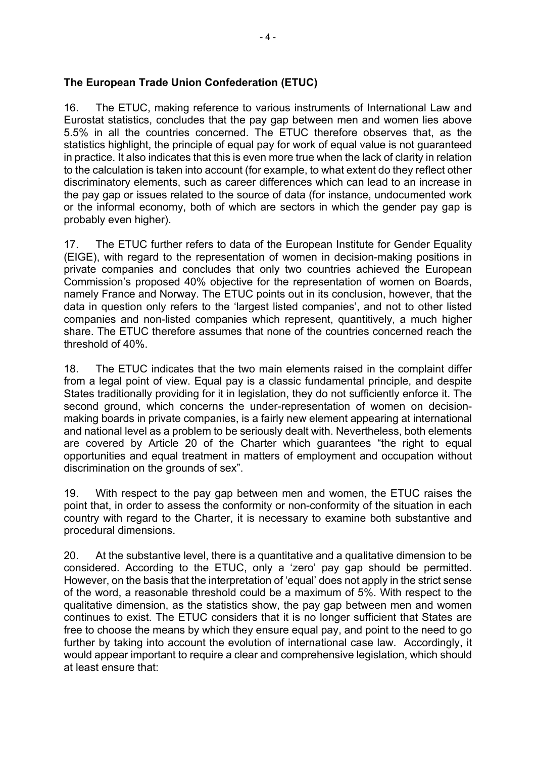**The European Trade Union Confederation (ETUC)**

16. The ETUC, making reference to various instruments of International Law and Eurostat statistics, concludes that the pay gap between men and women lies above 5.5% in all the countries concerned. The ETUC therefore observes that, as the statistics highlight, the principle of equal pay for work of equal value is not guaranteed in practice. It also indicates that this is even more true when the lack of clarity in relation to the calculation is taken into account (for example, to what extent do they reflect other discriminatory elements, such as career differences which can lead to an increase in the pay gap or issues related to the source of data (for instance, undocumented work or the informal economy, both of which are sectors in which the gender pay gap is probably even higher).

17. The ETUC further refers to data of the European Institute for Gender Equality (EIGE), with regard to the representation of women in decision-making positions in private companies and concludes that only two countries achieved the European Commission's proposed 40% objective for the representation of women on Boards, namely France and Norway. The ETUC points out in its conclusion, however, that the data in question only refers to the 'largest listed companies', and not to other listed companies and non-listed companies which represent, quantitively, a much higher share. The ETUC therefore assumes that none of the countries concerned reach the threshold of 40%.

18. The ETUC indicates that the two main elements raised in the complaint differ from a legal point of view. Equal pay is a classic fundamental principle, and despite States traditionally providing for it in legislation, they do not sufficiently enforce it. The second ground, which concerns the under-representation of women on decision-making boards in private companies, is a fairly new element appearing at international and national level as a problem to be seriously dealt with. Nevertheless, both elements are covered by Article 20 of the Charter which guarantees "the right to equal opportunities and equal treatment in matters of employment and occupation without discrimination on the grounds of sex".

19. With respect to the pay gap between men and women, the ETUC raises the point that, in order to assess the conformity or non-conformity of the situation in each country with regard to the Charter, it is necessary to examine both substantive and procedural dimensions.

20. At the substantive level, there is a quantitative and a qualitative dimension to be considered. According to the ETUC, only a 'zero' pay gap should be permitted. However, on the basis that the interpretation of 'equal' does not apply in the strict sense of the word, a reasonable threshold could be a maximum of 5%. With respect to the qualitative dimension, as the statistics show, the pay gap between men and women continues to exist. The ETUC considers that it is no longer sufficient that States are free to choose the means by which they ensure equal pay, and point to the need to go further by taking into account the evolution of international case law. Accordingly, it would appear important to require a clear and comprehensive legislation, which should at least ensure that: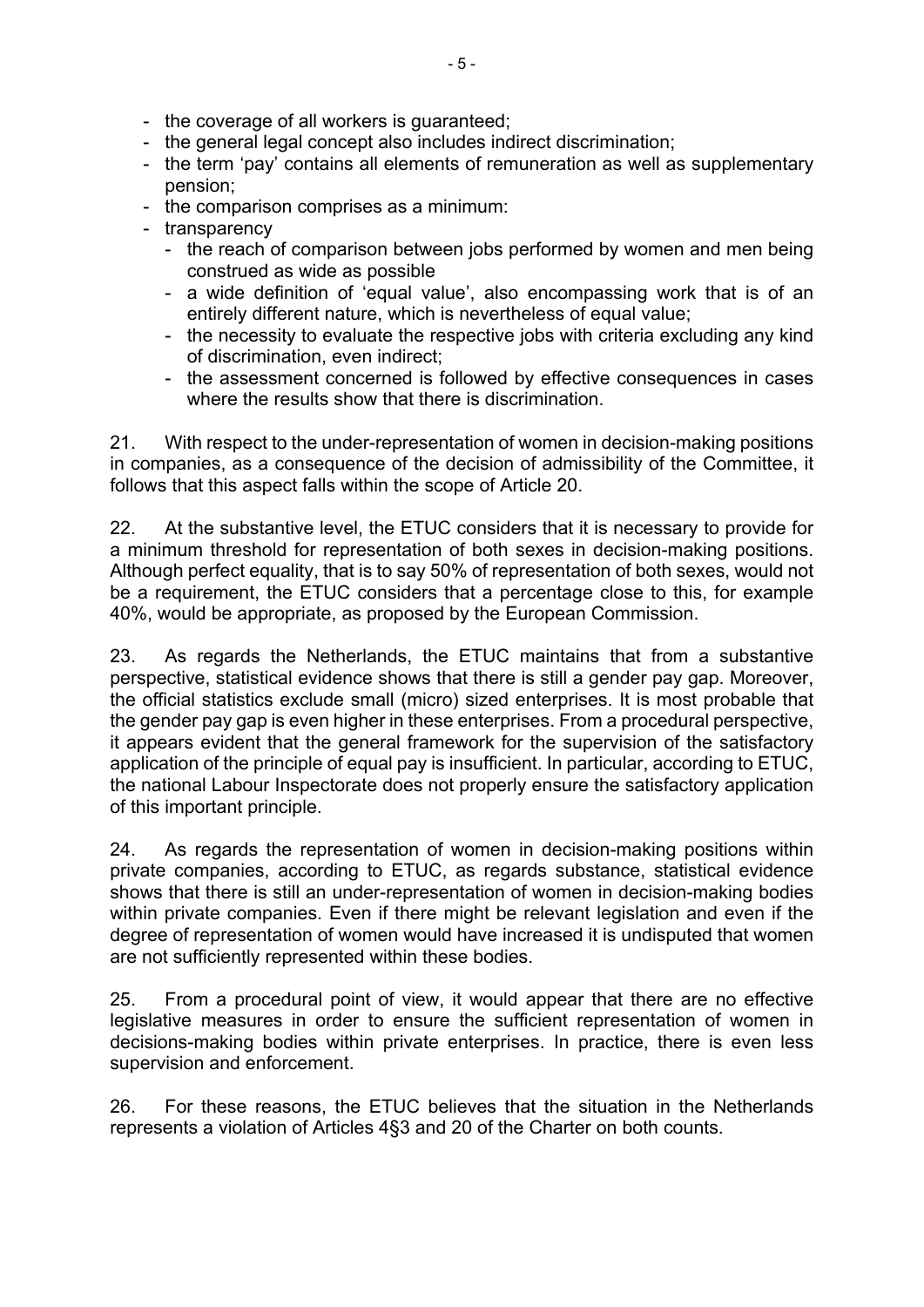- the coverage of all workers is guaranteed;
- the general legal concept also includes indirect discrimination;
- the term 'pay' contains all elements of remuneration as well as supplementary pension;
- the comparison comprises as a minimum:
- transparency
  - the reach of comparison between jobs performed by women and men being construed as wide as possible
  - a wide definition of 'equal value', also encompassing work that is of an entirely different nature, which is nevertheless of equal value;
  - the necessity to evaluate the respective jobs with criteria excluding any kind of discrimination, even indirect;
  - the assessment concerned is followed by effective consequences in cases where the results show that there is discrimination.

21. With respect to the under-representation of women in decision-making positions in companies, as a consequence of the decision of admissibility of the Committee, it follows that this aspect falls within the scope of Article 20.

22. At the substantive level, the ETUC considers that it is necessary to provide for a minimum threshold for representation of both sexes in decision-making positions. Although perfect equality, that is to say 50% of representation of both sexes, would not be a requirement, the ETUC considers that a percentage close to this, for example 40%, would be appropriate, as proposed by the European Commission.

23. As regards the Netherlands, the ETUC maintains that from a substantive perspective, statistical evidence shows that there is still a gender pay gap. Moreover, the official statistics exclude small (micro) sized enterprises. It is most probable that the gender pay gap is even higher in these enterprises. From a procedural perspective, it appears evident that the general framework for the supervision of the satisfactory application of the principle of equal pay is insufficient. In particular, according to ETUC, the national Labour Inspectorate does not properly ensure the satisfactory application of this important principle.

24. As regards the representation of women in decision-making positions within private companies, according to ETUC, as regards substance, statistical evidence shows that there is still an under-representation of women in decision-making bodies within private companies. Even if there might be relevant legislation and even if the degree of representation of women would have increased it is undisputed that women are not sufficiently represented within these bodies.

25. From a procedural point of view, it would appear that there are no effective legislative measures in order to ensure the sufficient representation of women in decisions-making bodies within private enterprises. In practice, there is even less supervision and enforcement.

26. For these reasons, the ETUC believes that the situation in the Netherlands represents a violation of Articles 4§3 and 20 of the Charter on both counts.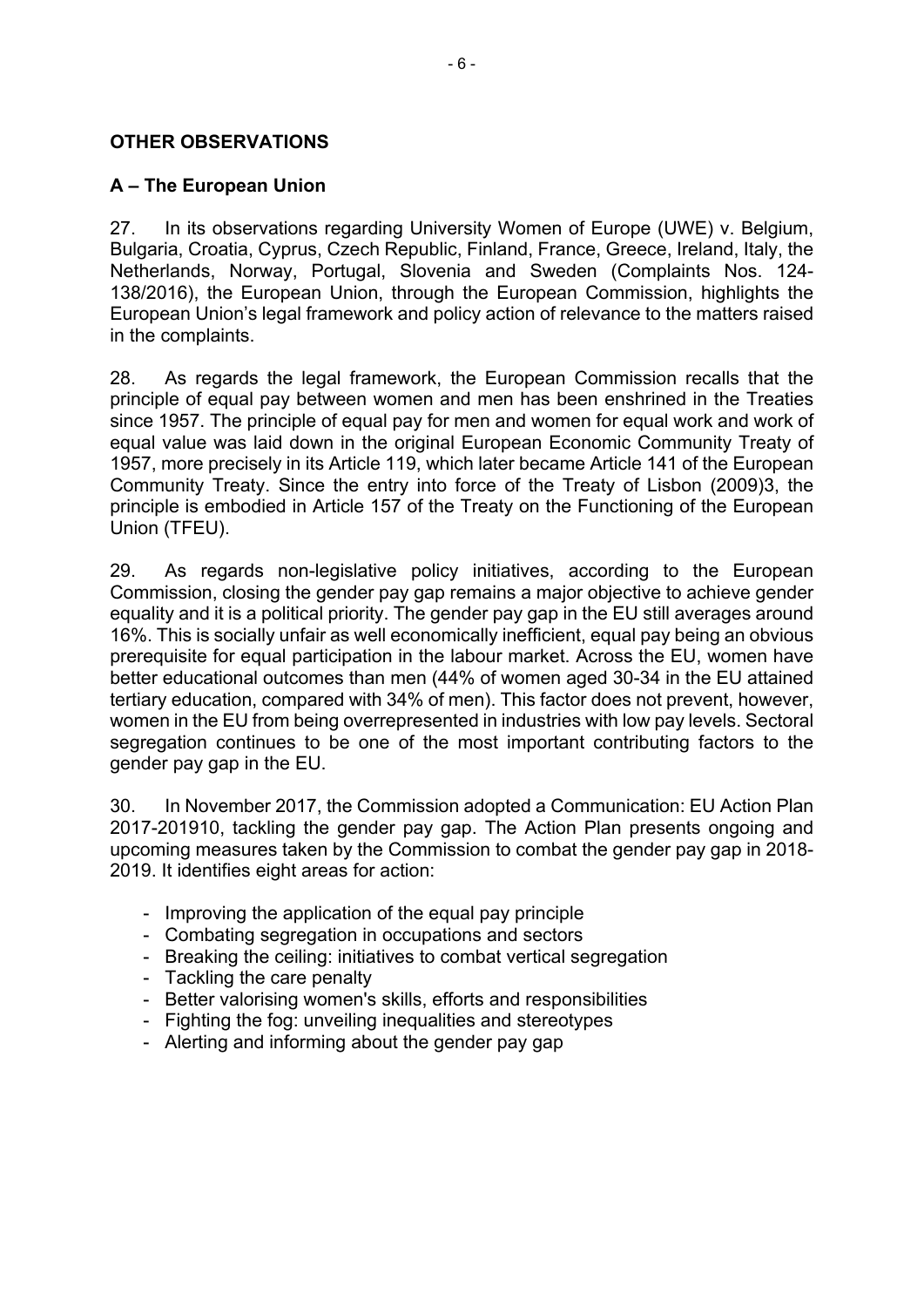## OTHER OBSERVATIONS

### A – The European Union

27. In its observations regarding University Women of Europe (UWE) v. Belgium, Bulgaria, Croatia, Cyprus, Czech Republic, Finland, France, Greece, Ireland, Italy, the Netherlands, Norway, Portugal, Slovenia and Sweden (Complaints Nos. 124-138/2016), the European Union, through the European Commission, highlights the European Union's legal framework and policy action of relevance to the matters raised in the complaints.

28. As regards the legal framework, the European Commission recalls that the principle of equal pay between women and men has been enshrined in the Treaties since 1957. The principle of equal pay for men and women for equal work and work of equal value was laid down in the original European Economic Community Treaty of 1957, more precisely in its Article 119, which later became Article 141 of the European Community Treaty. Since the entry into force of the Treaty of Lisbon (2009)3, the principle is embodied in Article 157 of the Treaty on the Functioning of the European Union (TFEU).

29. As regards non-legislative policy initiatives, according to the European Commission, closing the gender pay gap remains a major objective to achieve gender equality and it is a political priority. The gender pay gap in the EU still averages around 16%. This is socially unfair as well economically inefficient, equal pay being an obvious prerequisite for equal participation in the labour market. Across the EU, women have better educational outcomes than men (44% of women aged 30-34 in the EU attained tertiary education, compared with 34% of men). This factor does not prevent, however, women in the EU from being overrepresented in industries with low pay levels. Sectoral segregation continues to be one of the most important contributing factors to the gender pay gap in the EU.

30. In November 2017, the Commission adopted a Communication: EU Action Plan 2017-201910, tackling the gender pay gap. The Action Plan presents ongoing and upcoming measures taken by the Commission to combat the gender pay gap in 2018-2019. It identifies eight areas for action:

- Improving the application of the equal pay principle
- Combating segregation in occupations and sectors
- Breaking the ceiling: initiatives to combat vertical segregation
- Tackling the care penalty
- Better valorising women's skills, efforts and responsibilities
- Fighting the fog: unveiling inequalities and stereotypes
- Alerting and informing about the gender pay gap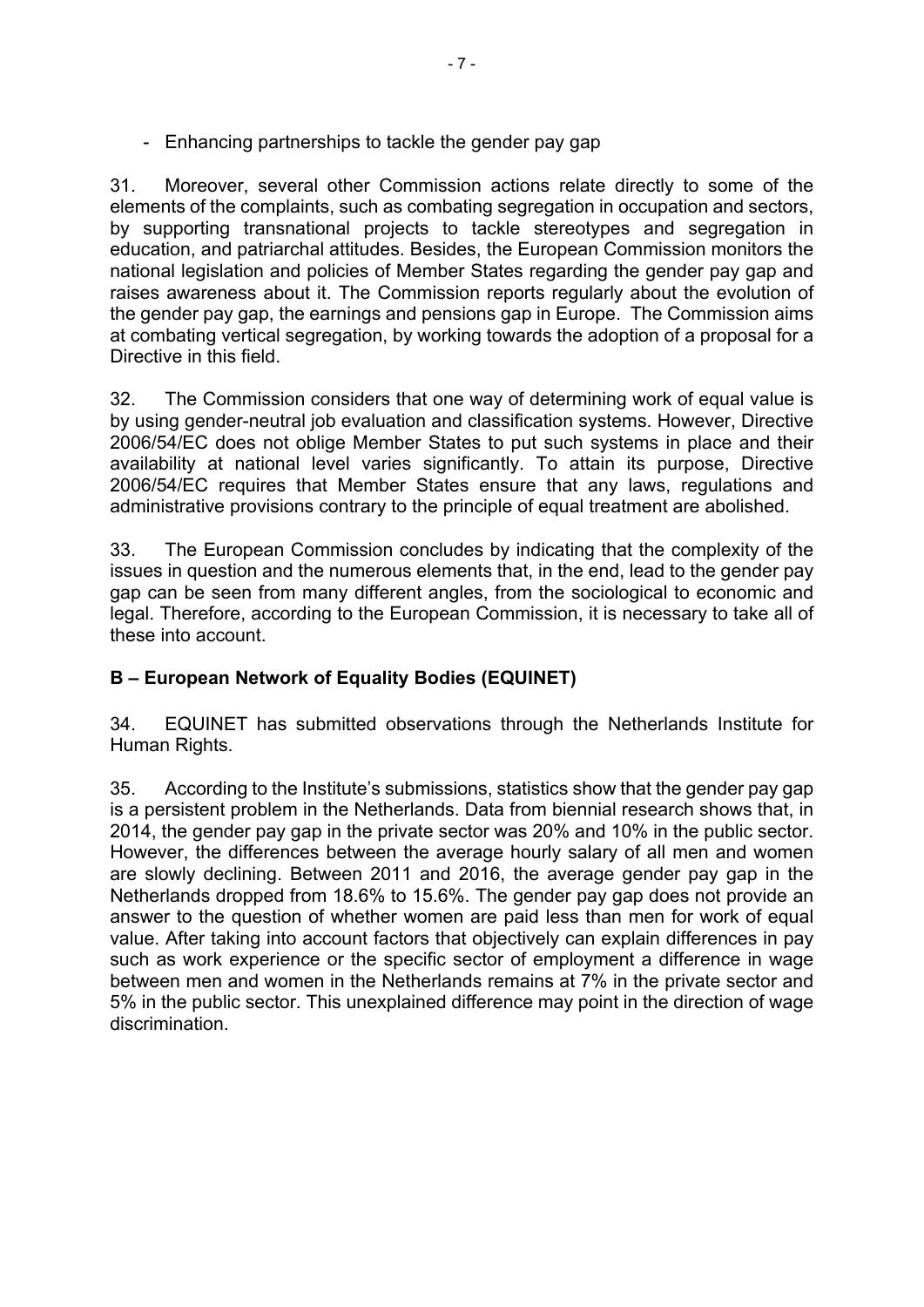- Enhancing partnerships to tackle the gender pay gap

31. Moreover, several other Commission actions relate directly to some of the elements of the complaints, such as combating segregation in occupation and sectors, by supporting transnational projects to tackle stereotypes and segregation in education, and patriarchal attitudes. Besides, the European Commission monitors the national legislation and policies of Member States regarding the gender pay gap and raises awareness about it. The Commission reports regularly about the evolution of the gender pay gap, the earnings and pensions gap in Europe. The Commission aims at combating vertical segregation, by working towards the adoption of a proposal for a Directive in this field.

32. The Commission considers that one way of determining work of equal value is by using gender-neutral job evaluation and classification systems. However, Directive 2006/54/EC does not oblige Member States to put such systems in place and their availability at national level varies significantly. To attain its purpose, Directive 2006/54/EC requires that Member States ensure that any laws, regulations and administrative provisions contrary to the principle of equal treatment are abolished.

33. The European Commission concludes by indicating that the complexity of the issues in question and the numerous elements that, in the end, lead to the gender pay gap can be seen from many different angles, from the sociological to economic and legal. Therefore, according to the European Commission, it is necessary to take all of these into account.

## B – European Network of Equality Bodies (EQUINET)

34. EQUINET has submitted observations through the Netherlands Institute for Human Rights.

35. According to the Institute's submissions, statistics show that the gender pay gap is a persistent problem in the Netherlands. Data from biennial research shows that, in 2014, the gender pay gap in the private sector was 20% and 10% in the public sector. However, the differences between the average hourly salary of all men and women are slowly declining. Between 2011 and 2016, the average gender pay gap in the Netherlands dropped from 18.6% to 15.6%. The gender pay gap does not provide an answer to the question of whether women are paid less than men for work of equal value. After taking into account factors that objectively can explain differences in pay such as work experience or the specific sector of employment a difference in wage between men and women in the Netherlands remains at 7% in the private sector and 5% in the public sector. This unexplained difference may point in the direction of wage discrimination.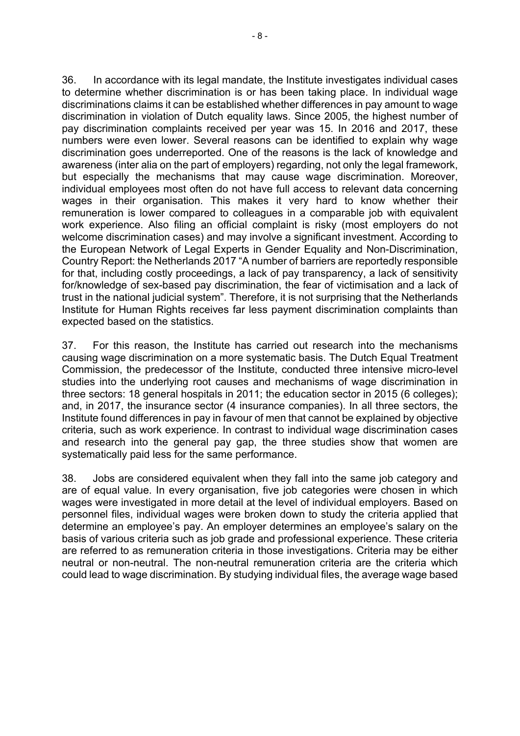36. In accordance with its legal mandate, the Institute investigates individual cases to determine whether discrimination is or has been taking place. In individual wage discriminations claims it can be established whether differences in pay amount to wage discrimination in violation of Dutch equality laws. Since 2005, the highest number of pay discrimination complaints received per year was 15. In 2016 and 2017, these numbers were even lower. Several reasons can be identified to explain why wage discrimination goes underreported. One of the reasons is the lack of knowledge and awareness (inter alia on the part of employers) regarding, not only the legal framework, but especially the mechanisms that may cause wage discrimination. Moreover, individual employees most often do not have full access to relevant data concerning wages in their organisation. This makes it very hard to know whether their remuneration is lower compared to colleagues in a comparable job with equivalent work experience. Also filing an official complaint is risky (most employers do not welcome discrimination cases) and may involve a significant investment. According to the European Network of Legal Experts in Gender Equality and Non-Discrimination, Country Report: the Netherlands 2017 "A number of barriers are reportedly responsible for that, including costly proceedings, a lack of pay transparency, a lack of sensitivity for/knowledge of sex-based pay discrimination, the fear of victimisation and a lack of trust in the national judicial system". Therefore, it is not surprising that the Netherlands Institute for Human Rights receives far less payment discrimination complaints than expected based on the statistics.

37. For this reason, the Institute has carried out research into the mechanisms causing wage discrimination on a more systematic basis. The Dutch Equal Treatment Commission, the predecessor of the Institute, conducted three intensive micro-level studies into the underlying root causes and mechanisms of wage discrimination in three sectors: 18 general hospitals in 2011; the education sector in 2015 (6 colleges); and, in 2017, the insurance sector (4 insurance companies). In all three sectors, the Institute found differences in pay in favour of men that cannot be explained by objective criteria, such as work experience. In contrast to individual wage discrimination cases and research into the general pay gap, the three studies show that women are systematically paid less for the same performance.

38. Jobs are considered equivalent when they fall into the same job category and are of equal value. In every organisation, five job categories were chosen in which wages were investigated in more detail at the level of individual employers. Based on personnel files, individual wages were broken down to study the criteria applied that determine an employee's pay. An employer determines an employee's salary on the basis of various criteria such as job grade and professional experience. These criteria are referred to as remuneration criteria in those investigations. Criteria may be either neutral or non-neutral. The non-neutral remuneration criteria are the criteria which could lead to wage discrimination. By studying individual files, the average wage based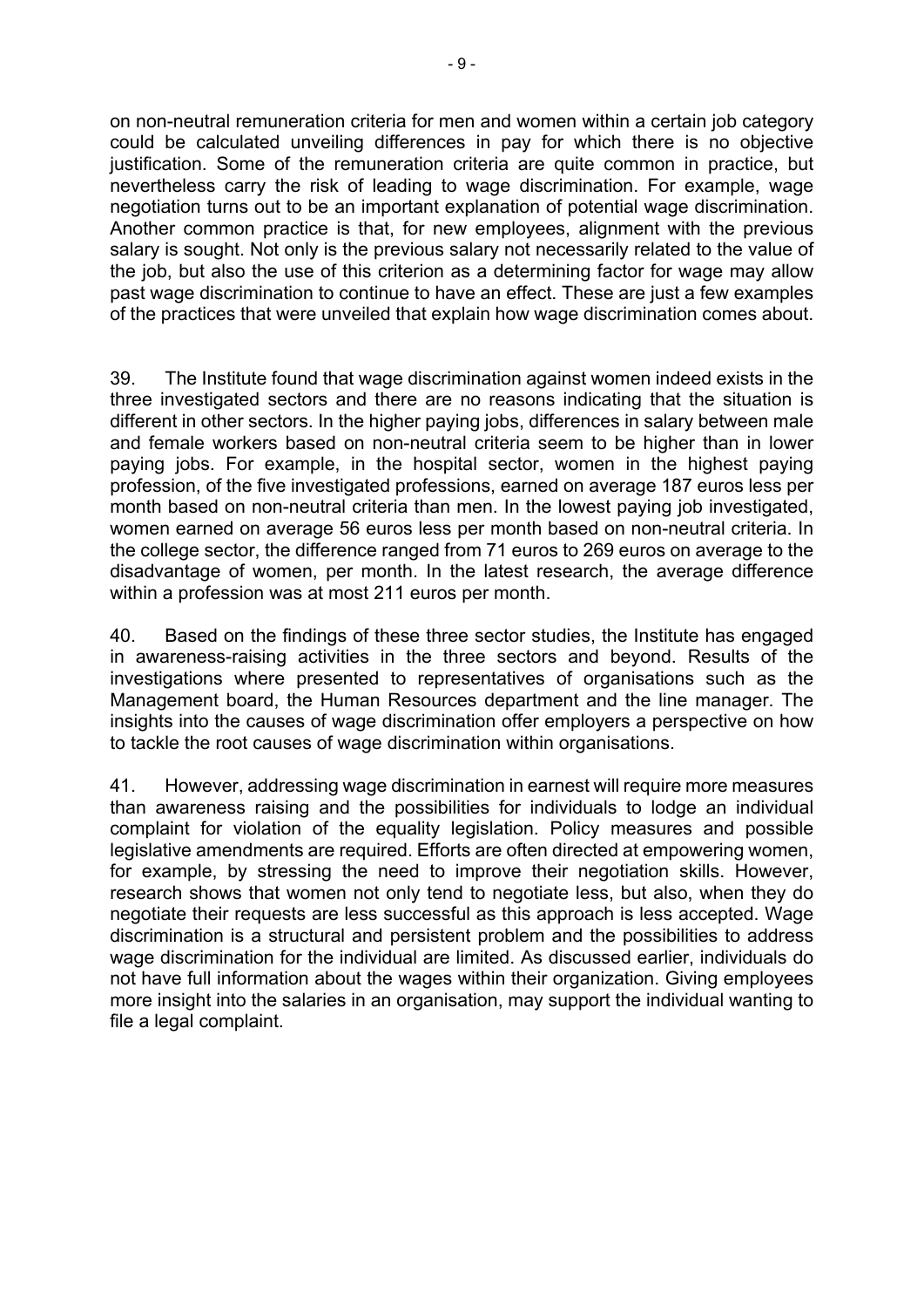on non-neutral remuneration criteria for men and women within a certain job category could be calculated unveiling differences in pay for which there is no objective justification. Some of the remuneration criteria are quite common in practice, but nevertheless carry the risk of leading to wage discrimination. For example, wage negotiation turns out to be an important explanation of potential wage discrimination. Another common practice is that, for new employees, alignment with the previous salary is sought. Not only is the previous salary not necessarily related to the value of the job, but also the use of this criterion as a determining factor for wage may allow past wage discrimination to continue to have an effect. These are just a few examples of the practices that were unveiled that explain how wage discrimination comes about.

39. The Institute found that wage discrimination against women indeed exists in the three investigated sectors and there are no reasons indicating that the situation is different in other sectors. In the higher paying jobs, differences in salary between male and female workers based on non-neutral criteria seem to be higher than in lower paying jobs. For example, in the hospital sector, women in the highest paying profession, of the five investigated professions, earned on average 187 euros less per month based on non-neutral criteria than men. In the lowest paying job investigated, women earned on average 56 euros less per month based on non-neutral criteria. In the college sector, the difference ranged from 71 euros to 269 euros on average to the disadvantage of women, per month. In the latest research, the average difference within a profession was at most 211 euros per month.

40. Based on the findings of these three sector studies, the Institute has engaged in awareness-raising activities in the three sectors and beyond. Results of the investigations where presented to representatives of organisations such as the Management board, the Human Resources department and the line manager. The insights into the causes of wage discrimination offer employers a perspective on how to tackle the root causes of wage discrimination within organisations.

41. However, addressing wage discrimination in earnest will require more measures than awareness raising and the possibilities for individuals to lodge an individual complaint for violation of the equality legislation. Policy measures and possible legislative amendments are required. Efforts are often directed at empowering women, for example, by stressing the need to improve their negotiation skills. However, research shows that women not only tend to negotiate less, but also, when they do negotiate their requests are less successful as this approach is less accepted. Wage discrimination is a structural and persistent problem and the possibilities to address wage discrimination for the individual are limited. As discussed earlier, individuals do not have full information about the wages within their organization. Giving employees more insight into the salaries in an organisation, may support the individual wanting to file a legal complaint.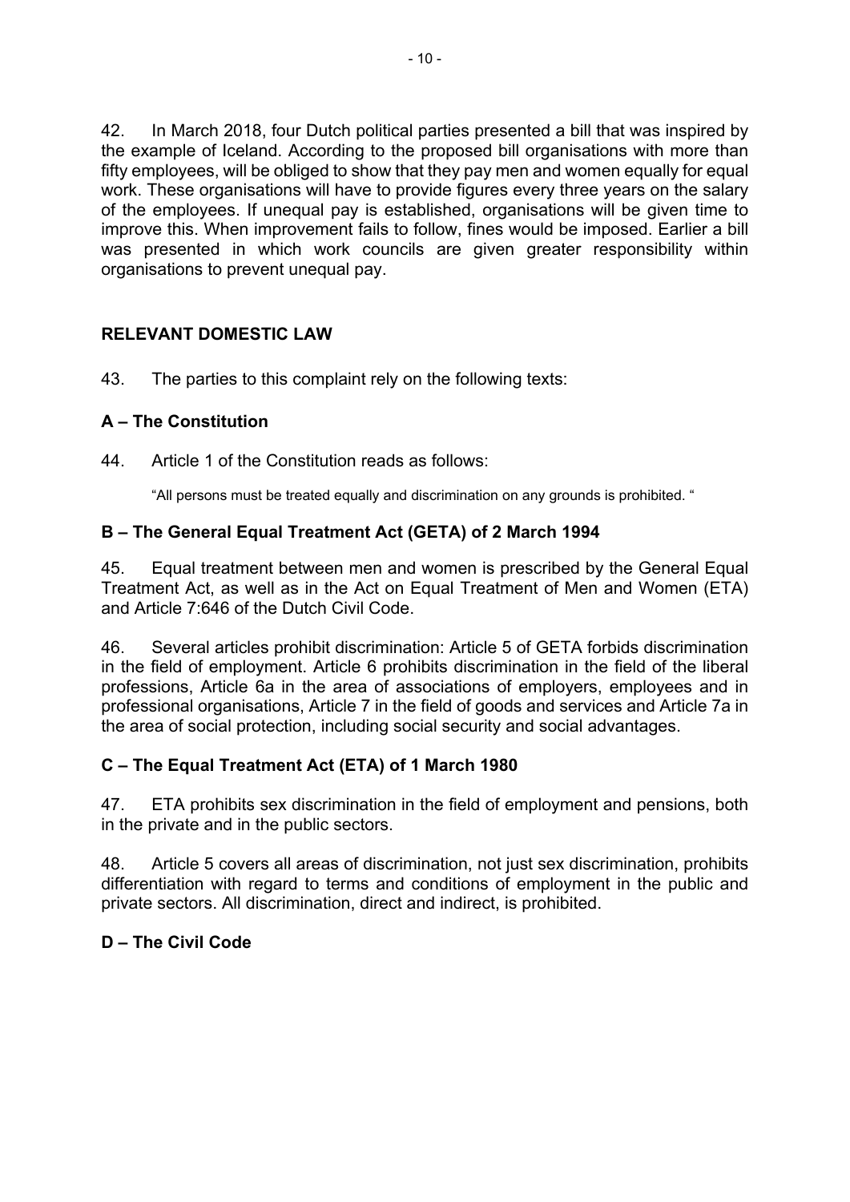42. In March 2018, four Dutch political parties presented a bill that was inspired by the example of Iceland. According to the proposed bill organisations with more than fifty employees, will be obliged to show that they pay men and women equally for equal work. These organisations will have to provide figures every three years on the salary of the employees. If unequal pay is established, organisations will be given time to improve this. When improvement fails to follow, fines would be imposed. Earlier a bill was presented in which work councils are given greater responsibility within organisations to prevent unequal pay.

## RELEVANT DOMESTIC LAW

43. The parties to this complaint rely on the following texts:

### A – The Constitution

44. Article 1 of the Constitution reads as follows:

> "All persons must be treated equally and discrimination on any grounds is prohibited. "

### B – The General Equal Treatment Act (GETA) of 2 March 1994

45. Equal treatment between men and women is prescribed by the General Equal Treatment Act, as well as in the Act on Equal Treatment of Men and Women (ETA) and Article 7:646 of the Dutch Civil Code.

46. Several articles prohibit discrimination: Article 5 of GETA forbids discrimination in the field of employment. Article 6 prohibits discrimination in the field of the liberal professions, Article 6a in the area of associations of employers, employees and in professional organisations, Article 7 in the field of goods and services and Article 7a in the area of social protection, including social security and social advantages.

### C – The Equal Treatment Act (ETA) of 1 March 1980

47. ETA prohibits sex discrimination in the field of employment and pensions, both in the private and in the public sectors.

48. Article 5 covers all areas of discrimination, not just sex discrimination, prohibits differentiation with regard to terms and conditions of employment in the public and private sectors. All discrimination, direct and indirect, is prohibited.

### D – The Civil Code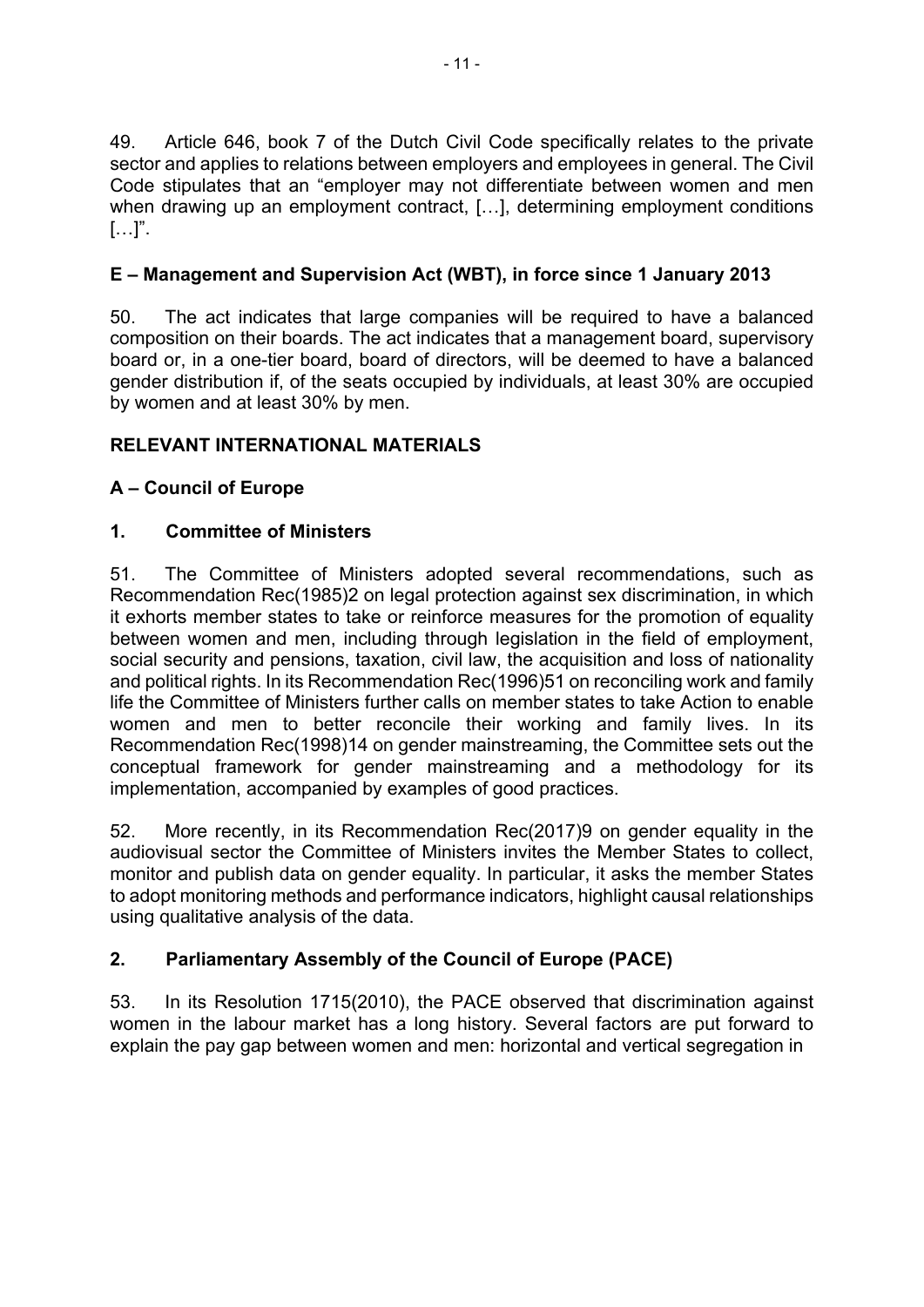49. Article 646, book 7 of the Dutch Civil Code specifically relates to the private sector and applies to relations between employers and employees in general. The Civil Code stipulates that an "employer may not differentiate between women and men when drawing up an employment contract, […], determining employment conditions […]".

### E – Management and Supervision Act (WBT), in force since 1 January 2013

50. The act indicates that large companies will be required to have a balanced composition on their boards. The act indicates that a management board, supervisory board or, in a one-tier board, board of directors, will be deemed to have a balanced gender distribution if, of the seats occupied by individuals, at least 30% are occupied by women and at least 30% by men.

## RELEVANT INTERNATIONAL MATERIALS

### A – Council of Europe

#### 1. Committee of Ministers

51. The Committee of Ministers adopted several recommendations, such as Recommendation Rec(1985)2 on legal protection against sex discrimination, in which it exhorts member states to take or reinforce measures for the promotion of equality between women and men, including through legislation in the field of employment, social security and pensions, taxation, civil law, the acquisition and loss of nationality and political rights. In its Recommendation Rec(1996)51 on reconciling work and family life the Committee of Ministers further calls on member states to take Action to enable women and men to better reconcile their working and family lives. In its Recommendation Rec(1998)14 on gender mainstreaming, the Committee sets out the conceptual framework for gender mainstreaming and a methodology for its implementation, accompanied by examples of good practices.

52. More recently, in its Recommendation Rec(2017)9 on gender equality in the audiovisual sector the Committee of Ministers invites the Member States to collect, monitor and publish data on gender equality. In particular, it asks the member States to adopt monitoring methods and performance indicators, highlight causal relationships using qualitative analysis of the data.

#### 2. Parliamentary Assembly of the Council of Europe (PACE)

53. In its Resolution 1715(2010), the PACE observed that discrimination against women in the labour market has a long history. Several factors are put forward to explain the pay gap between women and men: horizontal and vertical segregation in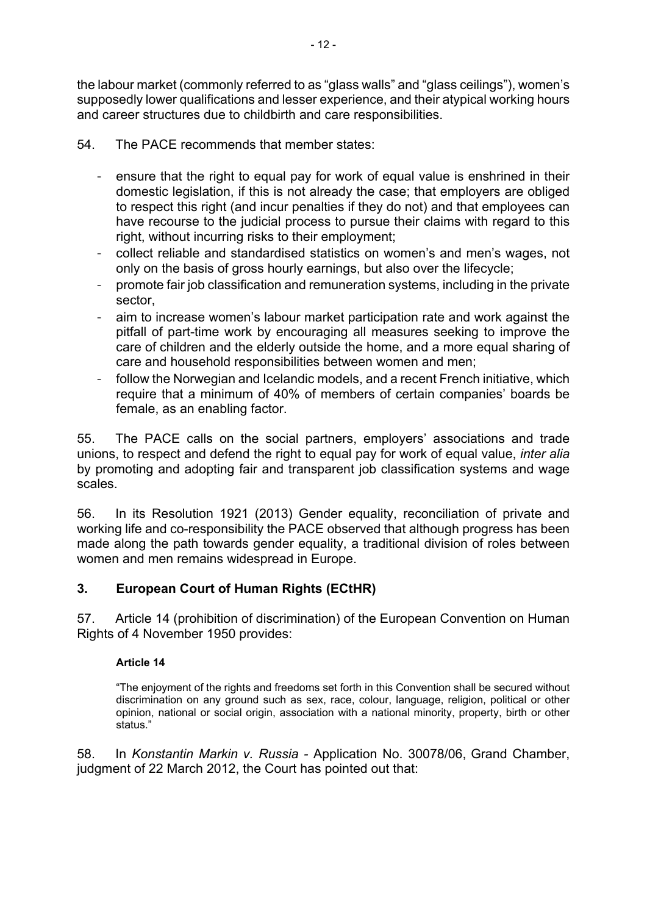the labour market (commonly referred to as "glass walls" and "glass ceilings"), women's supposedly lower qualifications and lesser experience, and their atypical working hours and career structures due to childbirth and care responsibilities.

54. The PACE recommends that member states:

- ensure that the right to equal pay for work of equal value is enshrined in their domestic legislation, if this is not already the case; that employers are obliged to respect this right (and incur penalties if they do not) and that employees can have recourse to the judicial process to pursue their claims with regard to this right, without incurring risks to their employment;
- collect reliable and standardised statistics on women's and men's wages, not only on the basis of gross hourly earnings, but also over the lifecycle;
- promote fair job classification and remuneration systems, including in the private sector,
- aim to increase women's labour market participation rate and work against the pitfall of part-time work by encouraging all measures seeking to improve the care of children and the elderly outside the home, and a more equal sharing of care and household responsibilities between women and men;
- follow the Norwegian and Icelandic models, and a recent French initiative, which require that a minimum of 40% of members of certain companies' boards be female, as an enabling factor.

55. The PACE calls on the social partners, employers' associations and trade unions, to respect and defend the right to equal pay for work of equal value, *inter alia* by promoting and adopting fair and transparent job classification systems and wage scales.

56. In its Resolution 1921 (2013) Gender equality, reconciliation of private and working life and co-responsibility the PACE observed that although progress has been made along the path towards gender equality, a traditional division of roles between women and men remains widespread in Europe.

## 3. European Court of Human Rights (ECtHR)

57. Article 14 (prohibition of discrimination) of the European Convention on Human Rights of 4 November 1950 provides:

> **Article 14**
>
> "The enjoyment of the rights and freedoms set forth in this Convention shall be secured without discrimination on any ground such as sex, race, colour, language, religion, political or other opinion, national or social origin, association with a national minority, property, birth or other status."

58. In *Konstantin Markin v. Russia* - Application No. 30078/06, Grand Chamber, judgment of 22 March 2012, the Court has pointed out that: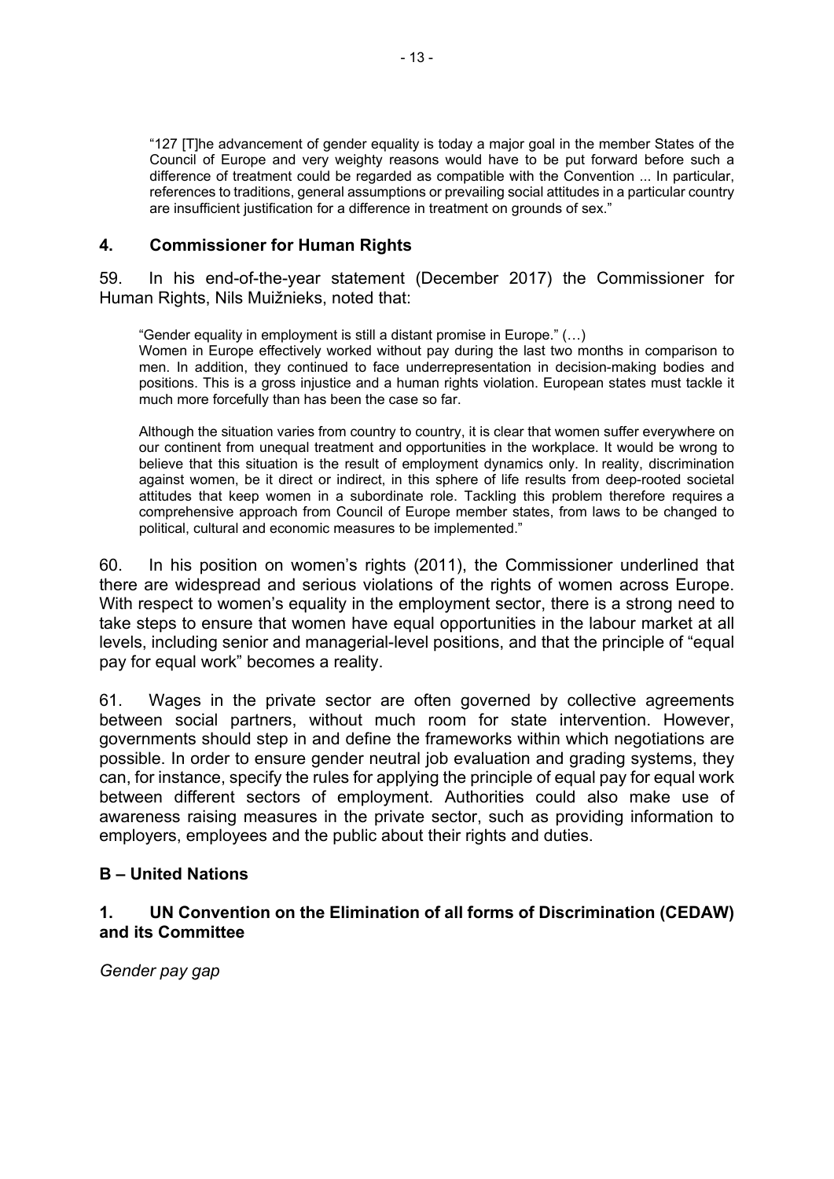> "127 [T]he advancement of gender equality is today a major goal in the member States of the Council of Europe and very weighty reasons would have to be put forward before such a difference of treatment could be regarded as compatible with the Convention ... In particular, references to traditions, general assumptions or prevailing social attitudes in a particular country are insufficient justification for a difference in treatment on grounds of sex."

### 4. Commissioner for Human Rights

59. In his end-of-the-year statement (December 2017) the Commissioner for Human Rights, Nils Muižnieks, noted that:

> "Gender equality in employment is still a distant promise in Europe." (…)
> Women in Europe effectively worked without pay during the last two months in comparison to men. In addition, they continued to face underrepresentation in decision-making bodies and positions. This is a gross injustice and a human rights violation. European states must tackle it much more forcefully than has been the case so far.
>
> Although the situation varies from country to country, it is clear that women suffer everywhere on our continent from unequal treatment and opportunities in the workplace. It would be wrong to believe that this situation is the result of employment dynamics only. In reality, discrimination against women, be it direct or indirect, in this sphere of life results from deep-rooted societal attitudes that keep women in a subordinate role. Tackling this problem therefore requires a comprehensive approach from Council of Europe member states, from laws to be changed to political, cultural and economic measures to be implemented."

60. In his position on women's rights (2011), the Commissioner underlined that there are widespread and serious violations of the rights of women across Europe. With respect to women's equality in the employment sector, there is a strong need to take steps to ensure that women have equal opportunities in the labour market at all levels, including senior and managerial-level positions, and that the principle of "equal pay for equal work" becomes a reality.

61. Wages in the private sector are often governed by collective agreements between social partners, without much room for state intervention. However, governments should step in and define the frameworks within which negotiations are possible. In order to ensure gender neutral job evaluation and grading systems, they can, for instance, specify the rules for applying the principle of equal pay for equal work between different sectors of employment. Authorities could also make use of awareness raising measures in the private sector, such as providing information to employers, employees and the public about their rights and duties.

## B – United Nations

### 1. UN Convention on the Elimination of all forms of Discrimination (CEDAW) and its Committee

*Gender pay gap*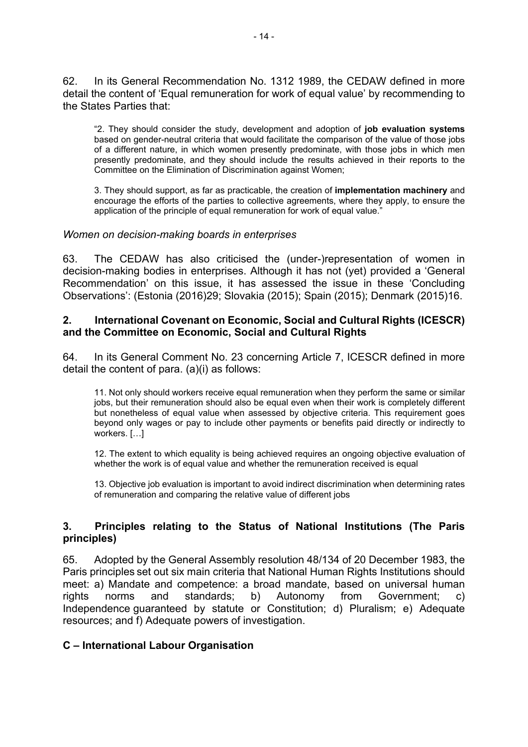62. In its General Recommendation No. 1312 1989, the CEDAW defined in more detail the content of 'Equal remuneration for work of equal value' by recommending to the States Parties that:

> "2. They should consider the study, development and adoption of **job evaluation systems** based on gender-neutral criteria that would facilitate the comparison of the value of those jobs of a different nature, in which women presently predominate, with those jobs in which men presently predominate, and they should include the results achieved in their reports to the Committee on the Elimination of Discrimination against Women;
>
> 3. They should support, as far as practicable, the creation of **implementation machinery** and encourage the efforts of the parties to collective agreements, where they apply, to ensure the application of the principle of equal remuneration for work of equal value."

*Women on decision-making boards in enterprises*

63. The CEDAW has also criticised the (under-)representation of women in decision-making bodies in enterprises. Although it has not (yet) provided a 'General Recommendation' on this issue, it has assessed the issue in these 'Concluding Observations': (Estonia (2016)29; Slovakia (2015); Spain (2015); Denmark (2015)16.

### 2. International Covenant on Economic, Social and Cultural Rights (ICESCR) and the Committee on Economic, Social and Cultural Rights

64. In its General Comment No. 23 concerning Article 7, ICESCR defined in more detail the content of para. (a)(i) as follows:

> 11. Not only should workers receive equal remuneration when they perform the same or similar jobs, but their remuneration should also be equal even when their work is completely different but nonetheless of equal value when assessed by objective criteria. This requirement goes beyond only wages or pay to include other payments or benefits paid directly or indirectly to workers. […]
>
> 12. The extent to which equality is being achieved requires an ongoing objective evaluation of whether the work is of equal value and whether the remuneration received is equal
>
> 13. Objective job evaluation is important to avoid indirect discrimination when determining rates of remuneration and comparing the relative value of different jobs

### 3. Principles relating to the Status of National Institutions (The Paris principles)

65. Adopted by the General Assembly resolution 48/134 of 20 December 1983, the Paris principles set out six main criteria that National Human Rights Institutions should meet: a) Mandate and competence: a broad mandate, based on universal human rights norms and standards; b) Autonomy from Government; c) Independence guaranteed by statute or Constitution; d) Pluralism; e) Adequate resources; and f) Adequate powers of investigation.

## C – International Labour Organisation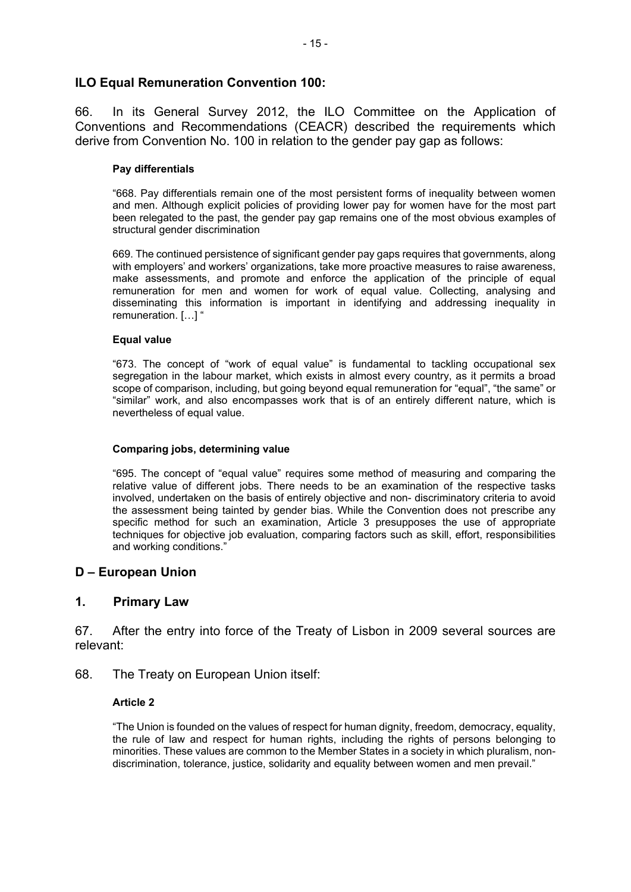## ILO Equal Remuneration Convention 100:

66. In its General Survey 2012, the ILO Committee on the Application of Conventions and Recommendations (CEACR) described the requirements which derive from Convention No. 100 in relation to the gender pay gap as follows:

> **Pay differentials**
>
> "668. Pay differentials remain one of the most persistent forms of inequality between women and men. Although explicit policies of providing lower pay for women have for the most part been relegated to the past, the gender pay gap remains one of the most obvious examples of structural gender discrimination
>
> 669. The continued persistence of significant gender pay gaps requires that governments, along with employers' and workers' organizations, take more proactive measures to raise awareness, make assessments, and promote and enforce the application of the principle of equal remuneration for men and women for work of equal value. Collecting, analysing and disseminating this information is important in identifying and addressing inequality in remuneration. […] "
>
> **Equal value**
>
> "673. The concept of "work of equal value" is fundamental to tackling occupational sex segregation in the labour market, which exists in almost every country, as it permits a broad scope of comparison, including, but going beyond equal remuneration for "equal", "the same" or "similar" work, and also encompasses work that is of an entirely different nature, which is nevertheless of equal value.
>
> **Comparing jobs, determining value**
>
> "695. The concept of "equal value" requires some method of measuring and comparing the relative value of different jobs. There needs to be an examination of the respective tasks involved, undertaken on the basis of entirely objective and non- discriminatory criteria to avoid the assessment being tainted by gender bias. While the Convention does not prescribe any specific method for such an examination, Article 3 presupposes the use of appropriate techniques for objective job evaluation, comparing factors such as skill, effort, responsibilities and working conditions."

## D – European Union

### 1. Primary Law

67. After the entry into force of the Treaty of Lisbon in 2009 several sources are relevant:

68. The Treaty on European Union itself:

> **Article 2**
>
> "The Union is founded on the values of respect for human dignity, freedom, democracy, equality, the rule of law and respect for human rights, including the rights of persons belonging to minorities. These values are common to the Member States in a society in which pluralism, non-discrimination, tolerance, justice, solidarity and equality between women and men prevail."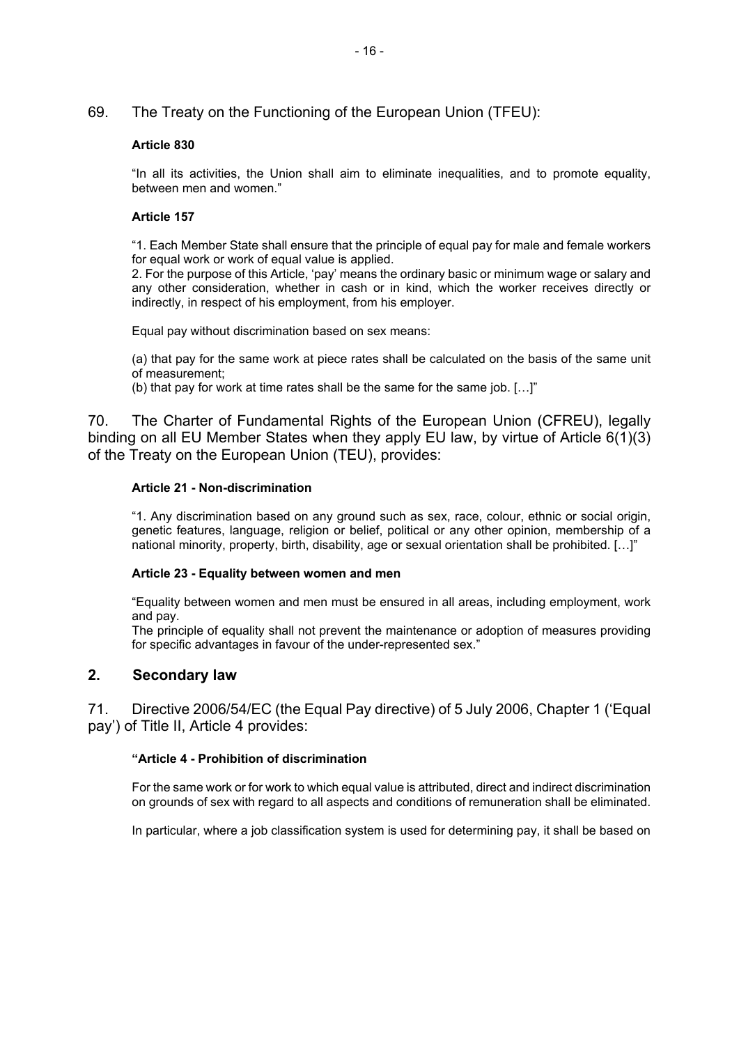69. The Treaty on the Functioning of the European Union (TFEU):

**Article 830**

"In all its activities, the Union shall aim to eliminate inequalities, and to promote equality, between men and women."

**Article 157**

"1. Each Member State shall ensure that the principle of equal pay for male and female workers for equal work or work of equal value is applied.
2. For the purpose of this Article, 'pay' means the ordinary basic or minimum wage or salary and any other consideration, whether in cash or in kind, which the worker receives directly or indirectly, in respect of his employment, from his employer.

Equal pay without discrimination based on sex means:

(a) that pay for the same work at piece rates shall be calculated on the basis of the same unit of measurement;
(b) that pay for work at time rates shall be the same for the same job. […]"

70. The Charter of Fundamental Rights of the European Union (CFREU), legally binding on all EU Member States when they apply EU law, by virtue of Article 6(1)(3) of the Treaty on the European Union (TEU), provides:

**Article 21 - Non-discrimination**

"1. Any discrimination based on any ground such as sex, race, colour, ethnic or social origin, genetic features, language, religion or belief, political or any other opinion, membership of a national minority, property, birth, disability, age or sexual orientation shall be prohibited. […]"

**Article 23 - Equality between women and men**

"Equality between women and men must be ensured in all areas, including employment, work and pay.
The principle of equality shall not prevent the maintenance or adoption of measures providing for specific advantages in favour of the under-represented sex."

## 2. Secondary law

71. Directive 2006/54/EC (the Equal Pay directive) of 5 July 2006, Chapter 1 ('Equal pay') of Title II, Article 4 provides:

**"Article 4 - Prohibition of discrimination**

For the same work or for work to which equal value is attributed, direct and indirect discrimination on grounds of sex with regard to all aspects and conditions of remuneration shall be eliminated.

In particular, where a job classification system is used for determining pay, it shall be based on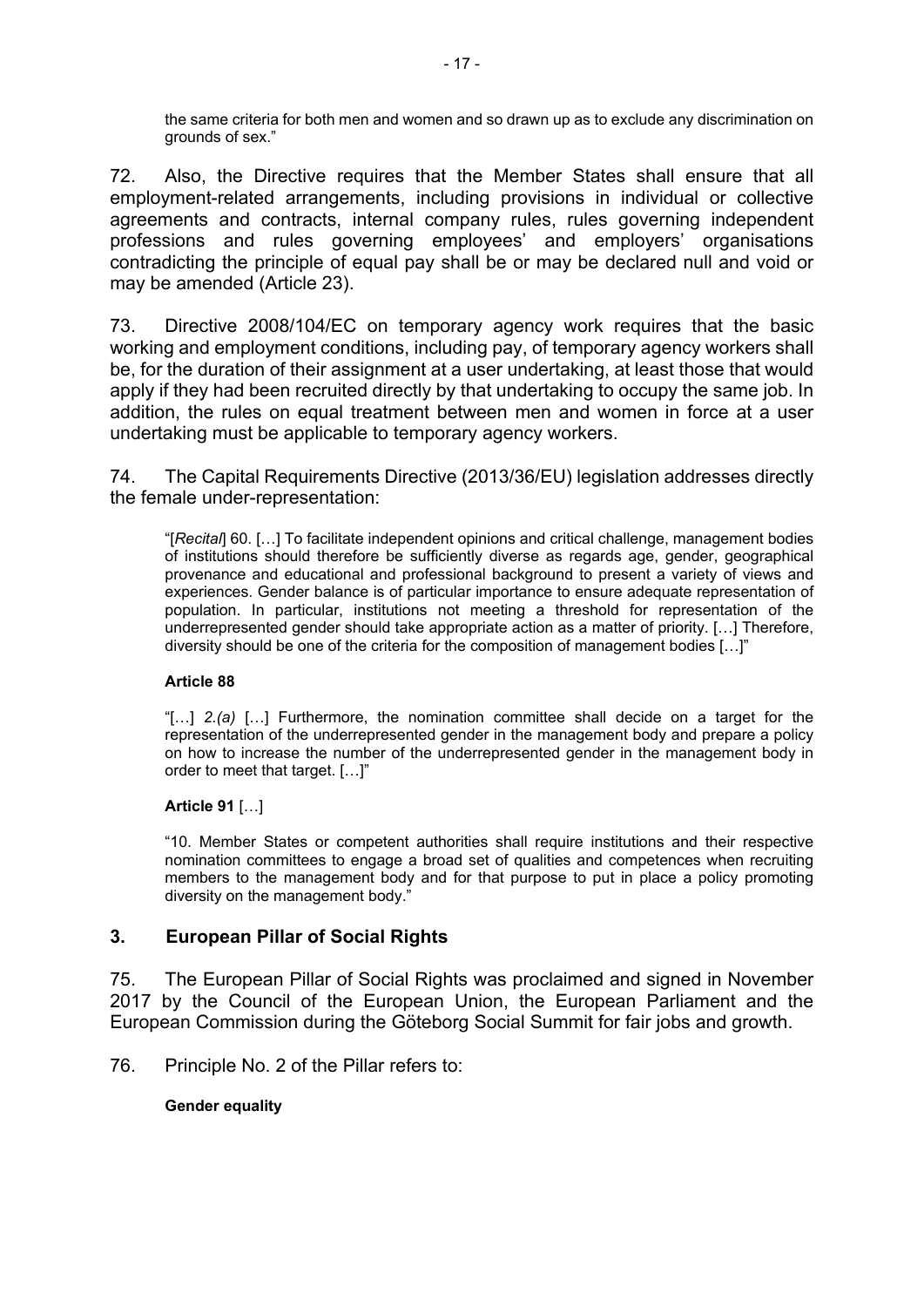the same criteria for both men and women and so drawn up as to exclude any discrimination on grounds of sex."

72. Also, the Directive requires that the Member States shall ensure that all employment-related arrangements, including provisions in individual or collective agreements and contracts, internal company rules, rules governing independent professions and rules governing employees' and employers' organisations contradicting the principle of equal pay shall be or may be declared null and void or may be amended (Article 23).

73. Directive 2008/104/EC on temporary agency work requires that the basic working and employment conditions, including pay, of temporary agency workers shall be, for the duration of their assignment at a user undertaking, at least those that would apply if they had been recruited directly by that undertaking to occupy the same job. In addition, the rules on equal treatment between men and women in force at a user undertaking must be applicable to temporary agency workers.

74. The Capital Requirements Directive (2013/36/EU) legislation addresses directly the female under-representation:

> "[*Recital*] 60. […] To facilitate independent opinions and critical challenge, management bodies of institutions should therefore be sufficiently diverse as regards age, gender, geographical provenance and educational and professional background to present a variety of views and experiences. Gender balance is of particular importance to ensure adequate representation of population. In particular, institutions not meeting a threshold for representation of the underrepresented gender should take appropriate action as a matter of priority. […] Therefore, diversity should be one of the criteria for the composition of management bodies […]"
>
> **Article 88**
>
> "[…] *2.(a)* […] Furthermore, the nomination committee shall decide on a target for the representation of the underrepresented gender in the management body and prepare a policy on how to increase the number of the underrepresented gender in the management body in order to meet that target. […]"
>
> **Article 91** […]
>
> "10. Member States or competent authorities shall require institutions and their respective nomination committees to engage a broad set of qualities and competences when recruiting members to the management body and for that purpose to put in place a policy promoting diversity on the management body."

## 3. European Pillar of Social Rights

75. The European Pillar of Social Rights was proclaimed and signed in November 2017 by the Council of the European Union, the European Parliament and the European Commission during the Göteborg Social Summit for fair jobs and growth.

76. Principle No. 2 of the Pillar refers to:

> **Gender equality**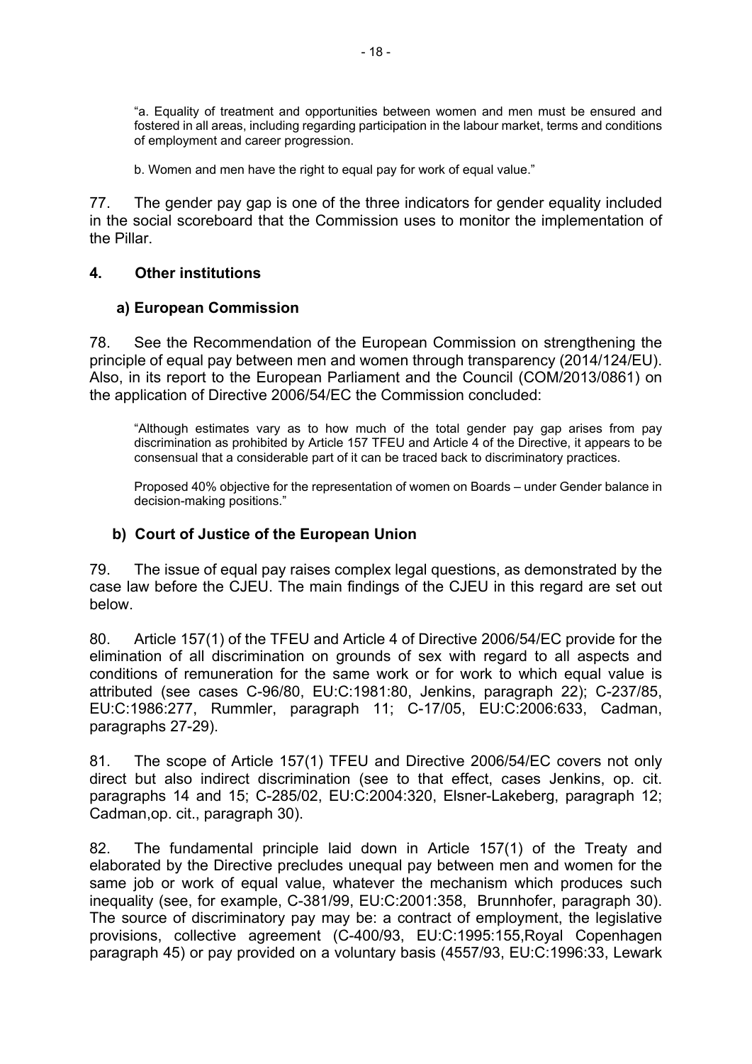> "a. Equality of treatment and opportunities between women and men must be ensured and fostered in all areas, including regarding participation in the labour market, terms and conditions of employment and career progression.
>
> b. Women and men have the right to equal pay for work of equal value."

77. The gender pay gap is one of the three indicators for gender equality included in the social scoreboard that the Commission uses to monitor the implementation of the Pillar.

## 4. Other institutions

### a) European Commission

78. See the Recommendation of the European Commission on strengthening the principle of equal pay between men and women through transparency (2014/124/EU). Also, in its report to the European Parliament and the Council (COM/2013/0861) on the application of Directive 2006/54/EC the Commission concluded:

> "Although estimates vary as to how much of the total gender pay gap arises from pay discrimination as prohibited by Article 157 TFEU and Article 4 of the Directive, it appears to be consensual that a considerable part of it can be traced back to discriminatory practices.
>
> Proposed 40% objective for the representation of women on Boards – under Gender balance in decision-making positions."

### b) Court of Justice of the European Union

79. The issue of equal pay raises complex legal questions, as demonstrated by the case law before the CJEU. The main findings of the CJEU in this regard are set out below.

80. Article 157(1) of the TFEU and Article 4 of Directive 2006/54/EC provide for the elimination of all discrimination on grounds of sex with regard to all aspects and conditions of remuneration for the same work or for work to which equal value is attributed (see cases C-96/80, EU:C:1981:80, Jenkins, paragraph 22); C-237/85, EU:C:1986:277, Rummler, paragraph 11; C-17/05, EU:C:2006:633, Cadman, paragraphs 27-29).

81. The scope of Article 157(1) TFEU and Directive 2006/54/EC covers not only direct but also indirect discrimination (see to that effect, cases Jenkins, op. cit. paragraphs 14 and 15; C-285/02, EU:C:2004:320, Elsner-Lakeberg, paragraph 12; Cadman,op. cit., paragraph 30).

82. The fundamental principle laid down in Article 157(1) of the Treaty and elaborated by the Directive precludes unequal pay between men and women for the same job or work of equal value, whatever the mechanism which produces such inequality (see, for example, C-381/99, EU:C:2001:358, Brunnhofer, paragraph 30). The source of discriminatory pay may be: a contract of employment, the legislative provisions, collective agreement (C-400/93, EU:C:1995:155,Royal Copenhagen paragraph 45) or pay provided on a voluntary basis (4557/93, EU:C:1996:33, Lewark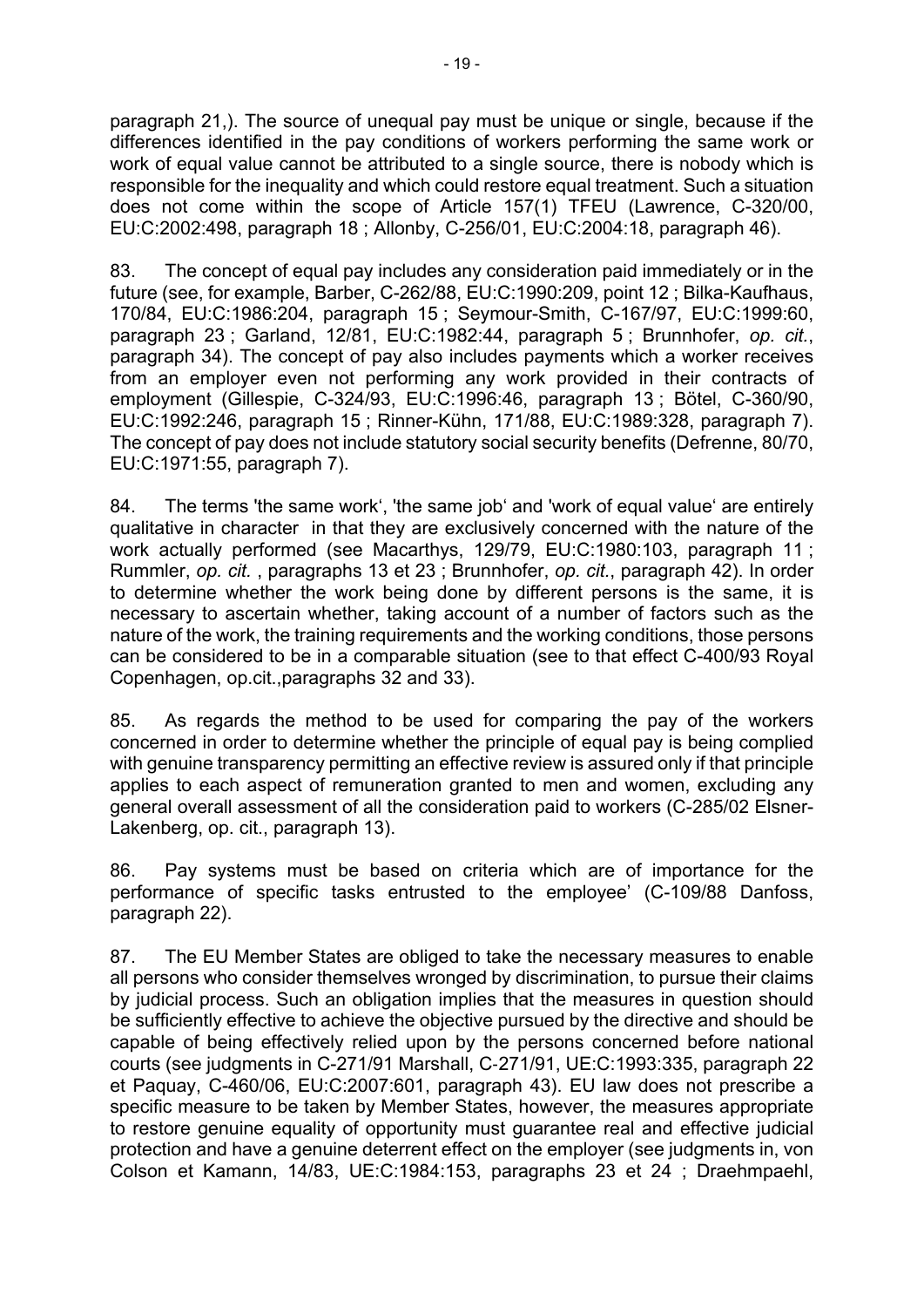paragraph 21,). The source of unequal pay must be unique or single, because if the differences identified in the pay conditions of workers performing the same work or work of equal value cannot be attributed to a single source, there is nobody which is responsible for the inequality and which could restore equal treatment. Such a situation does not come within the scope of Article 157(1) TFEU (Lawrence, C-320/00, EU:C:2002:498, paragraph 18 ; Allonby, C-256/01, EU:C:2004:18, paragraph 46).

83. The concept of equal pay includes any consideration paid immediately or in the future (see, for example, Barber, C-262/88, EU:C:1990:209, point 12 ; Bilka-Kaufhaus, 170/84, EU:C:1986:204, paragraph 15 ; Seymour-Smith, C-167/97, EU:C:1999:60, paragraph 23 ; Garland, 12/81, EU:C:1982:44, paragraph 5 ; Brunnhofer, *op. cit.*, paragraph 34). The concept of pay also includes payments which a worker receives from an employer even not performing any work provided in their contracts of employment (Gillespie, C-324/93, EU:C:1996:46, paragraph 13 ; Bötel, C-360/90, EU:C:1992:246, paragraph 15 ; Rinner-Kühn, 171/88, EU:C:1989:328, paragraph 7). The concept of pay does not include statutory social security benefits (Defrenne, 80/70, EU:C:1971:55, paragraph 7).

84. The terms 'the same work‘, 'the same job‘ and 'work of equal value‘ are entirely qualitative in character in that they are exclusively concerned with the nature of the work actually performed (see Macarthys, 129/79, EU:C:1980:103, paragraph 11 ; Rummler, *op. cit.* , paragraphs 13 et 23 ; Brunnhofer, *op. cit.*, paragraph 42). In order to determine whether the work being done by different persons is the same, it is necessary to ascertain whether, taking account of a number of factors such as the nature of the work, the training requirements and the working conditions, those persons can be considered to be in a comparable situation (see to that effect C-400/93 Royal Copenhagen, op.cit.,paragraphs 32 and 33).

85. As regards the method to be used for comparing the pay of the workers concerned in order to determine whether the principle of equal pay is being complied with genuine transparency permitting an effective review is assured only if that principle applies to each aspect of remuneration granted to men and women, excluding any general overall assessment of all the consideration paid to workers (C-285/02 Elsner-Lakenberg, op. cit., paragraph 13).

86. Pay systems must be based on criteria which are of importance for the performance of specific tasks entrusted to the employee' (C-109/88 Danfoss, paragraph 22).

87. The EU Member States are obliged to take the necessary measures to enable all persons who consider themselves wronged by discrimination, to pursue their claims by judicial process. Such an obligation implies that the measures in question should be sufficiently effective to achieve the objective pursued by the directive and should be capable of being effectively relied upon by the persons concerned before national courts (see judgments in C-271/91 Marshall, C-271/91, UE:C:1993:335, paragraph 22 et Paquay, C-460/06, EU:C:2007:601, paragraph 43). EU law does not prescribe a specific measure to be taken by Member States, however, the measures appropriate to restore genuine equality of opportunity must guarantee real and effective judicial protection and have a genuine deterrent effect on the employer (see judgments in, von Colson et Kamann, 14/83, UE:C:1984:153, paragraphs 23 et 24 ; Draehmpaehl,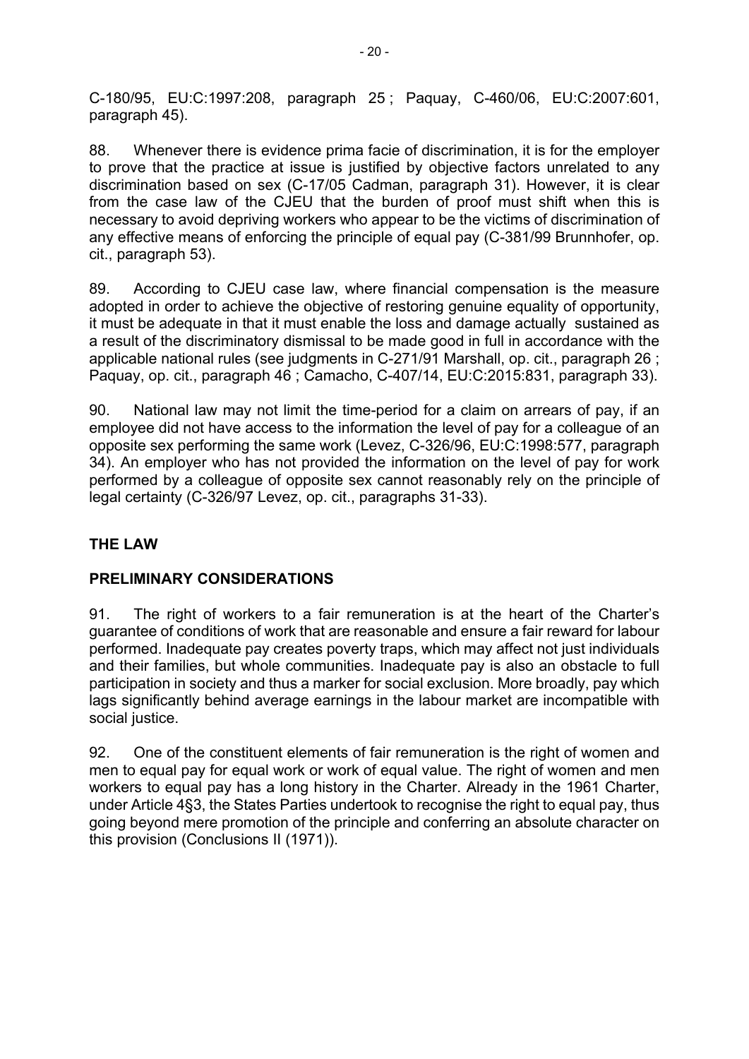C-180/95, EU:C:1997:208, paragraph 25 ; Paquay, C-460/06, EU:C:2007:601, paragraph 45).

88. Whenever there is evidence prima facie of discrimination, it is for the employer to prove that the practice at issue is justified by objective factors unrelated to any discrimination based on sex (C-17/05 Cadman, paragraph 31). However, it is clear from the case law of the CJEU that the burden of proof must shift when this is necessary to avoid depriving workers who appear to be the victims of discrimination of any effective means of enforcing the principle of equal pay (C-381/99 Brunnhofer, op. cit., paragraph 53).

89. According to CJEU case law, where financial compensation is the measure adopted in order to achieve the objective of restoring genuine equality of opportunity, it must be adequate in that it must enable the loss and damage actually sustained as a result of the discriminatory dismissal to be made good in full in accordance with the applicable national rules (see judgments in C-271/91 Marshall, op. cit., paragraph 26 ; Paquay, op. cit., paragraph 46 ; Camacho, C-407/14, EU:C:2015:831, paragraph 33).

90. National law may not limit the time-period for a claim on arrears of pay, if an employee did not have access to the information the level of pay for a colleague of an opposite sex performing the same work (Levez, C-326/96, EU:C:1998:577, paragraph 34). An employer who has not provided the information on the level of pay for work performed by a colleague of opposite sex cannot reasonably rely on the principle of legal certainty (C-326/97 Levez, op. cit., paragraphs 31-33).

## THE LAW

## PRELIMINARY CONSIDERATIONS

91. The right of workers to a fair remuneration is at the heart of the Charter's guarantee of conditions of work that are reasonable and ensure a fair reward for labour performed. Inadequate pay creates poverty traps, which may affect not just individuals and their families, but whole communities. Inadequate pay is also an obstacle to full participation in society and thus a marker for social exclusion. More broadly, pay which lags significantly behind average earnings in the labour market are incompatible with social justice.

92. One of the constituent elements of fair remuneration is the right of women and men to equal pay for equal work or work of equal value. The right of women and men workers to equal pay has a long history in the Charter. Already in the 1961 Charter, under Article 4§3, the States Parties undertook to recognise the right to equal pay, thus going beyond mere promotion of the principle and conferring an absolute character on this provision (Conclusions II (1971)).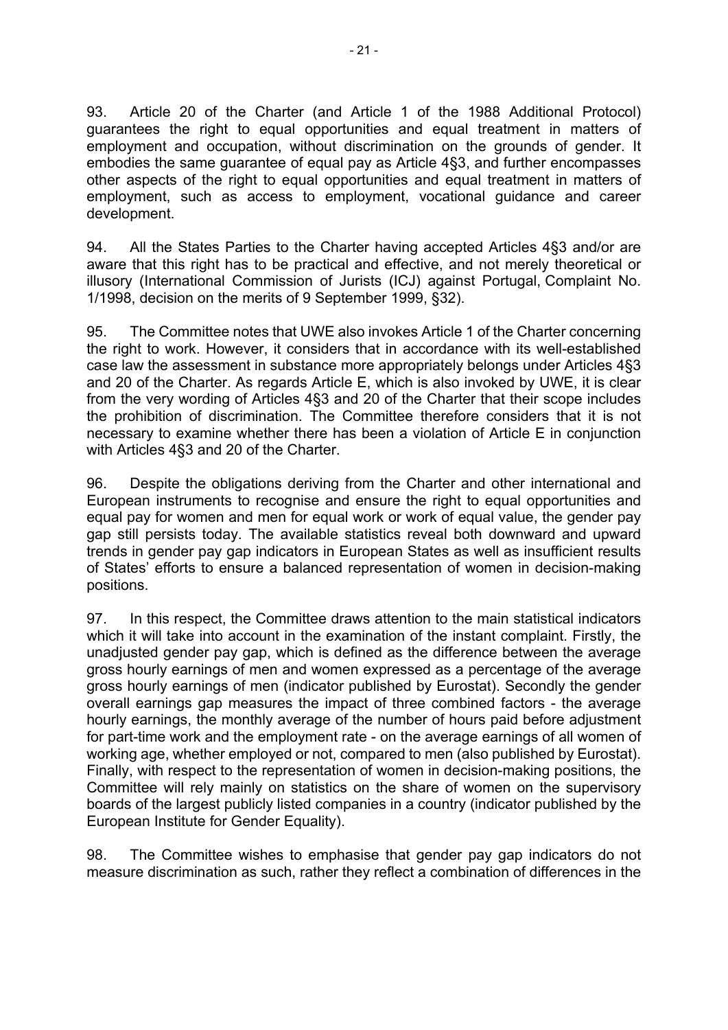93. Article 20 of the Charter (and Article 1 of the 1988 Additional Protocol) guarantees the right to equal opportunities and equal treatment in matters of employment and occupation, without discrimination on the grounds of gender. It embodies the same guarantee of equal pay as Article 4§3, and further encompasses other aspects of the right to equal opportunities and equal treatment in matters of employment, such as access to employment, vocational guidance and career development.

94. All the States Parties to the Charter having accepted Articles 4§3 and/or are aware that this right has to be practical and effective, and not merely theoretical or illusory (International Commission of Jurists (ICJ) against Portugal, Complaint No. 1/1998, decision on the merits of 9 September 1999, §32).

95. The Committee notes that UWE also invokes Article 1 of the Charter concerning the right to work. However, it considers that in accordance with its well-established case law the assessment in substance more appropriately belongs under Articles 4§3 and 20 of the Charter. As regards Article E, which is also invoked by UWE, it is clear from the very wording of Articles 4§3 and 20 of the Charter that their scope includes the prohibition of discrimination. The Committee therefore considers that it is not necessary to examine whether there has been a violation of Article E in conjunction with Articles 4§3 and 20 of the Charter.

96. Despite the obligations deriving from the Charter and other international and European instruments to recognise and ensure the right to equal opportunities and equal pay for women and men for equal work or work of equal value, the gender pay gap still persists today. The available statistics reveal both downward and upward trends in gender pay gap indicators in European States as well as insufficient results of States' efforts to ensure a balanced representation of women in decision-making positions.

97. In this respect, the Committee draws attention to the main statistical indicators which it will take into account in the examination of the instant complaint. Firstly, the unadjusted gender pay gap, which is defined as the difference between the average gross hourly earnings of men and women expressed as a percentage of the average gross hourly earnings of men (indicator published by Eurostat). Secondly the gender overall earnings gap measures the impact of three combined factors - the average hourly earnings, the monthly average of the number of hours paid before adjustment for part-time work and the employment rate - on the average earnings of all women of working age, whether employed or not, compared to men (also published by Eurostat). Finally, with respect to the representation of women in decision-making positions, the Committee will rely mainly on statistics on the share of women on the supervisory boards of the largest publicly listed companies in a country (indicator published by the European Institute for Gender Equality).

98. The Committee wishes to emphasise that gender pay gap indicators do not measure discrimination as such, rather they reflect a combination of differences in the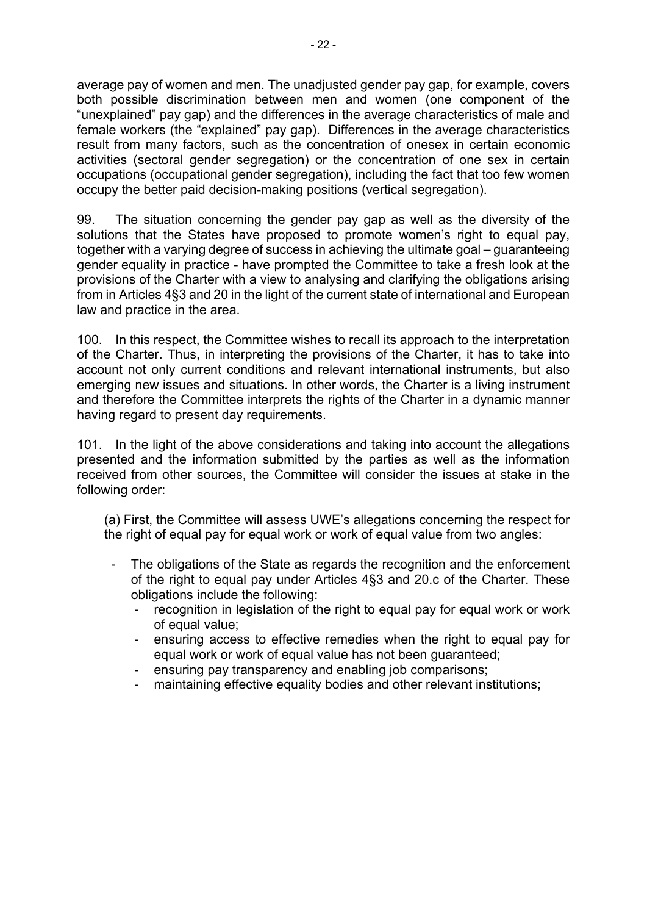average pay of women and men. The unadjusted gender pay gap, for example, covers both possible discrimination between men and women (one component of the "unexplained" pay gap) and the differences in the average characteristics of male and female workers (the "explained" pay gap). Differences in the average characteristics result from many factors, such as the concentration of onesex in certain economic activities (sectoral gender segregation) or the concentration of one sex in certain occupations (occupational gender segregation), including the fact that too few women occupy the better paid decision-making positions (vertical segregation).

99. The situation concerning the gender pay gap as well as the diversity of the solutions that the States have proposed to promote women's right to equal pay, together with a varying degree of success in achieving the ultimate goal – guaranteeing gender equality in practice - have prompted the Committee to take a fresh look at the provisions of the Charter with a view to analysing and clarifying the obligations arising from in Articles 4§3 and 20 in the light of the current state of international and European law and practice in the area.

100. In this respect, the Committee wishes to recall its approach to the interpretation of the Charter. Thus, in interpreting the provisions of the Charter, it has to take into account not only current conditions and relevant international instruments, but also emerging new issues and situations. In other words, the Charter is a living instrument and therefore the Committee interprets the rights of the Charter in a dynamic manner having regard to present day requirements.

101. In the light of the above considerations and taking into account the allegations presented and the information submitted by the parties as well as the information received from other sources, the Committee will consider the issues at stake in the following order:

(a) First, the Committee will assess UWE's allegations concerning the respect for the right of equal pay for equal work or work of equal value from two angles:

- The obligations of the State as regards the recognition and the enforcement of the right to equal pay under Articles 4§3 and 20.c of the Charter. These obligations include the following:
  - recognition in legislation of the right to equal pay for equal work or work of equal value;
  - ensuring access to effective remedies when the right to equal pay for equal work or work of equal value has not been guaranteed;
  - ensuring pay transparency and enabling job comparisons;
  - maintaining effective equality bodies and other relevant institutions;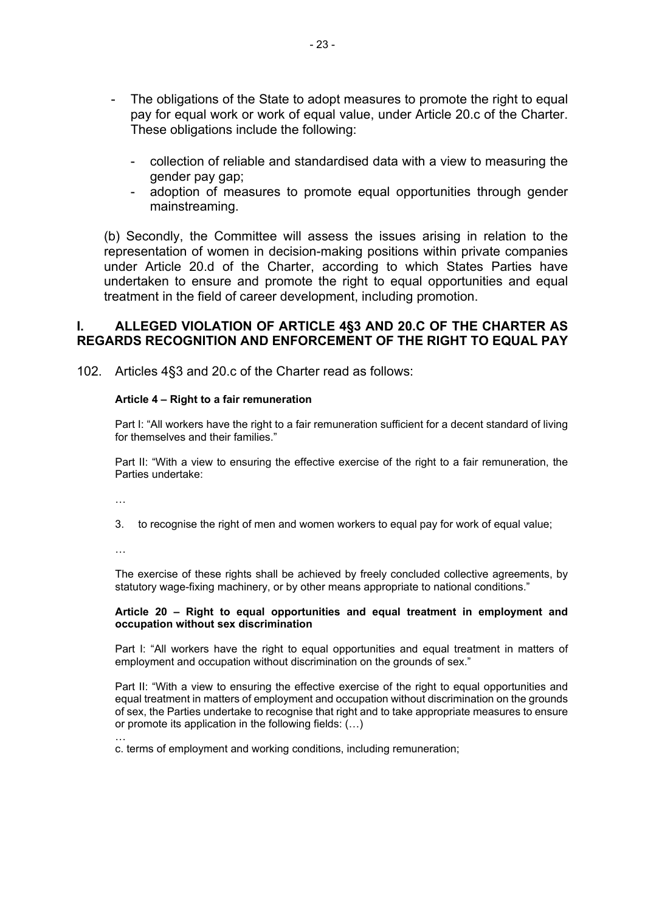- The obligations of the State to adopt measures to promote the right to equal pay for equal work or work of equal value, under Article 20.c of the Charter. These obligations include the following:

  - collection of reliable and standardised data with a view to measuring the gender pay gap;
  - adoption of measures to promote equal opportunities through gender mainstreaming.

(b) Secondly, the Committee will assess the issues arising in relation to the representation of women in decision-making positions within private companies under Article 20.d of the Charter, according to which States Parties have undertaken to ensure and promote the right to equal opportunities and equal treatment in the field of career development, including promotion.

## I. ALLEGED VIOLATION OF ARTICLE 4§3 AND 20.C OF THE CHARTER AS REGARDS RECOGNITION AND ENFORCEMENT OF THE RIGHT TO EQUAL PAY

102. Articles 4§3 and 20.c of the Charter read as follows:

**Article 4 – Right to a fair remuneration**

Part I: "All workers have the right to a fair remuneration sufficient for a decent standard of living for themselves and their families."

Part II: "With a view to ensuring the effective exercise of the right to a fair remuneration, the Parties undertake:

…

3. to recognise the right of men and women workers to equal pay for work of equal value;

…

The exercise of these rights shall be achieved by freely concluded collective agreements, by statutory wage-fixing machinery, or by other means appropriate to national conditions."

**Article 20 – Right to equal opportunities and equal treatment in employment and occupation without sex discrimination**

Part I: "All workers have the right to equal opportunities and equal treatment in matters of employment and occupation without discrimination on the grounds of sex."

Part II: "With a view to ensuring the effective exercise of the right to equal opportunities and equal treatment in matters of employment and occupation without discrimination on the grounds of sex, the Parties undertake to recognise that right and to take appropriate measures to ensure or promote its application in the following fields: (…)

…

c. terms of employment and working conditions, including remuneration;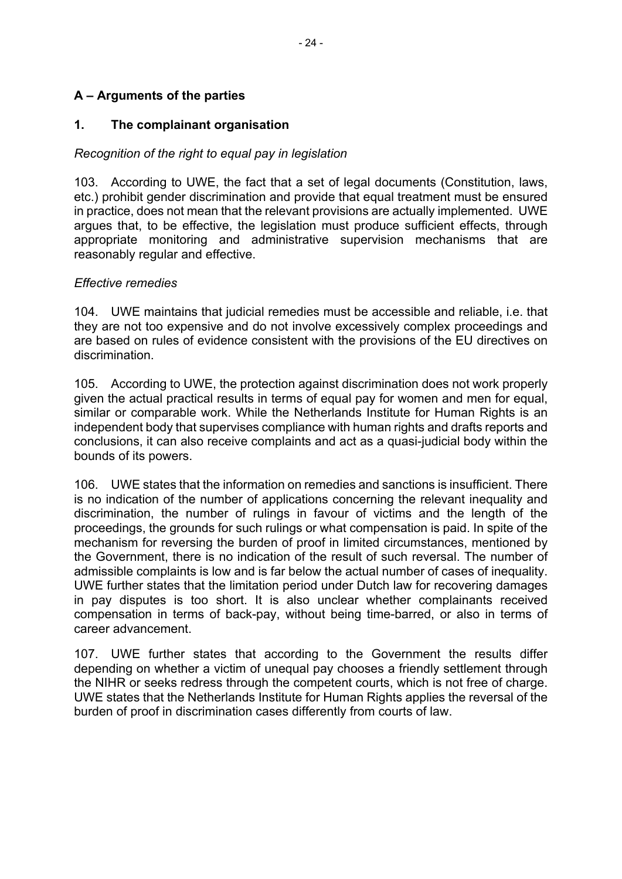## A – Arguments of the parties

### 1. The complainant organisation

*Recognition of the right to equal pay in legislation*

103. According to UWE, the fact that a set of legal documents (Constitution, laws, etc.) prohibit gender discrimination and provide that equal treatment must be ensured in practice, does not mean that the relevant provisions are actually implemented. UWE argues that, to be effective, the legislation must produce sufficient effects, through appropriate monitoring and administrative supervision mechanisms that are reasonably regular and effective.

*Effective remedies*

104. UWE maintains that judicial remedies must be accessible and reliable, i.e. that they are not too expensive and do not involve excessively complex proceedings and are based on rules of evidence consistent with the provisions of the EU directives on discrimination.

105. According to UWE, the protection against discrimination does not work properly given the actual practical results in terms of equal pay for women and men for equal, similar or comparable work. While the Netherlands Institute for Human Rights is an independent body that supervises compliance with human rights and drafts reports and conclusions, it can also receive complaints and act as a quasi-judicial body within the bounds of its powers.

106. UWE states that the information on remedies and sanctions is insufficient. There is no indication of the number of applications concerning the relevant inequality and discrimination, the number of rulings in favour of victims and the length of the proceedings, the grounds for such rulings or what compensation is paid. In spite of the mechanism for reversing the burden of proof in limited circumstances, mentioned by the Government, there is no indication of the result of such reversal. The number of admissible complaints is low and is far below the actual number of cases of inequality. UWE further states that the limitation period under Dutch law for recovering damages in pay disputes is too short. It is also unclear whether complainants received compensation in terms of back-pay, without being time-barred, or also in terms of career advancement.

107. UWE further states that according to the Government the results differ depending on whether a victim of unequal pay chooses a friendly settlement through the NIHR or seeks redress through the competent courts, which is not free of charge. UWE states that the Netherlands Institute for Human Rights applies the reversal of the burden of proof in discrimination cases differently from courts of law.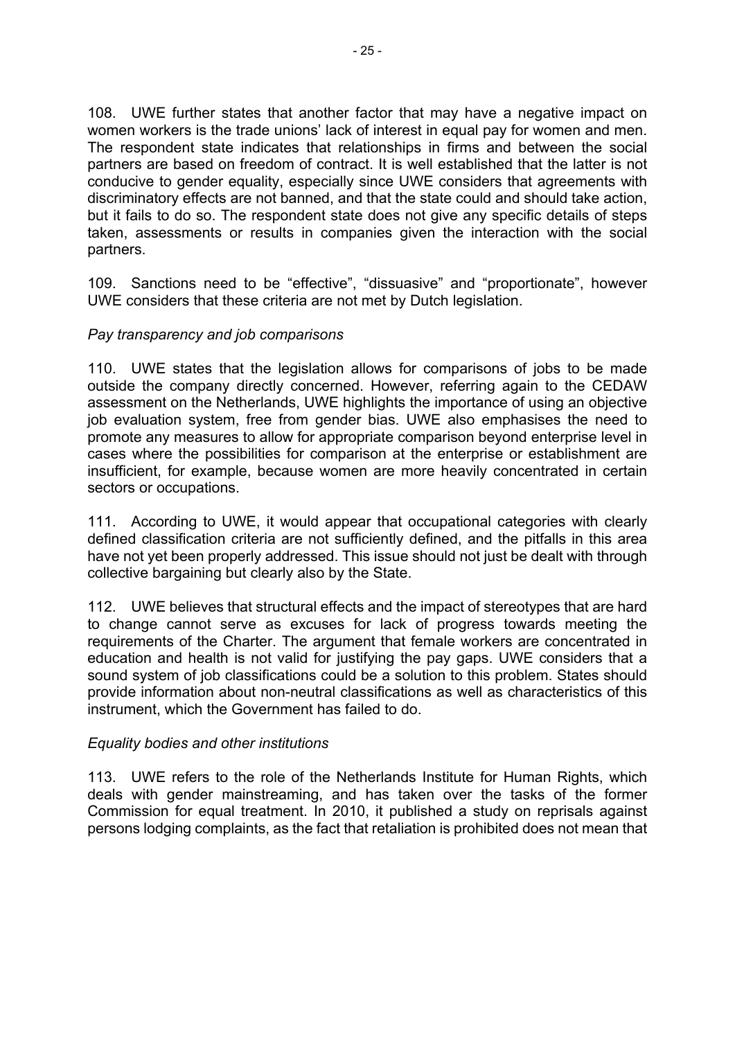108. UWE further states that another factor that may have a negative impact on women workers is the trade unions' lack of interest in equal pay for women and men. The respondent state indicates that relationships in firms and between the social partners are based on freedom of contract. It is well established that the latter is not conducive to gender equality, especially since UWE considers that agreements with discriminatory effects are not banned, and that the state could and should take action, but it fails to do so. The respondent state does not give any specific details of steps taken, assessments or results in companies given the interaction with the social partners.

109. Sanctions need to be "effective", "dissuasive" and "proportionate", however UWE considers that these criteria are not met by Dutch legislation.

*Pay transparency and job comparisons*

110. UWE states that the legislation allows for comparisons of jobs to be made outside the company directly concerned. However, referring again to the CEDAW assessment on the Netherlands, UWE highlights the importance of using an objective job evaluation system, free from gender bias. UWE also emphasises the need to promote any measures to allow for appropriate comparison beyond enterprise level in cases where the possibilities for comparison at the enterprise or establishment are insufficient, for example, because women are more heavily concentrated in certain sectors or occupations.

111. According to UWE, it would appear that occupational categories with clearly defined classification criteria are not sufficiently defined, and the pitfalls in this area have not yet been properly addressed. This issue should not just be dealt with through collective bargaining but clearly also by the State.

112. UWE believes that structural effects and the impact of stereotypes that are hard to change cannot serve as excuses for lack of progress towards meeting the requirements of the Charter. The argument that female workers are concentrated in education and health is not valid for justifying the pay gaps. UWE considers that a sound system of job classifications could be a solution to this problem. States should provide information about non-neutral classifications as well as characteristics of this instrument, which the Government has failed to do.

*Equality bodies and other institutions*

113. UWE refers to the role of the Netherlands Institute for Human Rights, which deals with gender mainstreaming, and has taken over the tasks of the former Commission for equal treatment. In 2010, it published a study on reprisals against persons lodging complaints, as the fact that retaliation is prohibited does not mean that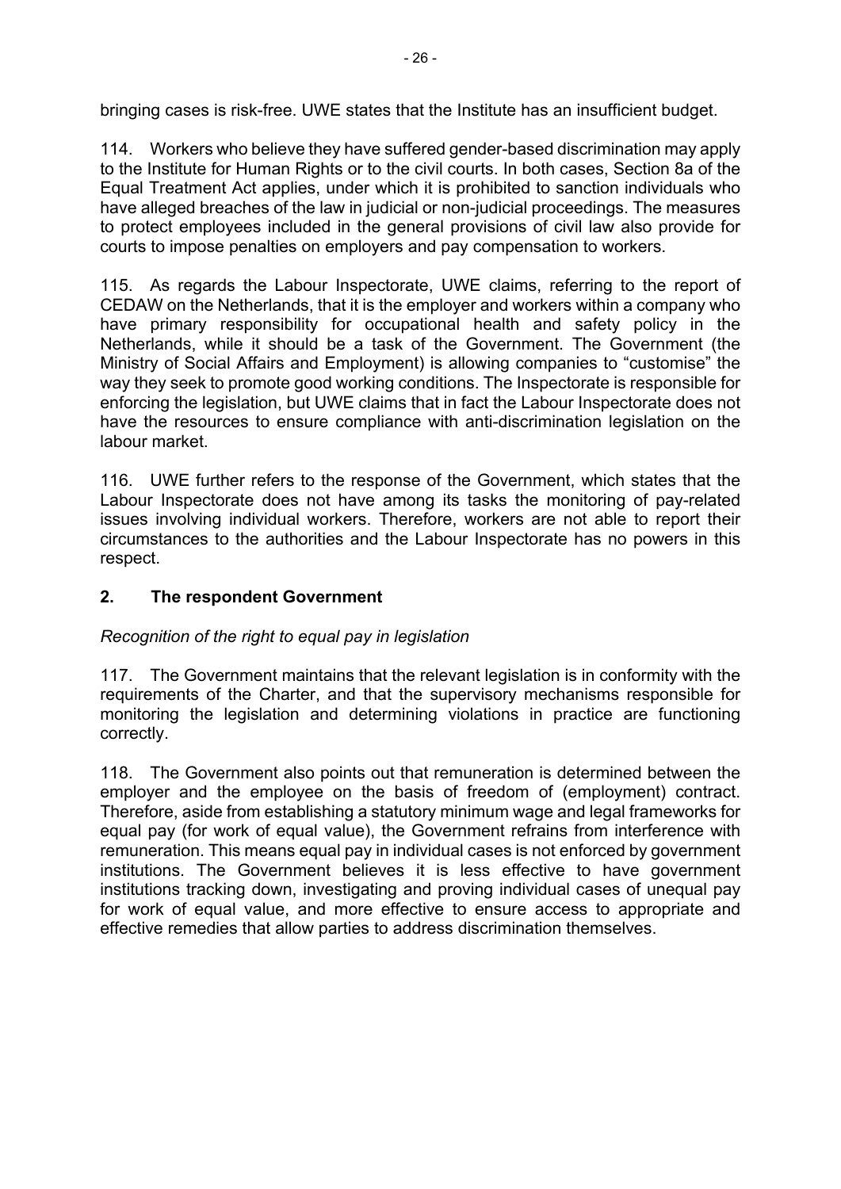bringing cases is risk-free. UWE states that the Institute has an insufficient budget.

114. Workers who believe they have suffered gender-based discrimination may apply to the Institute for Human Rights or to the civil courts. In both cases, Section 8a of the Equal Treatment Act applies, under which it is prohibited to sanction individuals who have alleged breaches of the law in judicial or non-judicial proceedings. The measures to protect employees included in the general provisions of civil law also provide for courts to impose penalties on employers and pay compensation to workers.

115. As regards the Labour Inspectorate, UWE claims, referring to the report of CEDAW on the Netherlands, that it is the employer and workers within a company who have primary responsibility for occupational health and safety policy in the Netherlands, while it should be a task of the Government. The Government (the Ministry of Social Affairs and Employment) is allowing companies to "customise" the way they seek to promote good working conditions. The Inspectorate is responsible for enforcing the legislation, but UWE claims that in fact the Labour Inspectorate does not have the resources to ensure compliance with anti-discrimination legislation on the labour market.

116. UWE further refers to the response of the Government, which states that the Labour Inspectorate does not have among its tasks the monitoring of pay-related issues involving individual workers. Therefore, workers are not able to report their circumstances to the authorities and the Labour Inspectorate has no powers in this respect.

## 2. The respondent Government

*Recognition of the right to equal pay in legislation*

117. The Government maintains that the relevant legislation is in conformity with the requirements of the Charter, and that the supervisory mechanisms responsible for monitoring the legislation and determining violations in practice are functioning correctly.

118. The Government also points out that remuneration is determined between the employer and the employee on the basis of freedom of (employment) contract. Therefore, aside from establishing a statutory minimum wage and legal frameworks for equal pay (for work of equal value), the Government refrains from interference with remuneration. This means equal pay in individual cases is not enforced by government institutions. The Government believes it is less effective to have government institutions tracking down, investigating and proving individual cases of unequal pay for work of equal value, and more effective to ensure access to appropriate and effective remedies that allow parties to address discrimination themselves.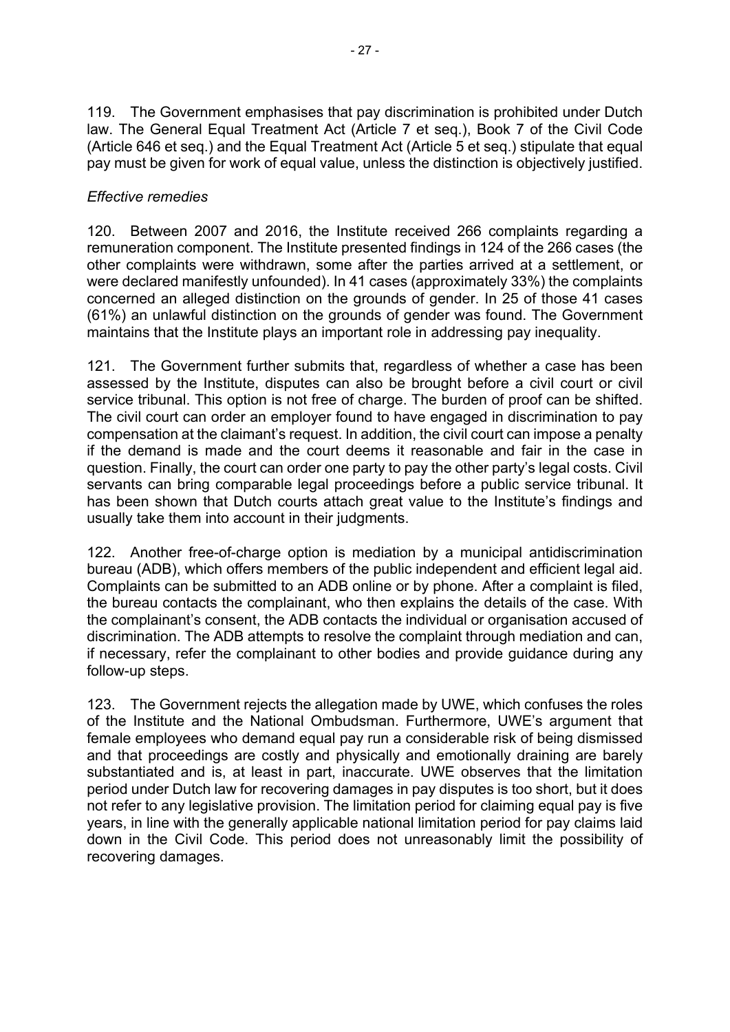119. The Government emphasises that pay discrimination is prohibited under Dutch law. The General Equal Treatment Act (Article 7 et seq.), Book 7 of the Civil Code (Article 646 et seq.) and the Equal Treatment Act (Article 5 et seq.) stipulate that equal pay must be given for work of equal value, unless the distinction is objectively justified.

*Effective remedies*

120. Between 2007 and 2016, the Institute received 266 complaints regarding a remuneration component. The Institute presented findings in 124 of the 266 cases (the other complaints were withdrawn, some after the parties arrived at a settlement, or were declared manifestly unfounded). In 41 cases (approximately 33%) the complaints concerned an alleged distinction on the grounds of gender. In 25 of those 41 cases (61%) an unlawful distinction on the grounds of gender was found. The Government maintains that the Institute plays an important role in addressing pay inequality.

121. The Government further submits that, regardless of whether a case has been assessed by the Institute, disputes can also be brought before a civil court or civil service tribunal. This option is not free of charge. The burden of proof can be shifted. The civil court can order an employer found to have engaged in discrimination to pay compensation at the claimant's request. In addition, the civil court can impose a penalty if the demand is made and the court deems it reasonable and fair in the case in question. Finally, the court can order one party to pay the other party's legal costs. Civil servants can bring comparable legal proceedings before a public service tribunal. It has been shown that Dutch courts attach great value to the Institute's findings and usually take them into account in their judgments.

122. Another free-of-charge option is mediation by a municipal antidiscrimination bureau (ADB), which offers members of the public independent and efficient legal aid. Complaints can be submitted to an ADB online or by phone. After a complaint is filed, the bureau contacts the complainant, who then explains the details of the case. With the complainant's consent, the ADB contacts the individual or organisation accused of discrimination. The ADB attempts to resolve the complaint through mediation and can, if necessary, refer the complainant to other bodies and provide guidance during any follow-up steps.

123. The Government rejects the allegation made by UWE, which confuses the roles of the Institute and the National Ombudsman. Furthermore, UWE's argument that female employees who demand equal pay run a considerable risk of being dismissed and that proceedings are costly and physically and emotionally draining are barely substantiated and is, at least in part, inaccurate. UWE observes that the limitation period under Dutch law for recovering damages in pay disputes is too short, but it does not refer to any legislative provision. The limitation period for claiming equal pay is five years, in line with the generally applicable national limitation period for pay claims laid down in the Civil Code. This period does not unreasonably limit the possibility of recovering damages.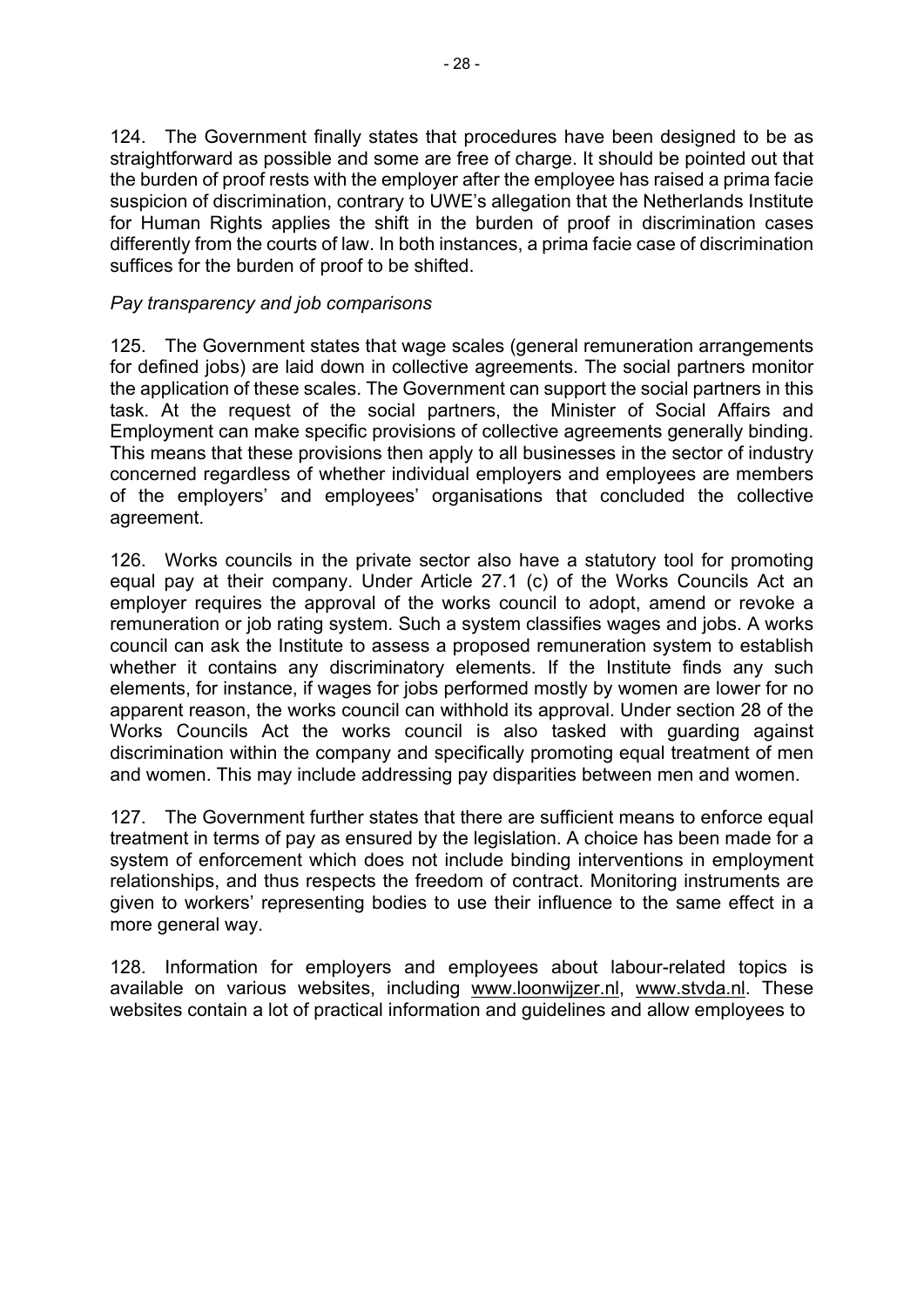124. The Government finally states that procedures have been designed to be as straightforward as possible and some are free of charge. It should be pointed out that the burden of proof rests with the employer after the employee has raised a prima facie suspicion of discrimination, contrary to UWE's allegation that the Netherlands Institute for Human Rights applies the shift in the burden of proof in discrimination cases differently from the courts of law. In both instances, a prima facie case of discrimination suffices for the burden of proof to be shifted.

*Pay transparency and job comparisons*

125. The Government states that wage scales (general remuneration arrangements for defined jobs) are laid down in collective agreements. The social partners monitor the application of these scales. The Government can support the social partners in this task. At the request of the social partners, the Minister of Social Affairs and Employment can make specific provisions of collective agreements generally binding. This means that these provisions then apply to all businesses in the sector of industry concerned regardless of whether individual employers and employees are members of the employers' and employees' organisations that concluded the collective agreement.

126. Works councils in the private sector also have a statutory tool for promoting equal pay at their company. Under Article 27.1 (c) of the Works Councils Act an employer requires the approval of the works council to adopt, amend or revoke a remuneration or job rating system. Such a system classifies wages and jobs. A works council can ask the Institute to assess a proposed remuneration system to establish whether it contains any discriminatory elements. If the Institute finds any such elements, for instance, if wages for jobs performed mostly by women are lower for no apparent reason, the works council can withhold its approval. Under section 28 of the Works Councils Act the works council is also tasked with guarding against discrimination within the company and specifically promoting equal treatment of men and women. This may include addressing pay disparities between men and women.

127. The Government further states that there are sufficient means to enforce equal treatment in terms of pay as ensured by the legislation. A choice has been made for a system of enforcement which does not include binding interventions in employment relationships, and thus respects the freedom of contract. Monitoring instruments are given to workers' representing bodies to use their influence to the same effect in a more general way.

128. Information for employers and employees about labour-related topics is available on various websites, including www.loonwijzer.nl, www.stvda.nl. These websites contain a lot of practical information and guidelines and allow employees to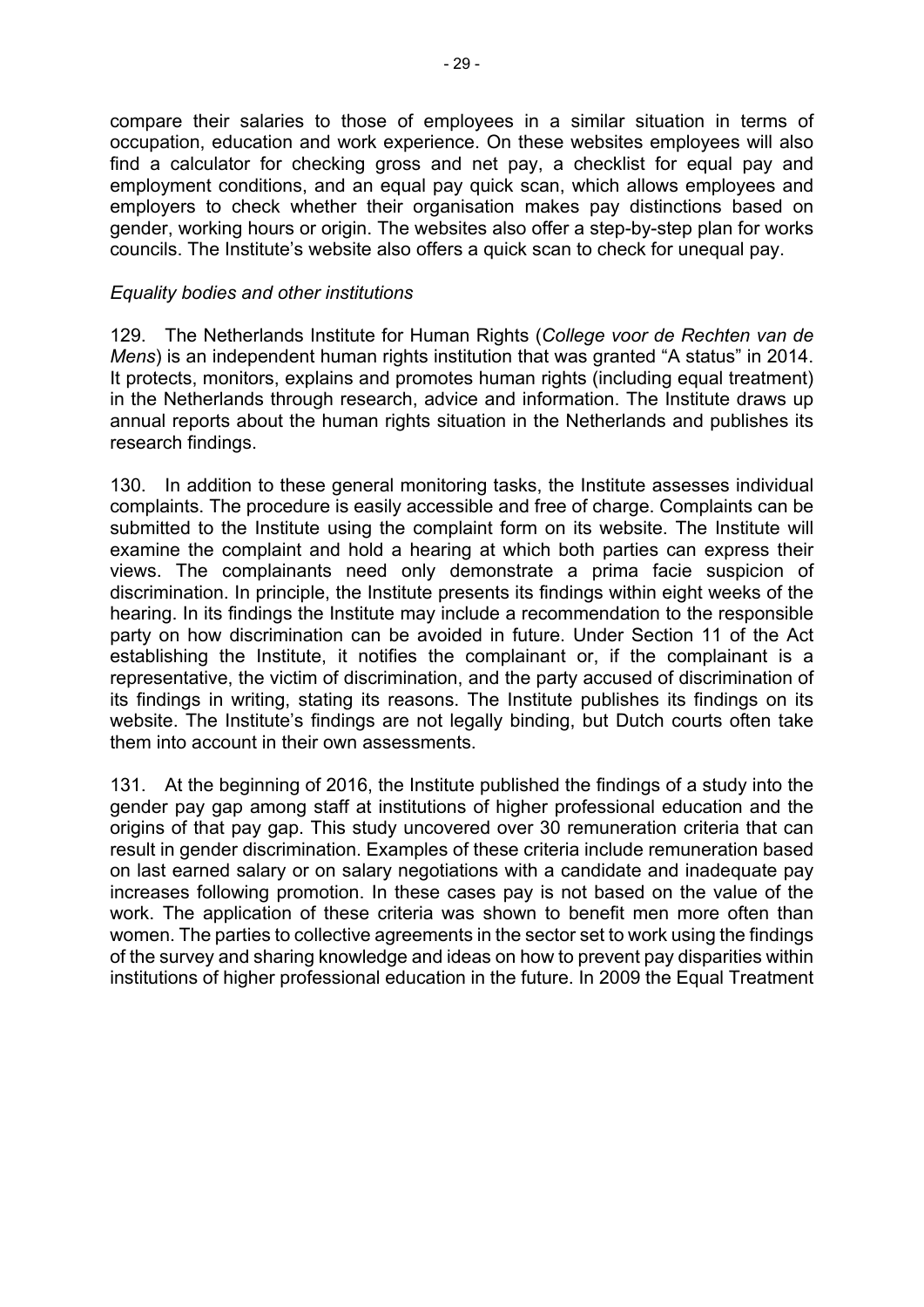compare their salaries to those of employees in a similar situation in terms of occupation, education and work experience. On these websites employees will also find a calculator for checking gross and net pay, a checklist for equal pay and employment conditions, and an equal pay quick scan, which allows employees and employers to check whether their organisation makes pay distinctions based on gender, working hours or origin. The websites also offer a step-by-step plan for works councils. The Institute's website also offers a quick scan to check for unequal pay.

*Equality bodies and other institutions*

129. The Netherlands Institute for Human Rights (*College voor de Rechten van de Mens*) is an independent human rights institution that was granted "A status" in 2014. It protects, monitors, explains and promotes human rights (including equal treatment) in the Netherlands through research, advice and information. The Institute draws up annual reports about the human rights situation in the Netherlands and publishes its research findings.

130. In addition to these general monitoring tasks, the Institute assesses individual complaints. The procedure is easily accessible and free of charge. Complaints can be submitted to the Institute using the complaint form on its website. The Institute will examine the complaint and hold a hearing at which both parties can express their views. The complainants need only demonstrate a prima facie suspicion of discrimination. In principle, the Institute presents its findings within eight weeks of the hearing. In its findings the Institute may include a recommendation to the responsible party on how discrimination can be avoided in future. Under Section 11 of the Act establishing the Institute, it notifies the complainant or, if the complainant is a representative, the victim of discrimination, and the party accused of discrimination of its findings in writing, stating its reasons. The Institute publishes its findings on its website. The Institute's findings are not legally binding, but Dutch courts often take them into account in their own assessments.

131. At the beginning of 2016, the Institute published the findings of a study into the gender pay gap among staff at institutions of higher professional education and the origins of that pay gap. This study uncovered over 30 remuneration criteria that can result in gender discrimination. Examples of these criteria include remuneration based on last earned salary or on salary negotiations with a candidate and inadequate pay increases following promotion. In these cases pay is not based on the value of the work. The application of these criteria was shown to benefit men more often than women. The parties to collective agreements in the sector set to work using the findings of the survey and sharing knowledge and ideas on how to prevent pay disparities within institutions of higher professional education in the future. In 2009 the Equal Treatment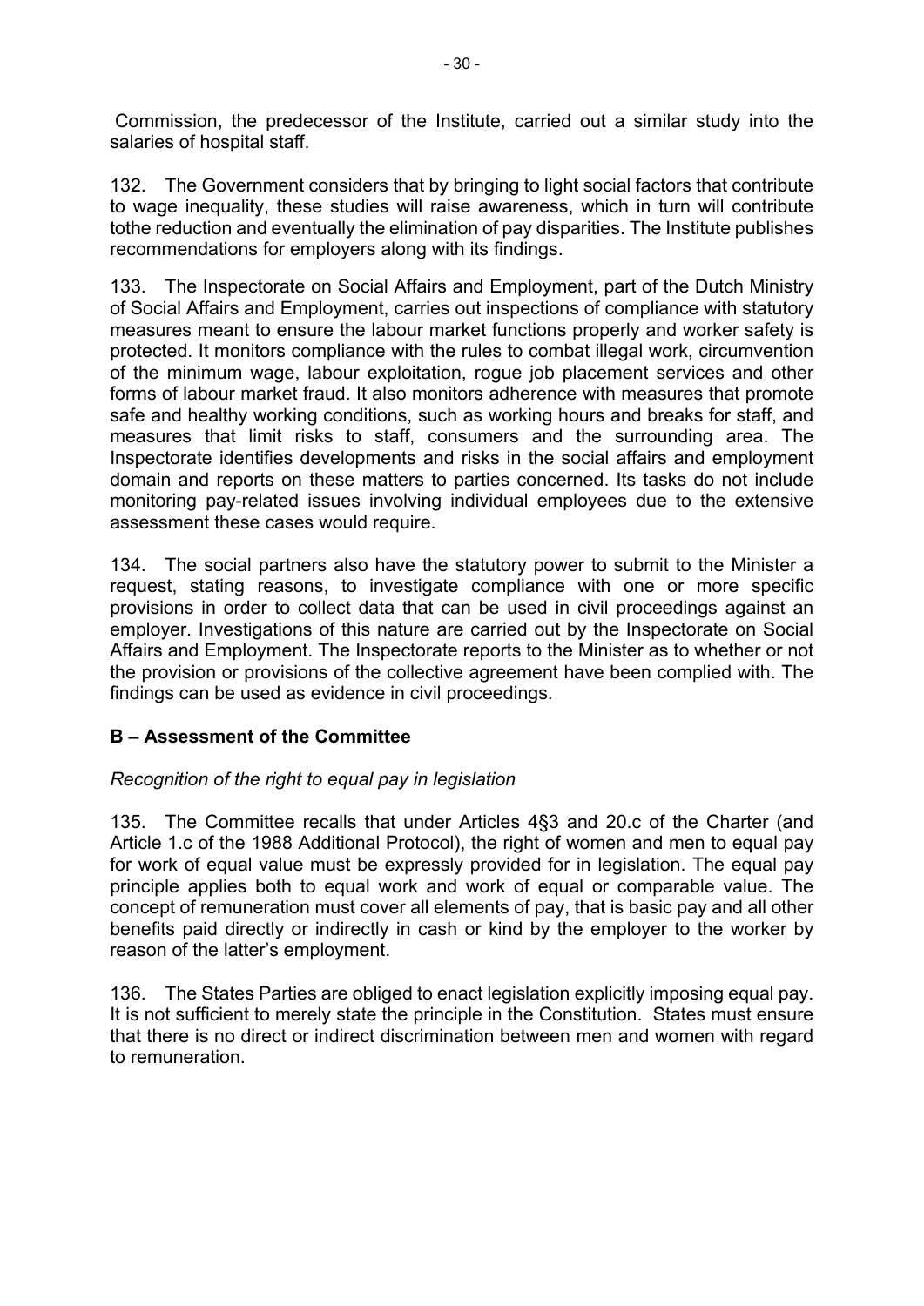Commission, the predecessor of the Institute, carried out a similar study into the salaries of hospital staff.

132. The Government considers that by bringing to light social factors that contribute to wage inequality, these studies will raise awareness, which in turn will contribute tothe reduction and eventually the elimination of pay disparities. The Institute publishes recommendations for employers along with its findings.

133. The Inspectorate on Social Affairs and Employment, part of the Dutch Ministry of Social Affairs and Employment, carries out inspections of compliance with statutory measures meant to ensure the labour market functions properly and worker safety is protected. It monitors compliance with the rules to combat illegal work, circumvention of the minimum wage, labour exploitation, rogue job placement services and other forms of labour market fraud. It also monitors adherence with measures that promote safe and healthy working conditions, such as working hours and breaks for staff, and measures that limit risks to staff, consumers and the surrounding area. The Inspectorate identifies developments and risks in the social affairs and employment domain and reports on these matters to parties concerned. Its tasks do not include monitoring pay-related issues involving individual employees due to the extensive assessment these cases would require.

134. The social partners also have the statutory power to submit to the Minister a request, stating reasons, to investigate compliance with one or more specific provisions in order to collect data that can be used in civil proceedings against an employer. Investigations of this nature are carried out by the Inspectorate on Social Affairs and Employment. The Inspectorate reports to the Minister as to whether or not the provision or provisions of the collective agreement have been complied with. The findings can be used as evidence in civil proceedings.

## B – Assessment of the Committee

*Recognition of the right to equal pay in legislation*

135. The Committee recalls that under Articles 4§3 and 20.c of the Charter (and Article 1.c of the 1988 Additional Protocol), the right of women and men to equal pay for work of equal value must be expressly provided for in legislation. The equal pay principle applies both to equal work and work of equal or comparable value. The concept of remuneration must cover all elements of pay, that is basic pay and all other benefits paid directly or indirectly in cash or kind by the employer to the worker by reason of the latter's employment.

136. The States Parties are obliged to enact legislation explicitly imposing equal pay. It is not sufficient to merely state the principle in the Constitution. States must ensure that there is no direct or indirect discrimination between men and women with regard to remuneration.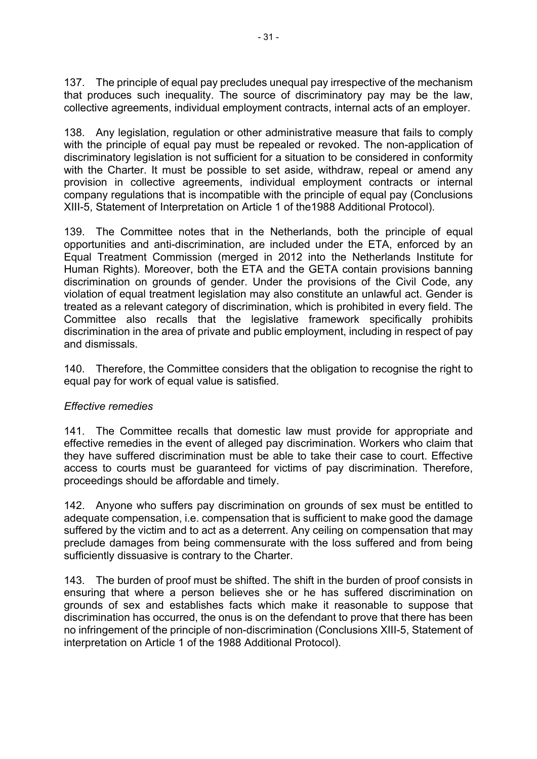137. The principle of equal pay precludes unequal pay irrespective of the mechanism that produces such inequality. The source of discriminatory pay may be the law, collective agreements, individual employment contracts, internal acts of an employer.

138. Any legislation, regulation or other administrative measure that fails to comply with the principle of equal pay must be repealed or revoked. The non-application of discriminatory legislation is not sufficient for a situation to be considered in conformity with the Charter. It must be possible to set aside, withdraw, repeal or amend any provision in collective agreements, individual employment contracts or internal company regulations that is incompatible with the principle of equal pay (Conclusions XIII-5, Statement of Interpretation on Article 1 of the1988 Additional Protocol).

139. The Committee notes that in the Netherlands, both the principle of equal opportunities and anti-discrimination, are included under the ETA, enforced by an Equal Treatment Commission (merged in 2012 into the Netherlands Institute for Human Rights). Moreover, both the ETA and the GETA contain provisions banning discrimination on grounds of gender. Under the provisions of the Civil Code, any violation of equal treatment legislation may also constitute an unlawful act. Gender is treated as a relevant category of discrimination, which is prohibited in every field. The Committee also recalls that the legislative framework specifically prohibits discrimination in the area of private and public employment, including in respect of pay and dismissals.

140. Therefore, the Committee considers that the obligation to recognise the right to equal pay for work of equal value is satisfied.

*Effective remedies*

141. The Committee recalls that domestic law must provide for appropriate and effective remedies in the event of alleged pay discrimination. Workers who claim that they have suffered discrimination must be able to take their case to court. Effective access to courts must be guaranteed for victims of pay discrimination. Therefore, proceedings should be affordable and timely.

142. Anyone who suffers pay discrimination on grounds of sex must be entitled to adequate compensation, i.e. compensation that is sufficient to make good the damage suffered by the victim and to act as a deterrent. Any ceiling on compensation that may preclude damages from being commensurate with the loss suffered and from being sufficiently dissuasive is contrary to the Charter.

143. The burden of proof must be shifted. The shift in the burden of proof consists in ensuring that where a person believes she or he has suffered discrimination on grounds of sex and establishes facts which make it reasonable to suppose that discrimination has occurred, the onus is on the defendant to prove that there has been no infringement of the principle of non-discrimination (Conclusions XIII-5, Statement of interpretation on Article 1 of the 1988 Additional Protocol).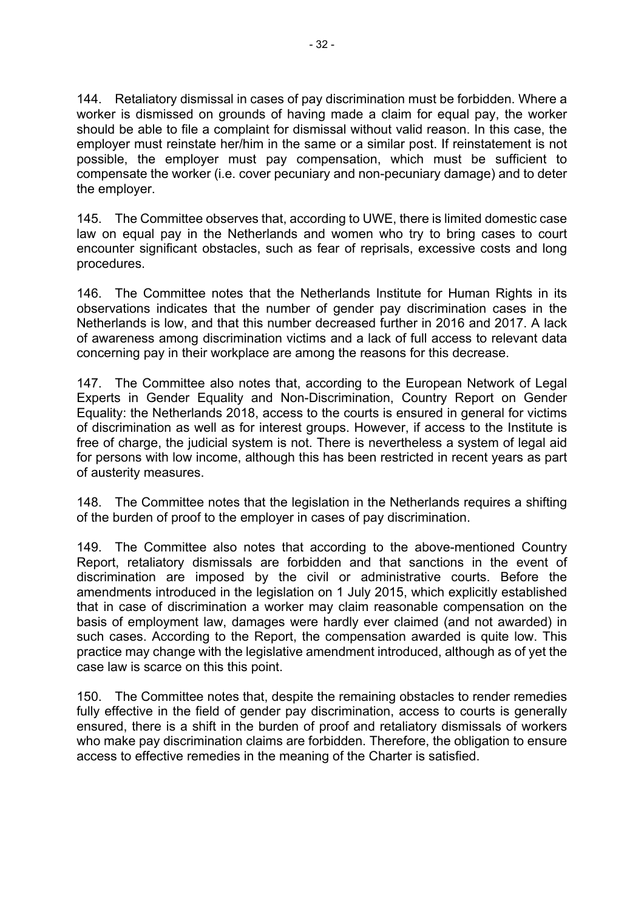144. Retaliatory dismissal in cases of pay discrimination must be forbidden. Where a worker is dismissed on grounds of having made a claim for equal pay, the worker should be able to file a complaint for dismissal without valid reason. In this case, the employer must reinstate her/him in the same or a similar post. If reinstatement is not possible, the employer must pay compensation, which must be sufficient to compensate the worker (i.e. cover pecuniary and non-pecuniary damage) and to deter the employer.

145. The Committee observes that, according to UWE, there is limited domestic case law on equal pay in the Netherlands and women who try to bring cases to court encounter significant obstacles, such as fear of reprisals, excessive costs and long procedures.

146. The Committee notes that the Netherlands Institute for Human Rights in its observations indicates that the number of gender pay discrimination cases in the Netherlands is low, and that this number decreased further in 2016 and 2017. A lack of awareness among discrimination victims and a lack of full access to relevant data concerning pay in their workplace are among the reasons for this decrease.

147. The Committee also notes that, according to the European Network of Legal Experts in Gender Equality and Non-Discrimination, Country Report on Gender Equality: the Netherlands 2018, access to the courts is ensured in general for victims of discrimination as well as for interest groups. However, if access to the Institute is free of charge, the judicial system is not. There is nevertheless a system of legal aid for persons with low income, although this has been restricted in recent years as part of austerity measures.

148. The Committee notes that the legislation in the Netherlands requires a shifting of the burden of proof to the employer in cases of pay discrimination.

149. The Committee also notes that according to the above-mentioned Country Report, retaliatory dismissals are forbidden and that sanctions in the event of discrimination are imposed by the civil or administrative courts. Before the amendments introduced in the legislation on 1 July 2015, which explicitly established that in case of discrimination a worker may claim reasonable compensation on the basis of employment law, damages were hardly ever claimed (and not awarded) in such cases. According to the Report, the compensation awarded is quite low. This practice may change with the legislative amendment introduced, although as of yet the case law is scarce on this this point.

150. The Committee notes that, despite the remaining obstacles to render remedies fully effective in the field of gender pay discrimination, access to courts is generally ensured, there is a shift in the burden of proof and retaliatory dismissals of workers who make pay discrimination claims are forbidden. Therefore, the obligation to ensure access to effective remedies in the meaning of the Charter is satisfied.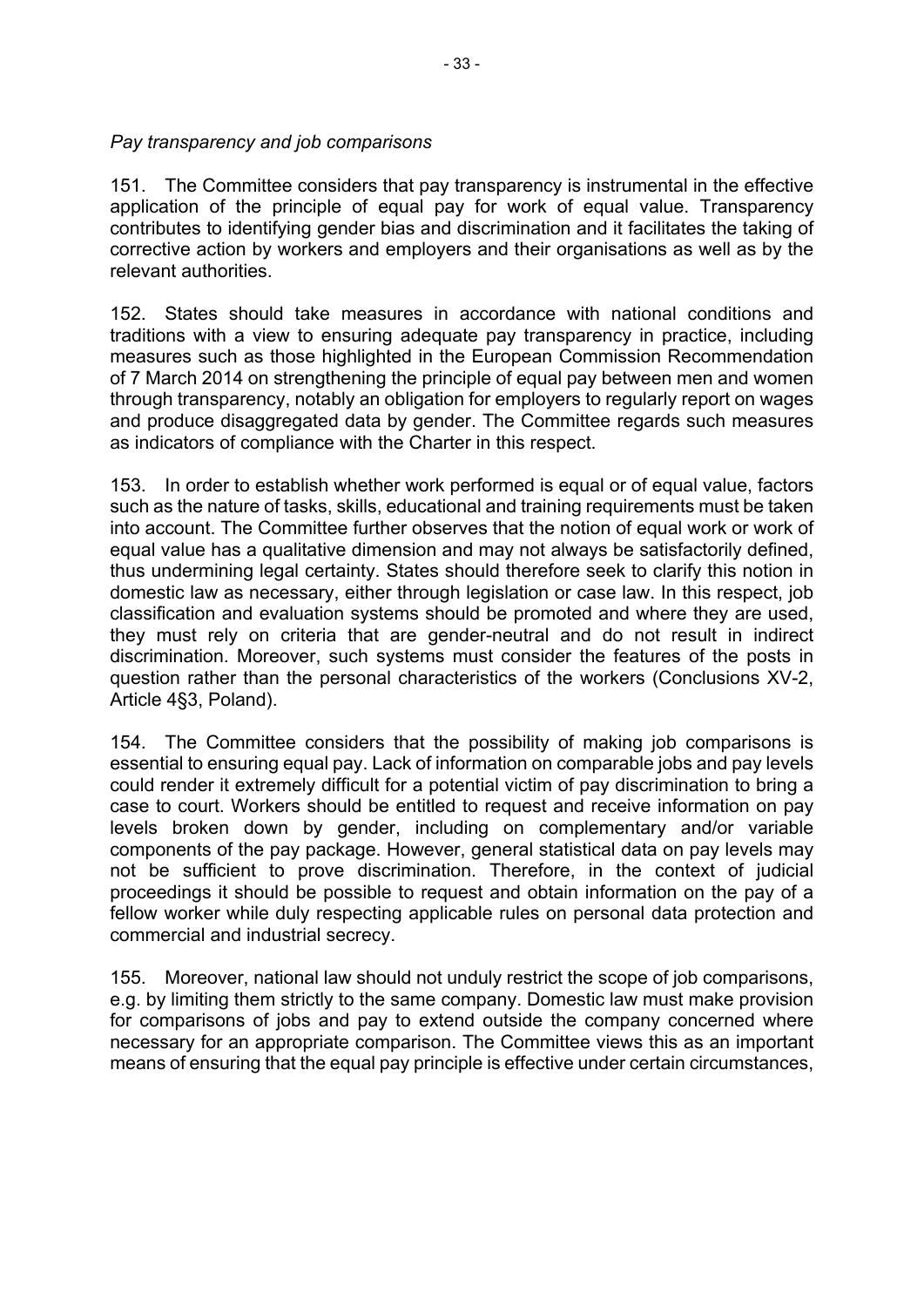*Pay transparency and job comparisons*

151. The Committee considers that pay transparency is instrumental in the effective application of the principle of equal pay for work of equal value. Transparency contributes to identifying gender bias and discrimination and it facilitates the taking of corrective action by workers and employers and their organisations as well as by the relevant authorities.

152. States should take measures in accordance with national conditions and traditions with a view to ensuring adequate pay transparency in practice, including measures such as those highlighted in the European Commission Recommendation of 7 March 2014 on strengthening the principle of equal pay between men and women through transparency, notably an obligation for employers to regularly report on wages and produce disaggregated data by gender. The Committee regards such measures as indicators of compliance with the Charter in this respect.

153. In order to establish whether work performed is equal or of equal value, factors such as the nature of tasks, skills, educational and training requirements must be taken into account. The Committee further observes that the notion of equal work or work of equal value has a qualitative dimension and may not always be satisfactorily defined, thus undermining legal certainty. States should therefore seek to clarify this notion in domestic law as necessary, either through legislation or case law. In this respect, job classification and evaluation systems should be promoted and where they are used, they must rely on criteria that are gender-neutral and do not result in indirect discrimination. Moreover, such systems must consider the features of the posts in question rather than the personal characteristics of the workers (Conclusions XV-2, Article 4§3, Poland).

154. The Committee considers that the possibility of making job comparisons is essential to ensuring equal pay. Lack of information on comparable jobs and pay levels could render it extremely difficult for a potential victim of pay discrimination to bring a case to court. Workers should be entitled to request and receive information on pay levels broken down by gender, including on complementary and/or variable components of the pay package. However, general statistical data on pay levels may not be sufficient to prove discrimination. Therefore, in the context of judicial proceedings it should be possible to request and obtain information on the pay of a fellow worker while duly respecting applicable rules on personal data protection and commercial and industrial secrecy.

155. Moreover, national law should not unduly restrict the scope of job comparisons, e.g. by limiting them strictly to the same company. Domestic law must make provision for comparisons of jobs and pay to extend outside the company concerned where necessary for an appropriate comparison. The Committee views this as an important means of ensuring that the equal pay principle is effective under certain circumstances,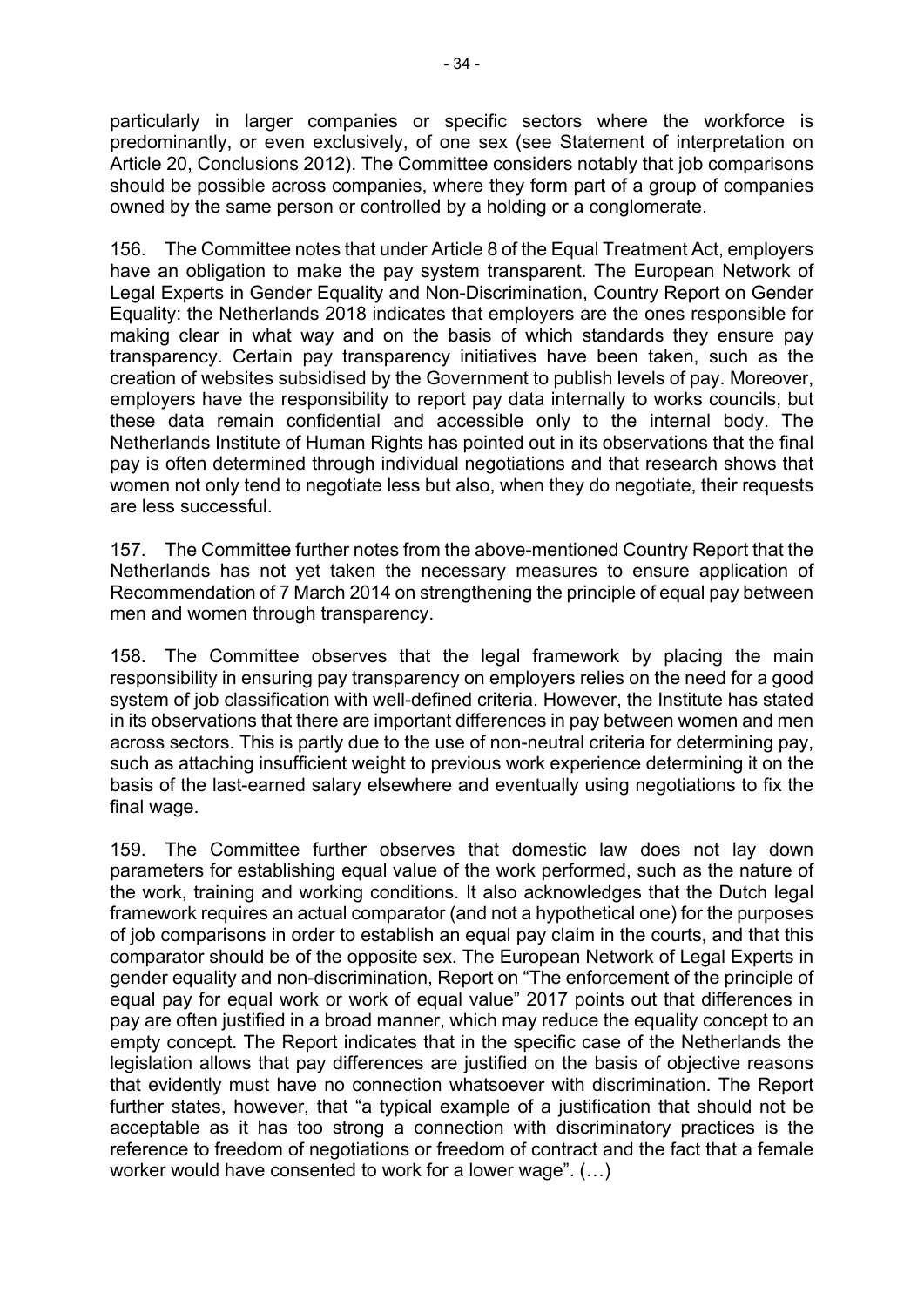particularly in larger companies or specific sectors where the workforce is predominantly, or even exclusively, of one sex (see Statement of interpretation on Article 20, Conclusions 2012). The Committee considers notably that job comparisons should be possible across companies, where they form part of a group of companies owned by the same person or controlled by a holding or a conglomerate.

156. The Committee notes that under Article 8 of the Equal Treatment Act, employers have an obligation to make the pay system transparent. The European Network of Legal Experts in Gender Equality and Non-Discrimination, Country Report on Gender Equality: the Netherlands 2018 indicates that employers are the ones responsible for making clear in what way and on the basis of which standards they ensure pay transparency. Certain pay transparency initiatives have been taken, such as the creation of websites subsidised by the Government to publish levels of pay. Moreover, employers have the responsibility to report pay data internally to works councils, but these data remain confidential and accessible only to the internal body. The Netherlands Institute of Human Rights has pointed out in its observations that the final pay is often determined through individual negotiations and that research shows that women not only tend to negotiate less but also, when they do negotiate, their requests are less successful.

157. The Committee further notes from the above-mentioned Country Report that the Netherlands has not yet taken the necessary measures to ensure application of Recommendation of 7 March 2014 on strengthening the principle of equal pay between men and women through transparency.

158. The Committee observes that the legal framework by placing the main responsibility in ensuring pay transparency on employers relies on the need for a good system of job classification with well-defined criteria. However, the Institute has stated in its observations that there are important differences in pay between women and men across sectors. This is partly due to the use of non-neutral criteria for determining pay, such as attaching insufficient weight to previous work experience determining it on the basis of the last-earned salary elsewhere and eventually using negotiations to fix the final wage.

159. The Committee further observes that domestic law does not lay down parameters for establishing equal value of the work performed, such as the nature of the work, training and working conditions. It also acknowledges that the Dutch legal framework requires an actual comparator (and not a hypothetical one) for the purposes of job comparisons in order to establish an equal pay claim in the courts, and that this comparator should be of the opposite sex. The European Network of Legal Experts in gender equality and non-discrimination, Report on "The enforcement of the principle of equal pay for equal work or work of equal value" 2017 points out that differences in pay are often justified in a broad manner, which may reduce the equality concept to an empty concept. The Report indicates that in the specific case of the Netherlands the legislation allows that pay differences are justified on the basis of objective reasons that evidently must have no connection whatsoever with discrimination. The Report further states, however, that "a typical example of a justification that should not be acceptable as it has too strong a connection with discriminatory practices is the reference to freedom of negotiations or freedom of contract and the fact that a female worker would have consented to work for a lower wage". (…)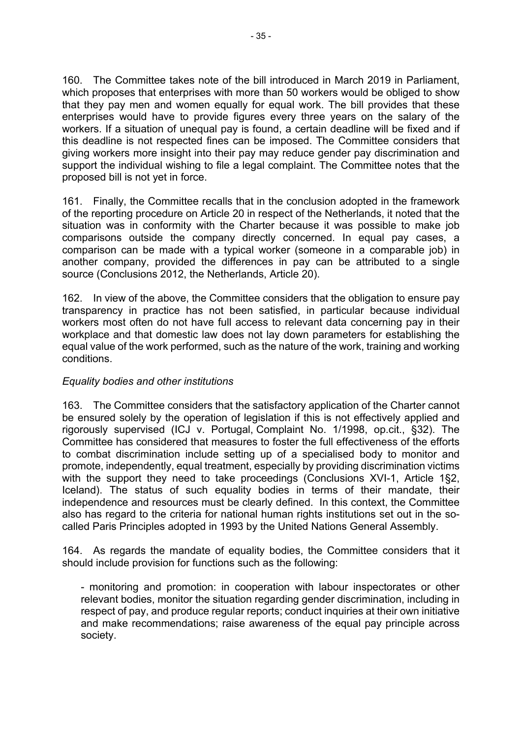160. The Committee takes note of the bill introduced in March 2019 in Parliament, which proposes that enterprises with more than 50 workers would be obliged to show that they pay men and women equally for equal work. The bill provides that these enterprises would have to provide figures every three years on the salary of the workers. If a situation of unequal pay is found, a certain deadline will be fixed and if this deadline is not respected fines can be imposed. The Committee considers that giving workers more insight into their pay may reduce gender pay discrimination and support the individual wishing to file a legal complaint. The Committee notes that the proposed bill is not yet in force.

161. Finally, the Committee recalls that in the conclusion adopted in the framework of the reporting procedure on Article 20 in respect of the Netherlands, it noted that the situation was in conformity with the Charter because it was possible to make job comparisons outside the company directly concerned. In equal pay cases, a comparison can be made with a typical worker (someone in a comparable job) in another company, provided the differences in pay can be attributed to a single source (Conclusions 2012, the Netherlands, Article 20).

162. In view of the above, the Committee considers that the obligation to ensure pay transparency in practice has not been satisfied, in particular because individual workers most often do not have full access to relevant data concerning pay in their workplace and that domestic law does not lay down parameters for establishing the equal value of the work performed, such as the nature of the work, training and working conditions.

*Equality bodies and other institutions*

163. The Committee considers that the satisfactory application of the Charter cannot be ensured solely by the operation of legislation if this is not effectively applied and rigorously supervised (ICJ v. Portugal, Complaint No. 1/1998, op.cit., §32). The Committee has considered that measures to foster the full effectiveness of the efforts to combat discrimination include setting up of a specialised body to monitor and promote, independently, equal treatment, especially by providing discrimination victims with the support they need to take proceedings (Conclusions XVI-1, Article 1§2, Iceland). The status of such equality bodies in terms of their mandate, their independence and resources must be clearly defined. In this context, the Committee also has regard to the criteria for national human rights institutions set out in the so-called Paris Principles adopted in 1993 by the United Nations General Assembly.

164. As regards the mandate of equality bodies, the Committee considers that it should include provision for functions such as the following:

- monitoring and promotion: in cooperation with labour inspectorates or other relevant bodies, monitor the situation regarding gender discrimination, including in respect of pay, and produce regular reports; conduct inquiries at their own initiative and make recommendations; raise awareness of the equal pay principle across society.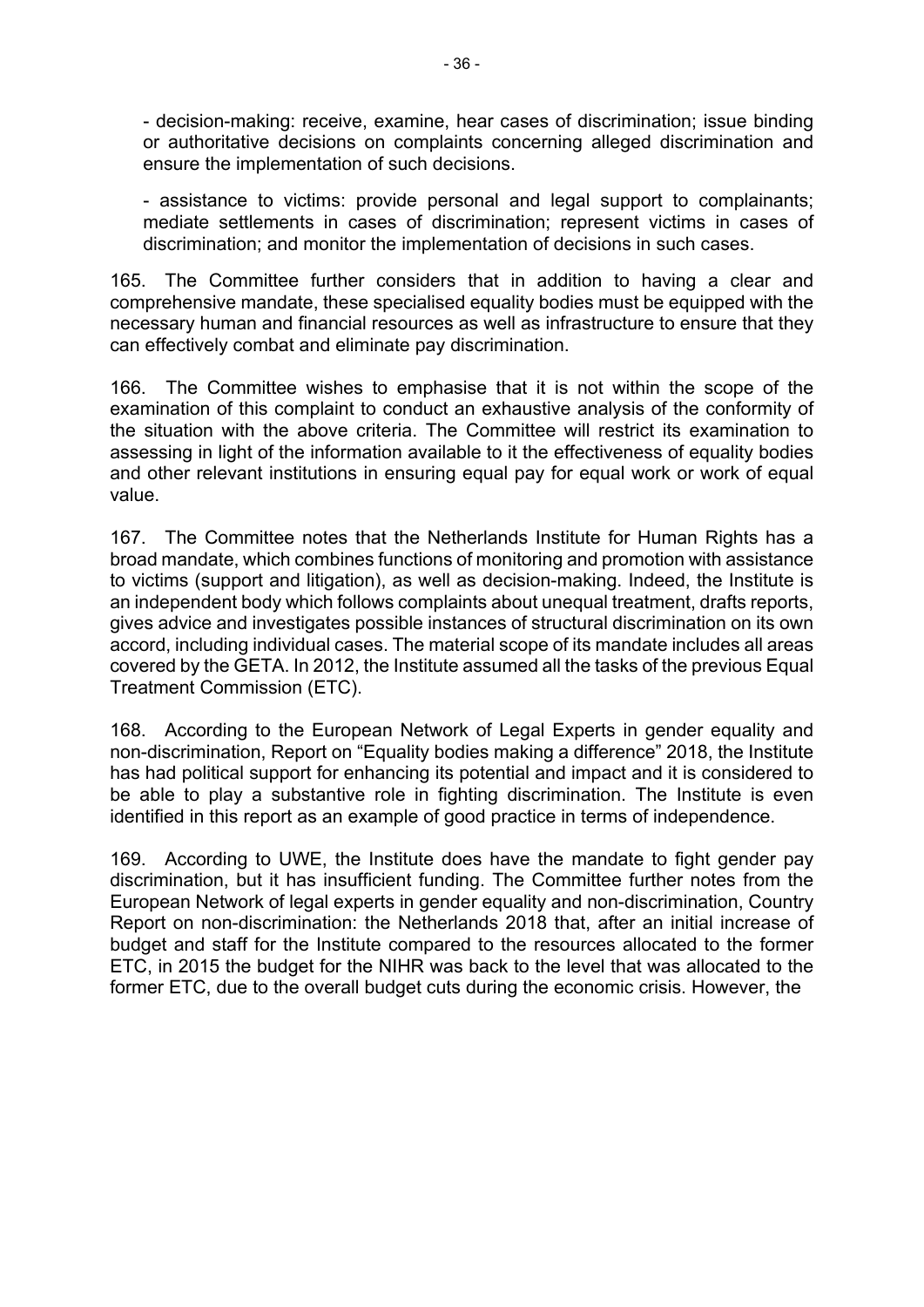- decision-making: receive, examine, hear cases of discrimination; issue binding or authoritative decisions on complaints concerning alleged discrimination and ensure the implementation of such decisions.

- assistance to victims: provide personal and legal support to complainants; mediate settlements in cases of discrimination; represent victims in cases of discrimination; and monitor the implementation of decisions in such cases.

165. The Committee further considers that in addition to having a clear and comprehensive mandate, these specialised equality bodies must be equipped with the necessary human and financial resources as well as infrastructure to ensure that they can effectively combat and eliminate pay discrimination.

166. The Committee wishes to emphasise that it is not within the scope of the examination of this complaint to conduct an exhaustive analysis of the conformity of the situation with the above criteria. The Committee will restrict its examination to assessing in light of the information available to it the effectiveness of equality bodies and other relevant institutions in ensuring equal pay for equal work or work of equal value.

167. The Committee notes that the Netherlands Institute for Human Rights has a broad mandate, which combines functions of monitoring and promotion with assistance to victims (support and litigation), as well as decision-making. Indeed, the Institute is an independent body which follows complaints about unequal treatment, drafts reports, gives advice and investigates possible instances of structural discrimination on its own accord, including individual cases. The material scope of its mandate includes all areas covered by the GETA. In 2012, the Institute assumed all the tasks of the previous Equal Treatment Commission (ETC).

168. According to the European Network of Legal Experts in gender equality and non-discrimination, Report on "Equality bodies making a difference" 2018, the Institute has had political support for enhancing its potential and impact and it is considered to be able to play a substantive role in fighting discrimination. The Institute is even identified in this report as an example of good practice in terms of independence.

169. According to UWE, the Institute does have the mandate to fight gender pay discrimination, but it has insufficient funding. The Committee further notes from the European Network of legal experts in gender equality and non-discrimination, Country Report on non-discrimination: the Netherlands 2018 that, after an initial increase of budget and staff for the Institute compared to the resources allocated to the former ETC, in 2015 the budget for the NIHR was back to the level that was allocated to the former ETC, due to the overall budget cuts during the economic crisis. However, the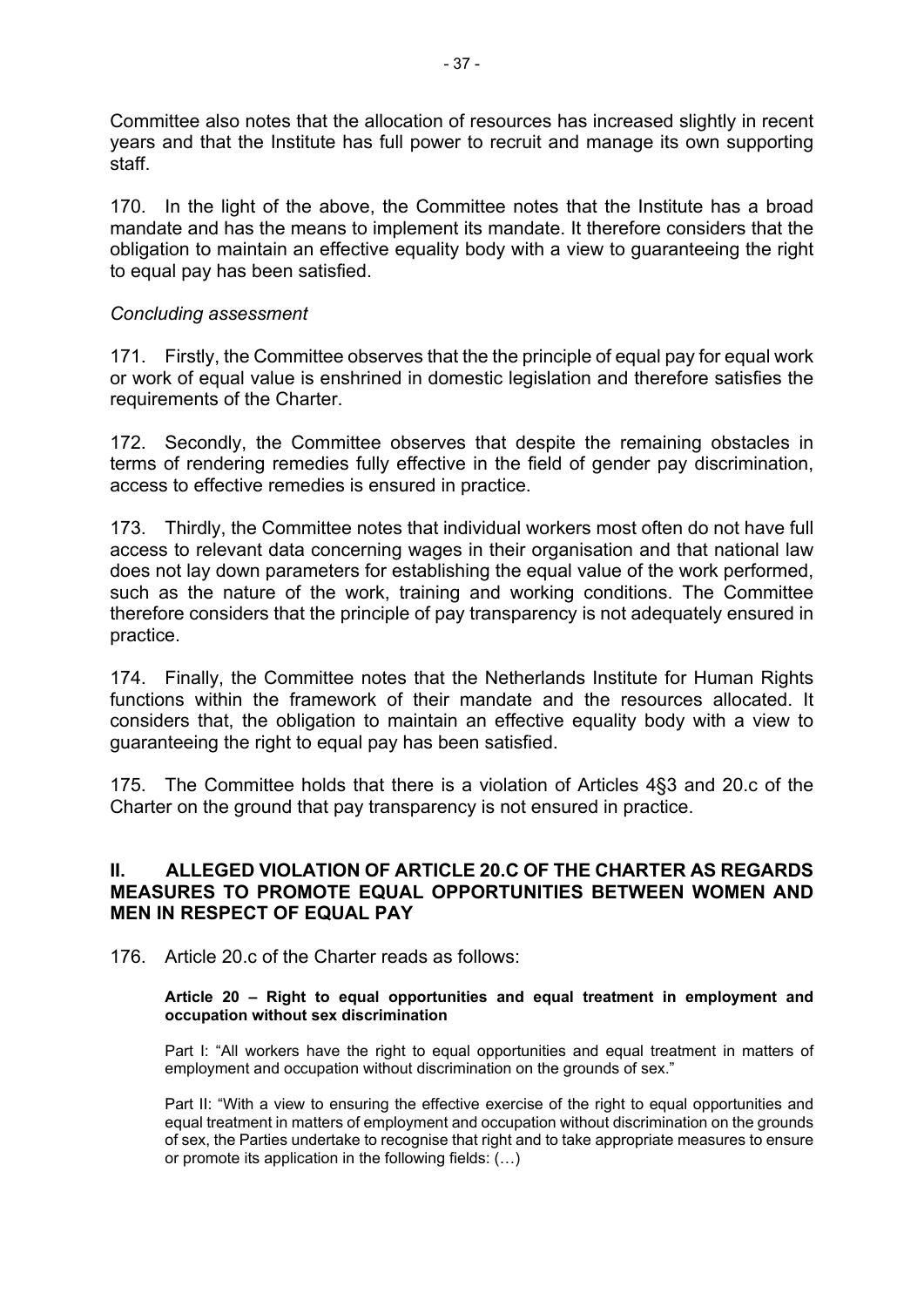Committee also notes that the allocation of resources has increased slightly in recent years and that the Institute has full power to recruit and manage its own supporting staff.

170. In the light of the above, the Committee notes that the Institute has a broad mandate and has the means to implement its mandate. It therefore considers that the obligation to maintain an effective equality body with a view to guaranteeing the right to equal pay has been satisfied.

*Concluding assessment*

171. Firstly, the Committee observes that the the principle of equal pay for equal work or work of equal value is enshrined in domestic legislation and therefore satisfies the requirements of the Charter.

172. Secondly, the Committee observes that despite the remaining obstacles in terms of rendering remedies fully effective in the field of gender pay discrimination, access to effective remedies is ensured in practice.

173. Thirdly, the Committee notes that individual workers most often do not have full access to relevant data concerning wages in their organisation and that national law does not lay down parameters for establishing the equal value of the work performed, such as the nature of the work, training and working conditions. The Committee therefore considers that the principle of pay transparency is not adequately ensured in practice.

174. Finally, the Committee notes that the Netherlands Institute for Human Rights functions within the framework of their mandate and the resources allocated. It considers that, the obligation to maintain an effective equality body with a view to guaranteeing the right to equal pay has been satisfied.

175. The Committee holds that there is a violation of Articles 4§3 and 20.c of the Charter on the ground that pay transparency is not ensured in practice.

## II. ALLEGED VIOLATION OF ARTICLE 20.C OF THE CHARTER AS REGARDS MEASURES TO PROMOTE EQUAL OPPORTUNITIES BETWEEN WOMEN AND MEN IN RESPECT OF EQUAL PAY

176. Article 20.c of the Charter reads as follows:

> **Article 20 – Right to equal opportunities and equal treatment in employment and occupation without sex discrimination**
>
> Part I: "All workers have the right to equal opportunities and equal treatment in matters of employment and occupation without discrimination on the grounds of sex."
>
> Part II: "With a view to ensuring the effective exercise of the right to equal opportunities and equal treatment in matters of employment and occupation without discrimination on the grounds of sex, the Parties undertake to recognise that right and to take appropriate measures to ensure or promote its application in the following fields: (…)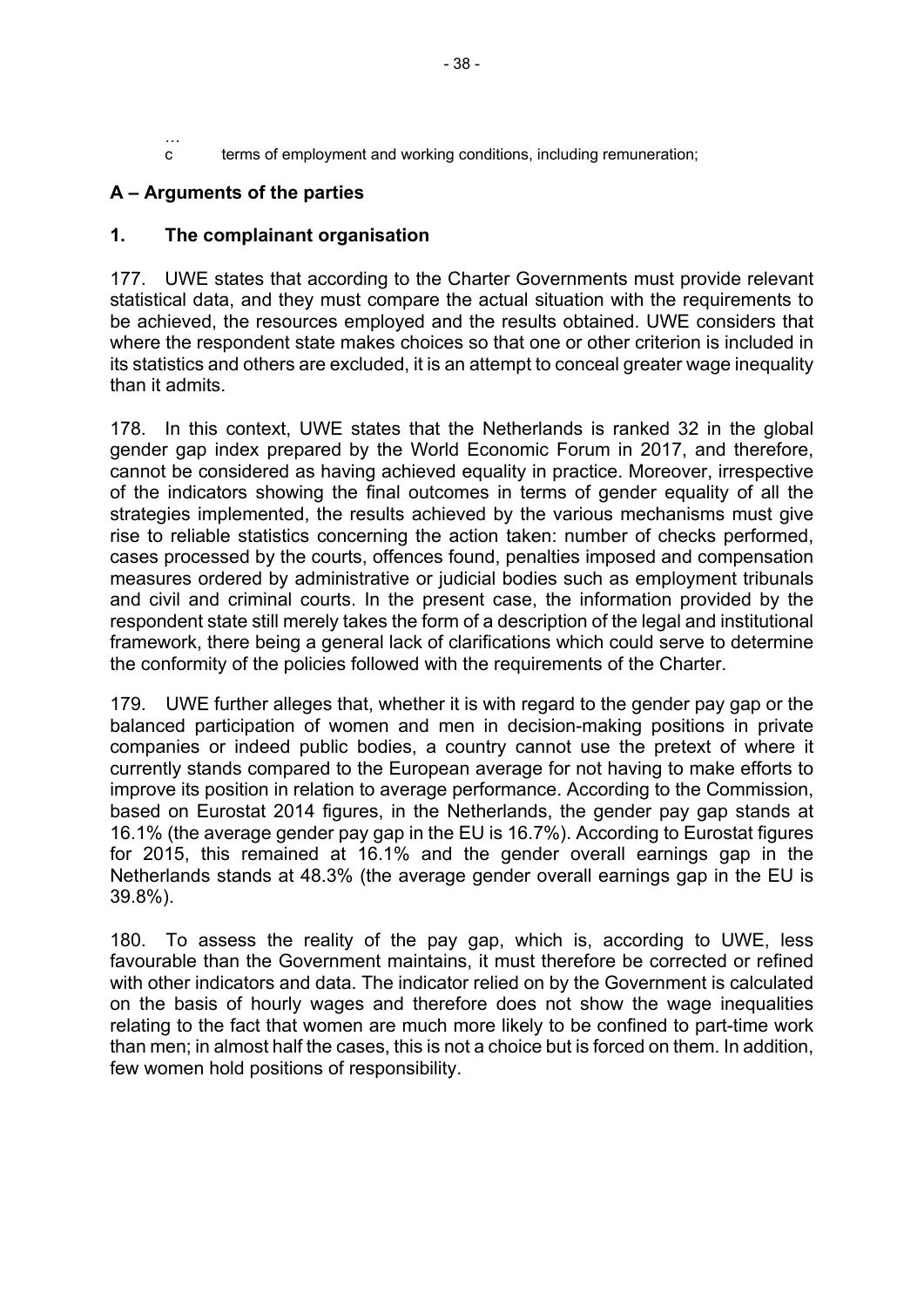…
c terms of employment and working conditions, including remuneration;

## A – Arguments of the parties

### 1. The complainant organisation

177. UWE states that according to the Charter Governments must provide relevant statistical data, and they must compare the actual situation with the requirements to be achieved, the resources employed and the results obtained. UWE considers that where the respondent state makes choices so that one or other criterion is included in its statistics and others are excluded, it is an attempt to conceal greater wage inequality than it admits.

178. In this context, UWE states that the Netherlands is ranked 32 in the global gender gap index prepared by the World Economic Forum in 2017, and therefore, cannot be considered as having achieved equality in practice. Moreover, irrespective of the indicators showing the final outcomes in terms of gender equality of all the strategies implemented, the results achieved by the various mechanisms must give rise to reliable statistics concerning the action taken: number of checks performed, cases processed by the courts, offences found, penalties imposed and compensation measures ordered by administrative or judicial bodies such as employment tribunals and civil and criminal courts. In the present case, the information provided by the respondent state still merely takes the form of a description of the legal and institutional framework, there being a general lack of clarifications which could serve to determine the conformity of the policies followed with the requirements of the Charter.

179. UWE further alleges that, whether it is with regard to the gender pay gap or the balanced participation of women and men in decision-making positions in private companies or indeed public bodies, a country cannot use the pretext of where it currently stands compared to the European average for not having to make efforts to improve its position in relation to average performance. According to the Commission, based on Eurostat 2014 figures, in the Netherlands, the gender pay gap stands at 16.1% (the average gender pay gap in the EU is 16.7%). According to Eurostat figures for 2015, this remained at 16.1% and the gender overall earnings gap in the Netherlands stands at 48.3% (the average gender overall earnings gap in the EU is 39.8%).

180. To assess the reality of the pay gap, which is, according to UWE, less favourable than the Government maintains, it must therefore be corrected or refined with other indicators and data. The indicator relied on by the Government is calculated on the basis of hourly wages and therefore does not show the wage inequalities relating to the fact that women are much more likely to be confined to part-time work than men; in almost half the cases, this is not a choice but is forced on them. In addition, few women hold positions of responsibility.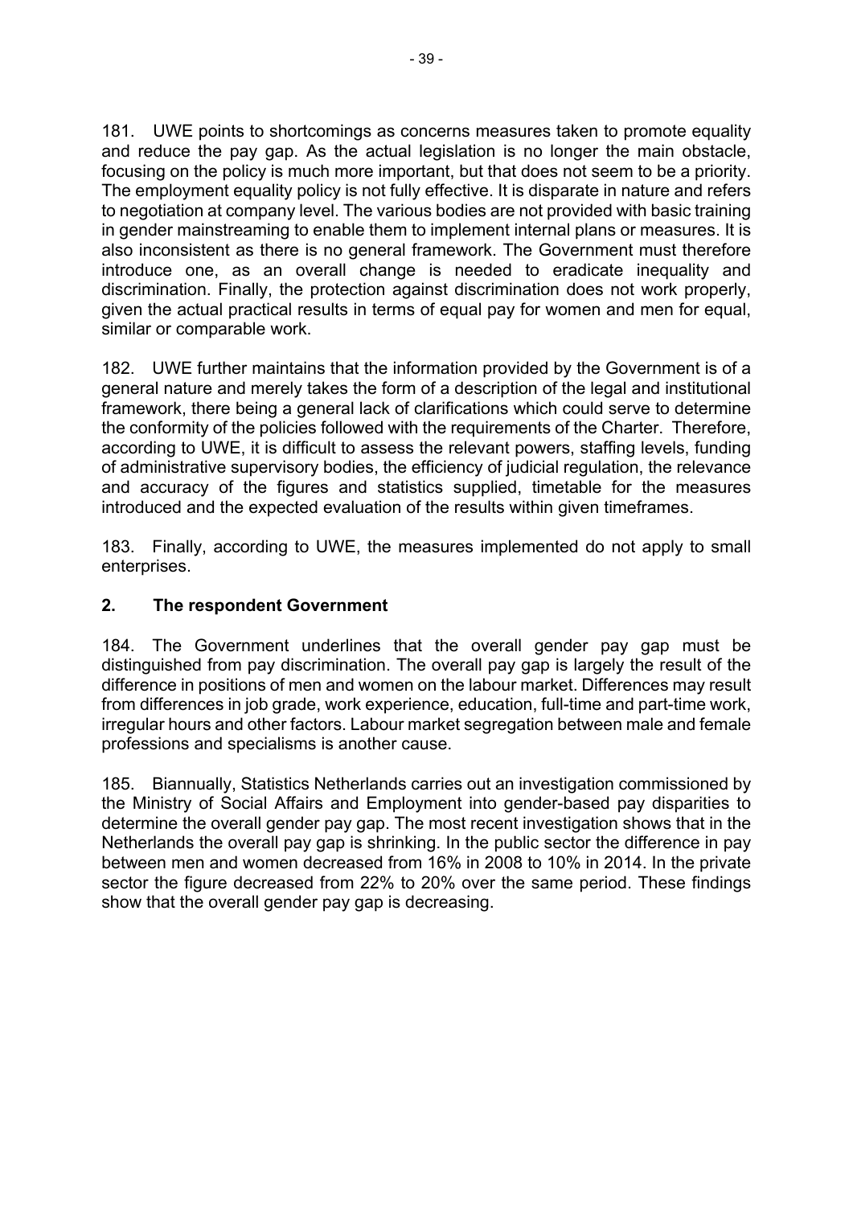181. UWE points to shortcomings as concerns measures taken to promote equality and reduce the pay gap. As the actual legislation is no longer the main obstacle, focusing on the policy is much more important, but that does not seem to be a priority. The employment equality policy is not fully effective. It is disparate in nature and refers to negotiation at company level. The various bodies are not provided with basic training in gender mainstreaming to enable them to implement internal plans or measures. It is also inconsistent as there is no general framework. The Government must therefore introduce one, as an overall change is needed to eradicate inequality and discrimination. Finally, the protection against discrimination does not work properly, given the actual practical results in terms of equal pay for women and men for equal, similar or comparable work.

182. UWE further maintains that the information provided by the Government is of a general nature and merely takes the form of a description of the legal and institutional framework, there being a general lack of clarifications which could serve to determine the conformity of the policies followed with the requirements of the Charter. Therefore, according to UWE, it is difficult to assess the relevant powers, staffing levels, funding of administrative supervisory bodies, the efficiency of judicial regulation, the relevance and accuracy of the figures and statistics supplied, timetable for the measures introduced and the expected evaluation of the results within given timeframes.

183. Finally, according to UWE, the measures implemented do not apply to small enterprises.

## 2. The respondent Government

184. The Government underlines that the overall gender pay gap must be distinguished from pay discrimination. The overall pay gap is largely the result of the difference in positions of men and women on the labour market. Differences may result from differences in job grade, work experience, education, full-time and part-time work, irregular hours and other factors. Labour market segregation between male and female professions and specialisms is another cause.

185. Biannually, Statistics Netherlands carries out an investigation commissioned by the Ministry of Social Affairs and Employment into gender-based pay disparities to determine the overall gender pay gap. The most recent investigation shows that in the Netherlands the overall pay gap is shrinking. In the public sector the difference in pay between men and women decreased from 16% in 2008 to 10% in 2014. In the private sector the figure decreased from 22% to 20% over the same period. These findings show that the overall gender pay gap is decreasing.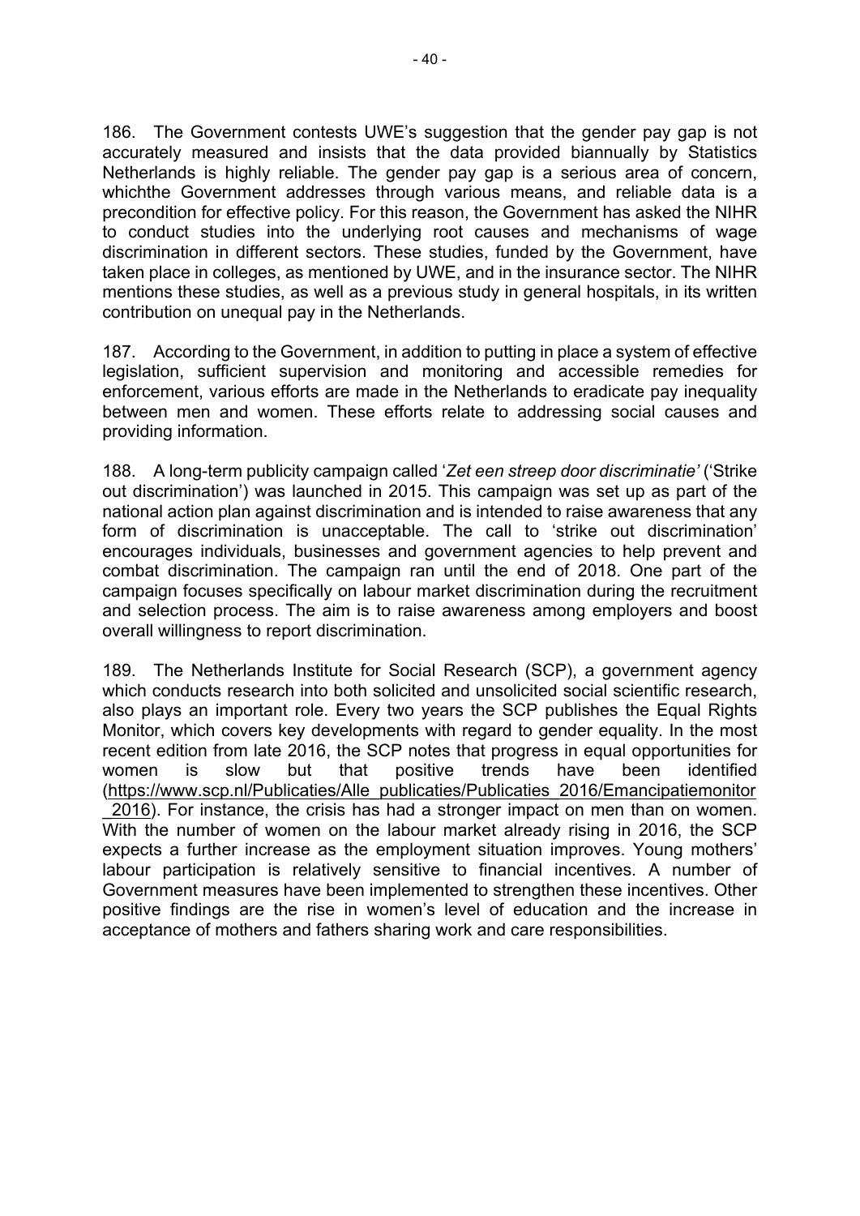186. The Government contests UWE's suggestion that the gender pay gap is not accurately measured and insists that the data provided biannually by Statistics Netherlands is highly reliable. The gender pay gap is a serious area of concern, whichthe Government addresses through various means, and reliable data is a precondition for effective policy. For this reason, the Government has asked the NIHR to conduct studies into the underlying root causes and mechanisms of wage discrimination in different sectors. These studies, funded by the Government, have taken place in colleges, as mentioned by UWE, and in the insurance sector. The NIHR mentions these studies, as well as a previous study in general hospitals, in its written contribution on unequal pay in the Netherlands.

187. According to the Government, in addition to putting in place a system of effective legislation, sufficient supervision and monitoring and accessible remedies for enforcement, various efforts are made in the Netherlands to eradicate pay inequality between men and women. These efforts relate to addressing social causes and providing information.

188. A long-term publicity campaign called '*Zet een streep door discriminatie'* ('Strike out discrimination') was launched in 2015. This campaign was set up as part of the national action plan against discrimination and is intended to raise awareness that any form of discrimination is unacceptable. The call to 'strike out discrimination' encourages individuals, businesses and government agencies to help prevent and combat discrimination. The campaign ran until the end of 2018. One part of the campaign focuses specifically on labour market discrimination during the recruitment and selection process. The aim is to raise awareness among employers and boost overall willingness to report discrimination.

189. The Netherlands Institute for Social Research (SCP), a government agency which conducts research into both solicited and unsolicited social scientific research, also plays an important role. Every two years the SCP publishes the Equal Rights Monitor, which covers key developments with regard to gender equality. In the most recent edition from late 2016, the SCP notes that progress in equal opportunities for women is slow but that positive trends have been identified (https://www.scp.nl/Publicaties/Alle_publicaties/Publicaties_2016/Emancipatiemonitor_2016). For instance, the crisis has had a stronger impact on men than on women. With the number of women on the labour market already rising in 2016, the SCP expects a further increase as the employment situation improves. Young mothers' labour participation is relatively sensitive to financial incentives. A number of Government measures have been implemented to strengthen these incentives. Other positive findings are the rise in women's level of education and the increase in acceptance of mothers and fathers sharing work and care responsibilities.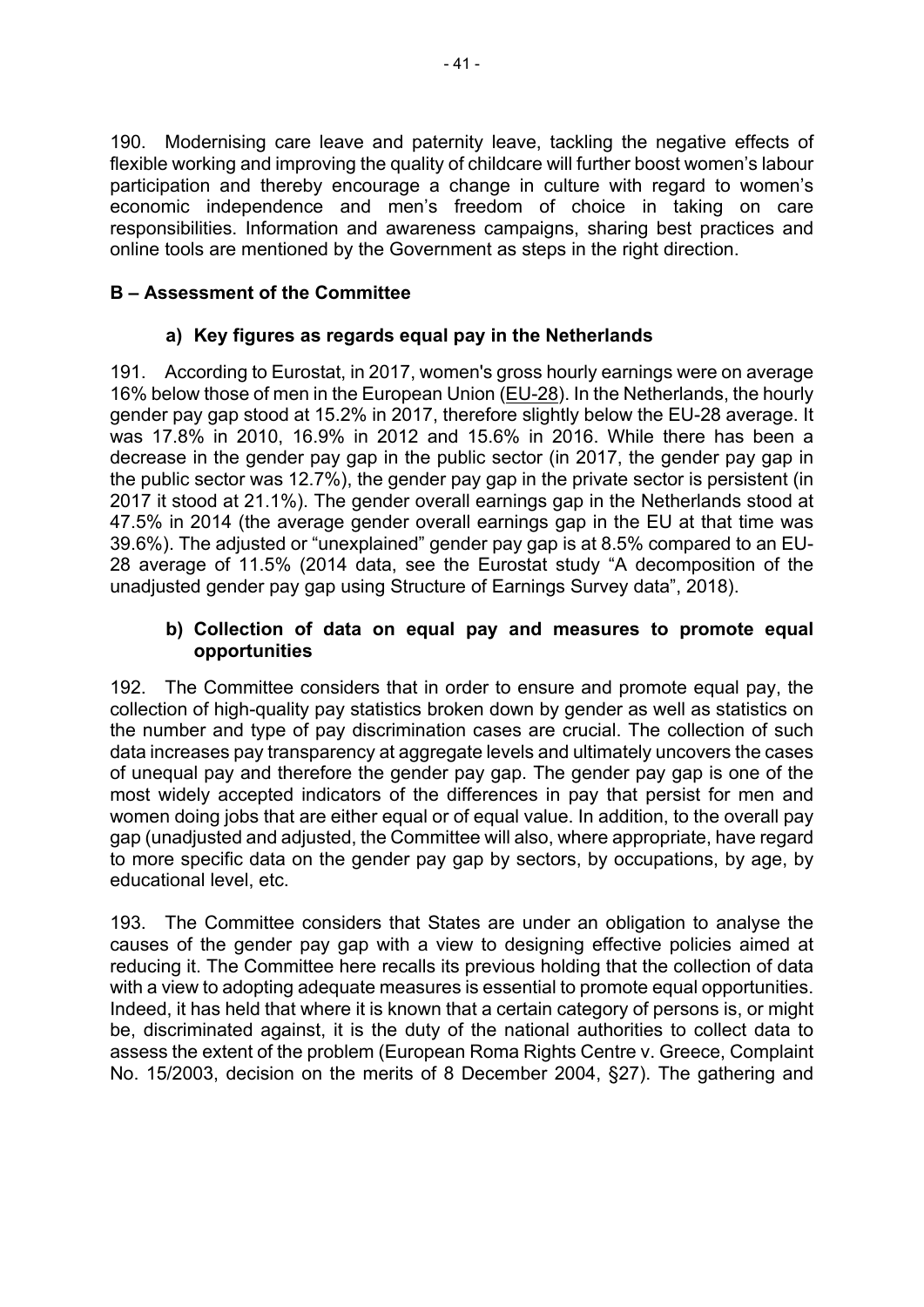190. Modernising care leave and paternity leave, tackling the negative effects of flexible working and improving the quality of childcare will further boost women's labour participation and thereby encourage a change in culture with regard to women's economic independence and men's freedom of choice in taking on care responsibilities. Information and awareness campaigns, sharing best practices and online tools are mentioned by the Government as steps in the right direction.

## B – Assessment of the Committee

### a) Key figures as regards equal pay in the Netherlands

191. According to Eurostat, in 2017, women's gross hourly earnings were on average 16% below those of men in the European Union (EU-28). In the Netherlands, the hourly gender pay gap stood at 15.2% in 2017, therefore slightly below the EU-28 average. It was 17.8% in 2010, 16.9% in 2012 and 15.6% in 2016. While there has been a decrease in the gender pay gap in the public sector (in 2017, the gender pay gap in the public sector was 12.7%), the gender pay gap in the private sector is persistent (in 2017 it stood at 21.1%). The gender overall earnings gap in the Netherlands stood at 47.5% in 2014 (the average gender overall earnings gap in the EU at that time was 39.6%). The adjusted or "unexplained" gender pay gap is at 8.5% compared to an EU-28 average of 11.5% (2014 data, see the Eurostat study "A decomposition of the unadjusted gender pay gap using Structure of Earnings Survey data", 2018).

### b) Collection of data on equal pay and measures to promote equal opportunities

192. The Committee considers that in order to ensure and promote equal pay, the collection of high-quality pay statistics broken down by gender as well as statistics on the number and type of pay discrimination cases are crucial. The collection of such data increases pay transparency at aggregate levels and ultimately uncovers the cases of unequal pay and therefore the gender pay gap. The gender pay gap is one of the most widely accepted indicators of the differences in pay that persist for men and women doing jobs that are either equal or of equal value. In addition, to the overall pay gap (unadjusted and adjusted, the Committee will also, where appropriate, have regard to more specific data on the gender pay gap by sectors, by occupations, by age, by educational level, etc.

193. The Committee considers that States are under an obligation to analyse the causes of the gender pay gap with a view to designing effective policies aimed at reducing it. The Committee here recalls its previous holding that the collection of data with a view to adopting adequate measures is essential to promote equal opportunities. Indeed, it has held that where it is known that a certain category of persons is, or might be, discriminated against, it is the duty of the national authorities to collect data to assess the extent of the problem (European Roma Rights Centre v. Greece, Complaint No. 15/2003, decision on the merits of 8 December 2004, §27). The gathering and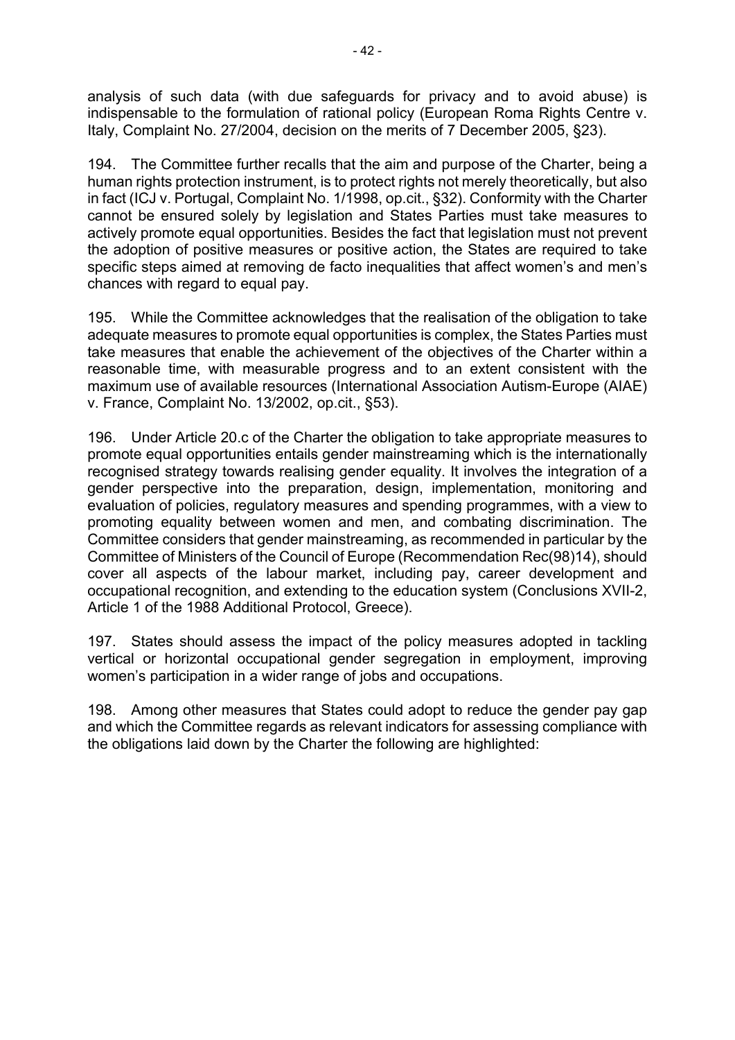analysis of such data (with due safeguards for privacy and to avoid abuse) is indispensable to the formulation of rational policy (European Roma Rights Centre v. Italy, Complaint No. 27/2004, decision on the merits of 7 December 2005, §23).

194. The Committee further recalls that the aim and purpose of the Charter, being a human rights protection instrument, is to protect rights not merely theoretically, but also in fact (ICJ v. Portugal, Complaint No. 1/1998, op.cit., §32). Conformity with the Charter cannot be ensured solely by legislation and States Parties must take measures to actively promote equal opportunities. Besides the fact that legislation must not prevent the adoption of positive measures or positive action, the States are required to take specific steps aimed at removing de facto inequalities that affect women's and men's chances with regard to equal pay.

195. While the Committee acknowledges that the realisation of the obligation to take adequate measures to promote equal opportunities is complex, the States Parties must take measures that enable the achievement of the objectives of the Charter within a reasonable time, with measurable progress and to an extent consistent with the maximum use of available resources (International Association Autism-Europe (AIAE) v. France, Complaint No. 13/2002, op.cit., §53).

196. Under Article 20.c of the Charter the obligation to take appropriate measures to promote equal opportunities entails gender mainstreaming which is the internationally recognised strategy towards realising gender equality. It involves the integration of a gender perspective into the preparation, design, implementation, monitoring and evaluation of policies, regulatory measures and spending programmes, with a view to promoting equality between women and men, and combating discrimination. The Committee considers that gender mainstreaming, as recommended in particular by the Committee of Ministers of the Council of Europe (Recommendation Rec(98)14), should cover all aspects of the labour market, including pay, career development and occupational recognition, and extending to the education system (Conclusions XVII-2, Article 1 of the 1988 Additional Protocol, Greece).

197. States should assess the impact of the policy measures adopted in tackling vertical or horizontal occupational gender segregation in employment, improving women's participation in a wider range of jobs and occupations.

198. Among other measures that States could adopt to reduce the gender pay gap and which the Committee regards as relevant indicators for assessing compliance with the obligations laid down by the Charter the following are highlighted: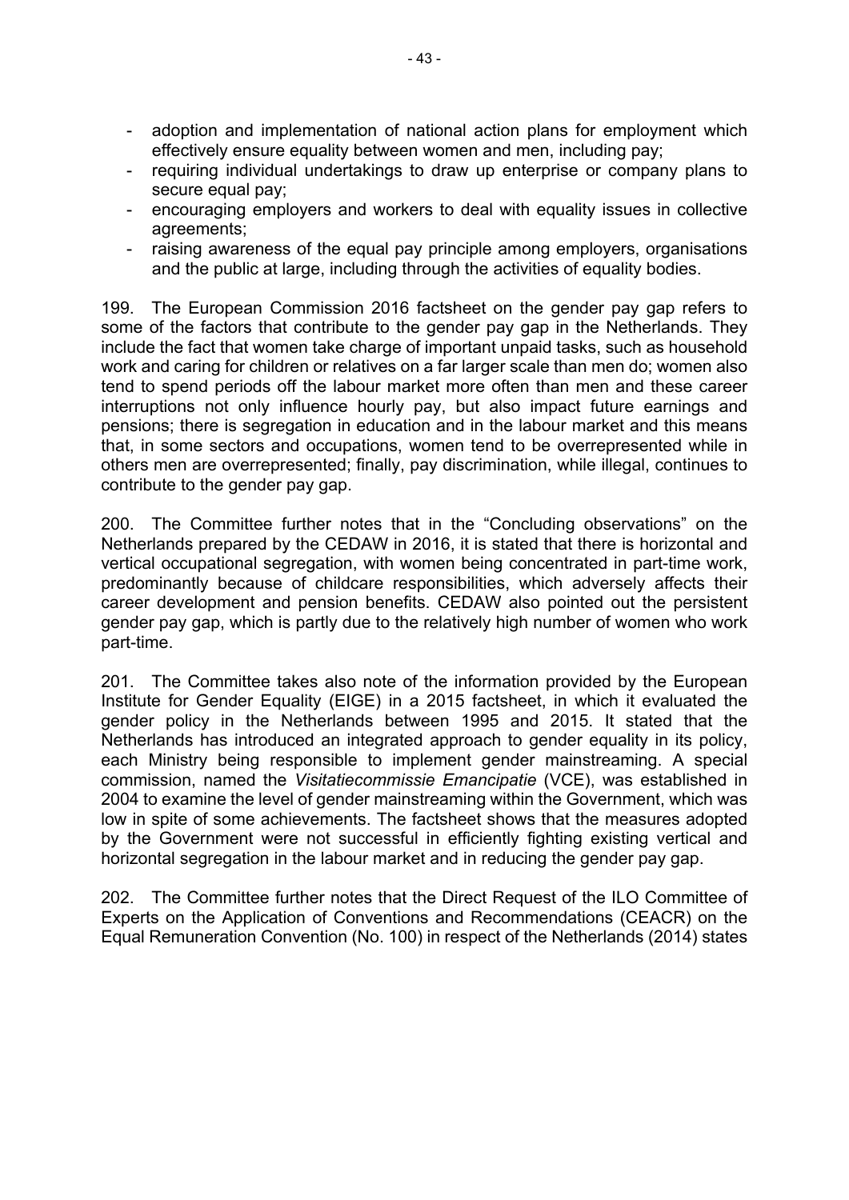- adoption and implementation of national action plans for employment which effectively ensure equality between women and men, including pay;
- requiring individual undertakings to draw up enterprise or company plans to secure equal pay;
- encouraging employers and workers to deal with equality issues in collective agreements;
- raising awareness of the equal pay principle among employers, organisations and the public at large, including through the activities of equality bodies.

199. The European Commission 2016 factsheet on the gender pay gap refers to some of the factors that contribute to the gender pay gap in the Netherlands. They include the fact that women take charge of important unpaid tasks, such as household work and caring for children or relatives on a far larger scale than men do; women also tend to spend periods off the labour market more often than men and these career interruptions not only influence hourly pay, but also impact future earnings and pensions; there is segregation in education and in the labour market and this means that, in some sectors and occupations, women tend to be overrepresented while in others men are overrepresented; finally, pay discrimination, while illegal, continues to contribute to the gender pay gap.

200. The Committee further notes that in the "Concluding observations" on the Netherlands prepared by the CEDAW in 2016, it is stated that there is horizontal and vertical occupational segregation, with women being concentrated in part-time work, predominantly because of childcare responsibilities, which adversely affects their career development and pension benefits. CEDAW also pointed out the persistent gender pay gap, which is partly due to the relatively high number of women who work part-time.

201. The Committee takes also note of the information provided by the European Institute for Gender Equality (EIGE) in a 2015 factsheet, in which it evaluated the gender policy in the Netherlands between 1995 and 2015. It stated that the Netherlands has introduced an integrated approach to gender equality in its policy, each Ministry being responsible to implement gender mainstreaming. A special commission, named the *Visitatiecommissie Emancipatie* (VCE), was established in 2004 to examine the level of gender mainstreaming within the Government, which was low in spite of some achievements. The factsheet shows that the measures adopted by the Government were not successful in efficiently fighting existing vertical and horizontal segregation in the labour market and in reducing the gender pay gap.

202. The Committee further notes that the Direct Request of the ILO Committee of Experts on the Application of Conventions and Recommendations (CEACR) on the Equal Remuneration Convention (No. 100) in respect of the Netherlands (2014) states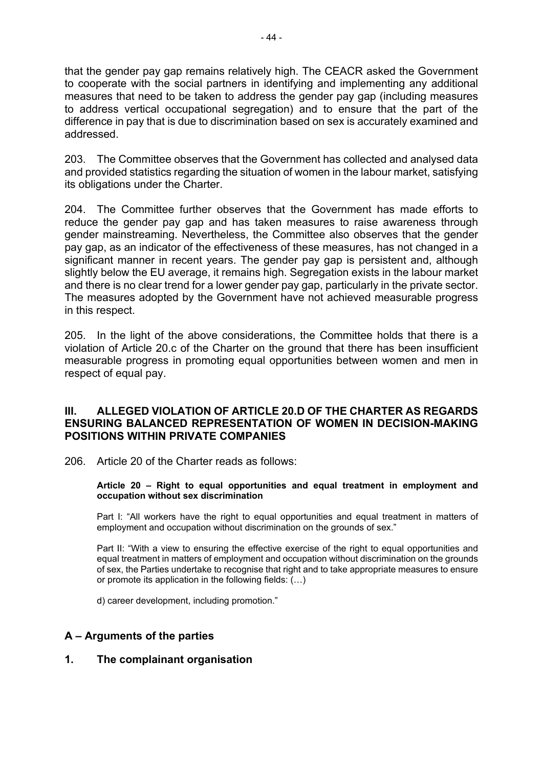that the gender pay gap remains relatively high. The CEACR asked the Government to cooperate with the social partners in identifying and implementing any additional measures that need to be taken to address the gender pay gap (including measures to address vertical occupational segregation) and to ensure that the part of the difference in pay that is due to discrimination based on sex is accurately examined and addressed.

203. The Committee observes that the Government has collected and analysed data and provided statistics regarding the situation of women in the labour market, satisfying its obligations under the Charter.

204. The Committee further observes that the Government has made efforts to reduce the gender pay gap and has taken measures to raise awareness through gender mainstreaming. Nevertheless, the Committee also observes that the gender pay gap, as an indicator of the effectiveness of these measures, has not changed in a significant manner in recent years. The gender pay gap is persistent and, although slightly below the EU average, it remains high. Segregation exists in the labour market and there is no clear trend for a lower gender pay gap, particularly in the private sector. The measures adopted by the Government have not achieved measurable progress in this respect.

205. In the light of the above considerations, the Committee holds that there is a violation of Article 20.c of the Charter on the ground that there has been insufficient measurable progress in promoting equal opportunities between women and men in respect of equal pay.

## III. ALLEGED VIOLATION OF ARTICLE 20.D OF THE CHARTER AS REGARDS ENSURING BALANCED REPRESENTATION OF WOMEN IN DECISION-MAKING POSITIONS WITHIN PRIVATE COMPANIES

206. Article 20 of the Charter reads as follows:

> **Article 20 – Right to equal opportunities and equal treatment in employment and occupation without sex discrimination**
>
> Part I: "All workers have the right to equal opportunities and equal treatment in matters of employment and occupation without discrimination on the grounds of sex."
>
> Part II: "With a view to ensuring the effective exercise of the right to equal opportunities and equal treatment in matters of employment and occupation without discrimination on the grounds of sex, the Parties undertake to recognise that right and to take appropriate measures to ensure or promote its application in the following fields: (…)
>
> d) career development, including promotion."

### A – Arguments of the parties

### 1. The complainant organisation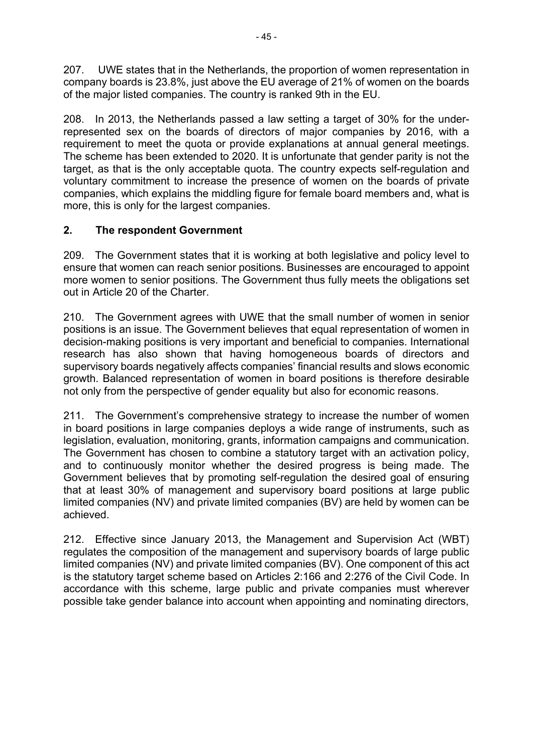207. UWE states that in the Netherlands, the proportion of women representation in company boards is 23.8%, just above the EU average of 21% of women on the boards of the major listed companies. The country is ranked 9th in the EU.

208. In 2013, the Netherlands passed a law setting a target of 30% for the under-represented sex on the boards of directors of major companies by 2016, with a requirement to meet the quota or provide explanations at annual general meetings. The scheme has been extended to 2020. It is unfortunate that gender parity is not the target, as that is the only acceptable quota. The country expects self-regulation and voluntary commitment to increase the presence of women on the boards of private companies, which explains the middling figure for female board members and, what is more, this is only for the largest companies.

## 2. The respondent Government

209. The Government states that it is working at both legislative and policy level to ensure that women can reach senior positions. Businesses are encouraged to appoint more women to senior positions. The Government thus fully meets the obligations set out in Article 20 of the Charter.

210. The Government agrees with UWE that the small number of women in senior positions is an issue. The Government believes that equal representation of women in decision-making positions is very important and beneficial to companies. International research has also shown that having homogeneous boards of directors and supervisory boards negatively affects companies' financial results and slows economic growth. Balanced representation of women in board positions is therefore desirable not only from the perspective of gender equality but also for economic reasons.

211. The Government's comprehensive strategy to increase the number of women in board positions in large companies deploys a wide range of instruments, such as legislation, evaluation, monitoring, grants, information campaigns and communication. The Government has chosen to combine a statutory target with an activation policy, and to continuously monitor whether the desired progress is being made. The Government believes that by promoting self-regulation the desired goal of ensuring that at least 30% of management and supervisory board positions at large public limited companies (NV) and private limited companies (BV) are held by women can be achieved.

212. Effective since January 2013, the Management and Supervision Act (WBT) regulates the composition of the management and supervisory boards of large public limited companies (NV) and private limited companies (BV). One component of this act is the statutory target scheme based on Articles 2:166 and 2:276 of the Civil Code. In accordance with this scheme, large public and private companies must wherever possible take gender balance into account when appointing and nominating directors,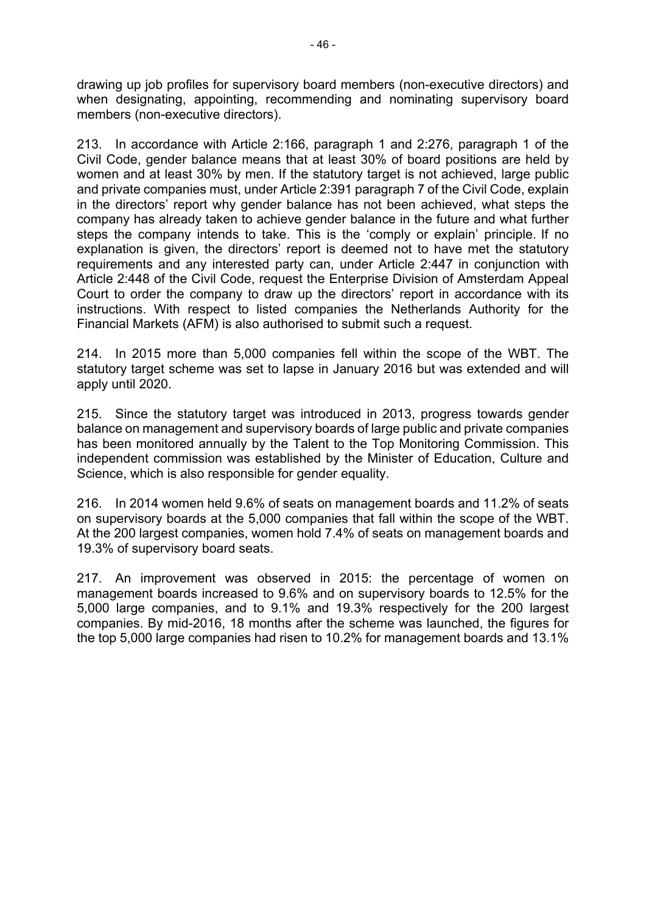drawing up job profiles for supervisory board members (non-executive directors) and when designating, appointing, recommending and nominating supervisory board members (non-executive directors).

213. In accordance with Article 2:166, paragraph 1 and 2:276, paragraph 1 of the Civil Code, gender balance means that at least 30% of board positions are held by women and at least 30% by men. If the statutory target is not achieved, large public and private companies must, under Article 2:391 paragraph 7 of the Civil Code, explain in the directors' report why gender balance has not been achieved, what steps the company has already taken to achieve gender balance in the future and what further steps the company intends to take. This is the 'comply or explain' principle. If no explanation is given, the directors' report is deemed not to have met the statutory requirements and any interested party can, under Article 2:447 in conjunction with Article 2:448 of the Civil Code, request the Enterprise Division of Amsterdam Appeal Court to order the company to draw up the directors' report in accordance with its instructions. With respect to listed companies the Netherlands Authority for the Financial Markets (AFM) is also authorised to submit such a request.

214. In 2015 more than 5,000 companies fell within the scope of the WBT. The statutory target scheme was set to lapse in January 2016 but was extended and will apply until 2020.

215. Since the statutory target was introduced in 2013, progress towards gender balance on management and supervisory boards of large public and private companies has been monitored annually by the Talent to the Top Monitoring Commission. This independent commission was established by the Minister of Education, Culture and Science, which is also responsible for gender equality.

216. In 2014 women held 9.6% of seats on management boards and 11.2% of seats on supervisory boards at the 5,000 companies that fall within the scope of the WBT. At the 200 largest companies, women hold 7.4% of seats on management boards and 19.3% of supervisory board seats.

217. An improvement was observed in 2015: the percentage of women on management boards increased to 9.6% and on supervisory boards to 12.5% for the 5,000 large companies, and to 9.1% and 19.3% respectively for the 200 largest companies. By mid-2016, 18 months after the scheme was launched, the figures for the top 5,000 large companies had risen to 10.2% for management boards and 13.1%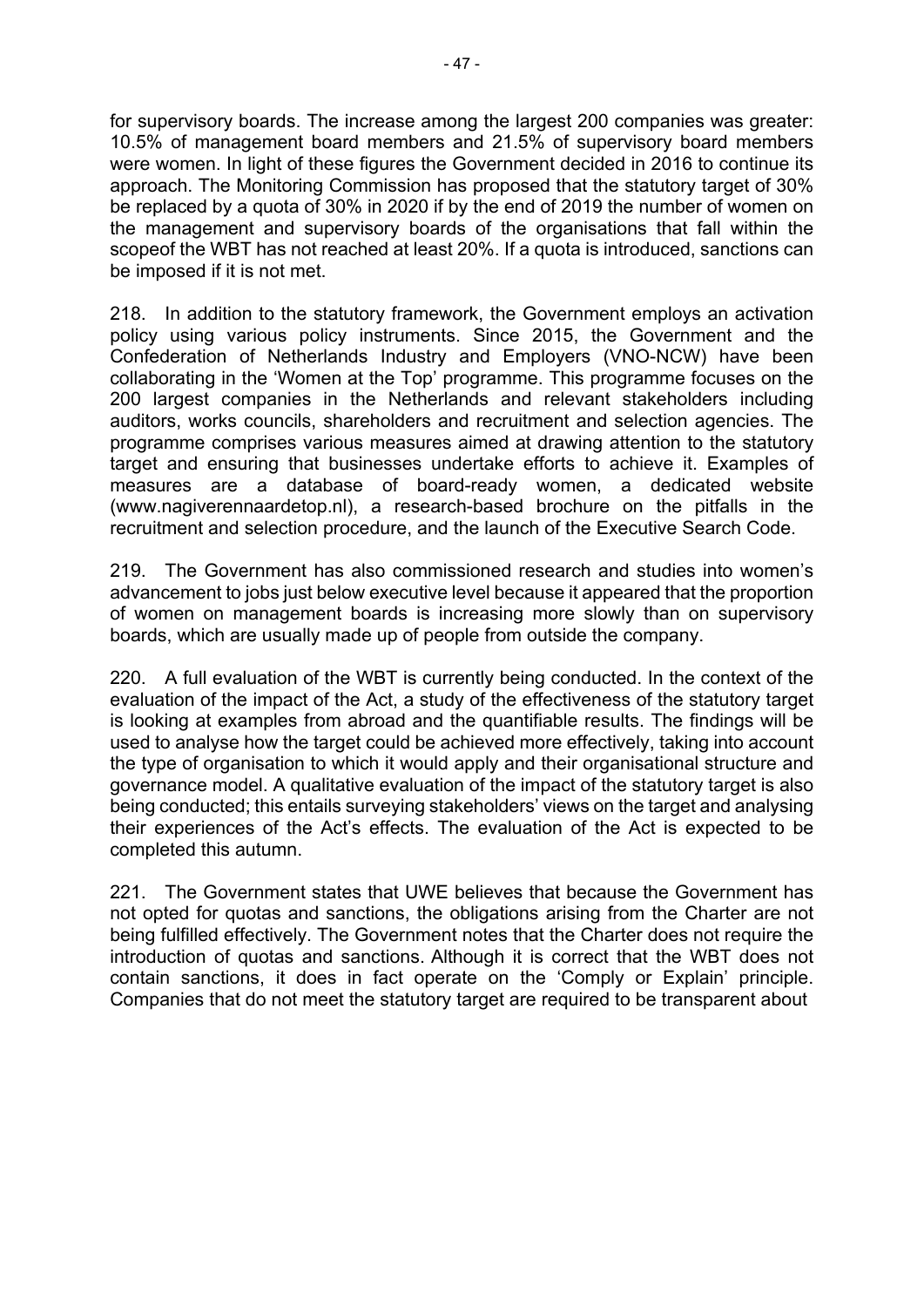for supervisory boards. The increase among the largest 200 companies was greater: 10.5% of management board members and 21.5% of supervisory board members were women. In light of these figures the Government decided in 2016 to continue its approach. The Monitoring Commission has proposed that the statutory target of 30% be replaced by a quota of 30% in 2020 if by the end of 2019 the number of women on the management and supervisory boards of the organisations that fall within the scopeof the WBT has not reached at least 20%. If a quota is introduced, sanctions can be imposed if it is not met.

218. In addition to the statutory framework, the Government employs an activation policy using various policy instruments. Since 2015, the Government and the Confederation of Netherlands Industry and Employers (VNO-NCW) have been collaborating in the 'Women at the Top' programme. This programme focuses on the 200 largest companies in the Netherlands and relevant stakeholders including auditors, works councils, shareholders and recruitment and selection agencies. The programme comprises various measures aimed at drawing attention to the statutory target and ensuring that businesses undertake efforts to achieve it. Examples of measures are a database of board-ready women, a dedicated website (www.nagiverennaardetop.nl), a research-based brochure on the pitfalls in the recruitment and selection procedure, and the launch of the Executive Search Code.

219. The Government has also commissioned research and studies into women's advancement to jobs just below executive level because it appeared that the proportion of women on management boards is increasing more slowly than on supervisory boards, which are usually made up of people from outside the company.

220. A full evaluation of the WBT is currently being conducted. In the context of the evaluation of the impact of the Act, a study of the effectiveness of the statutory target is looking at examples from abroad and the quantifiable results. The findings will be used to analyse how the target could be achieved more effectively, taking into account the type of organisation to which it would apply and their organisational structure and governance model. A qualitative evaluation of the impact of the statutory target is also being conducted; this entails surveying stakeholders' views on the target and analysing their experiences of the Act's effects. The evaluation of the Act is expected to be completed this autumn.

221. The Government states that UWE believes that because the Government has not opted for quotas and sanctions, the obligations arising from the Charter are not being fulfilled effectively. The Government notes that the Charter does not require the introduction of quotas and sanctions. Although it is correct that the WBT does not contain sanctions, it does in fact operate on the 'Comply or Explain' principle. Companies that do not meet the statutory target are required to be transparent about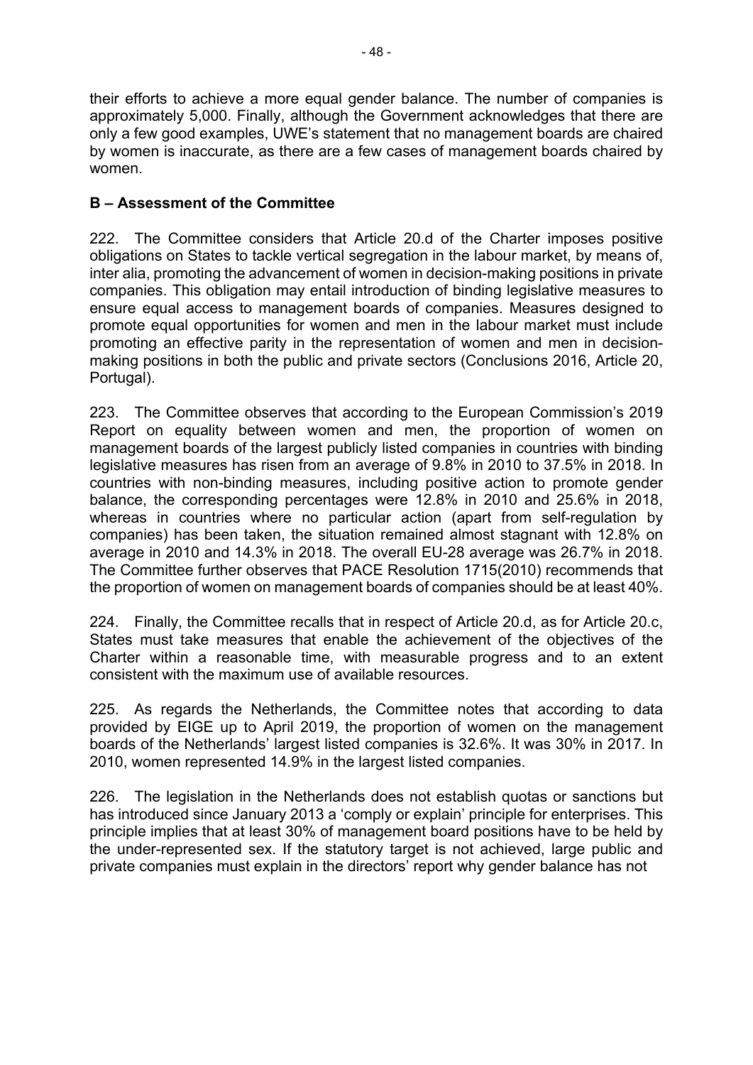their efforts to achieve a more equal gender balance. The number of companies is approximately 5,000. Finally, although the Government acknowledges that there are only a few good examples, UWE's statement that no management boards are chaired by women is inaccurate, as there are a few cases of management boards chaired by women.

## B – Assessment of the Committee

222. The Committee considers that Article 20.d of the Charter imposes positive obligations on States to tackle vertical segregation in the labour market, by means of, inter alia, promoting the advancement of women in decision-making positions in private companies. This obligation may entail introduction of binding legislative measures to ensure equal access to management boards of companies. Measures designed to promote equal opportunities for women and men in the labour market must include promoting an effective parity in the representation of women and men in decision-making positions in both the public and private sectors (Conclusions 2016, Article 20, Portugal).

223. The Committee observes that according to the European Commission's 2019 Report on equality between women and men, the proportion of women on management boards of the largest publicly listed companies in countries with binding legislative measures has risen from an average of 9.8% in 2010 to 37.5% in 2018. In countries with non-binding measures, including positive action to promote gender balance, the corresponding percentages were 12.8% in 2010 and 25.6% in 2018, whereas in countries where no particular action (apart from self-regulation by companies) has been taken, the situation remained almost stagnant with 12.8% on average in 2010 and 14.3% in 2018. The overall EU-28 average was 26.7% in 2018. The Committee further observes that PACE Resolution 1715(2010) recommends that the proportion of women on management boards of companies should be at least 40%.

224. Finally, the Committee recalls that in respect of Article 20.d, as for Article 20.c, States must take measures that enable the achievement of the objectives of the Charter within a reasonable time, with measurable progress and to an extent consistent with the maximum use of available resources.

225. As regards the Netherlands, the Committee notes that according to data provided by EIGE up to April 2019, the proportion of women on the management boards of the Netherlands' largest listed companies is 32.6%. It was 30% in 2017. In 2010, women represented 14.9% in the largest listed companies.

226. The legislation in the Netherlands does not establish quotas or sanctions but has introduced since January 2013 a 'comply or explain' principle for enterprises. This principle implies that at least 30% of management board positions have to be held by the under-represented sex. If the statutory target is not achieved, large public and private companies must explain in the directors' report why gender balance has not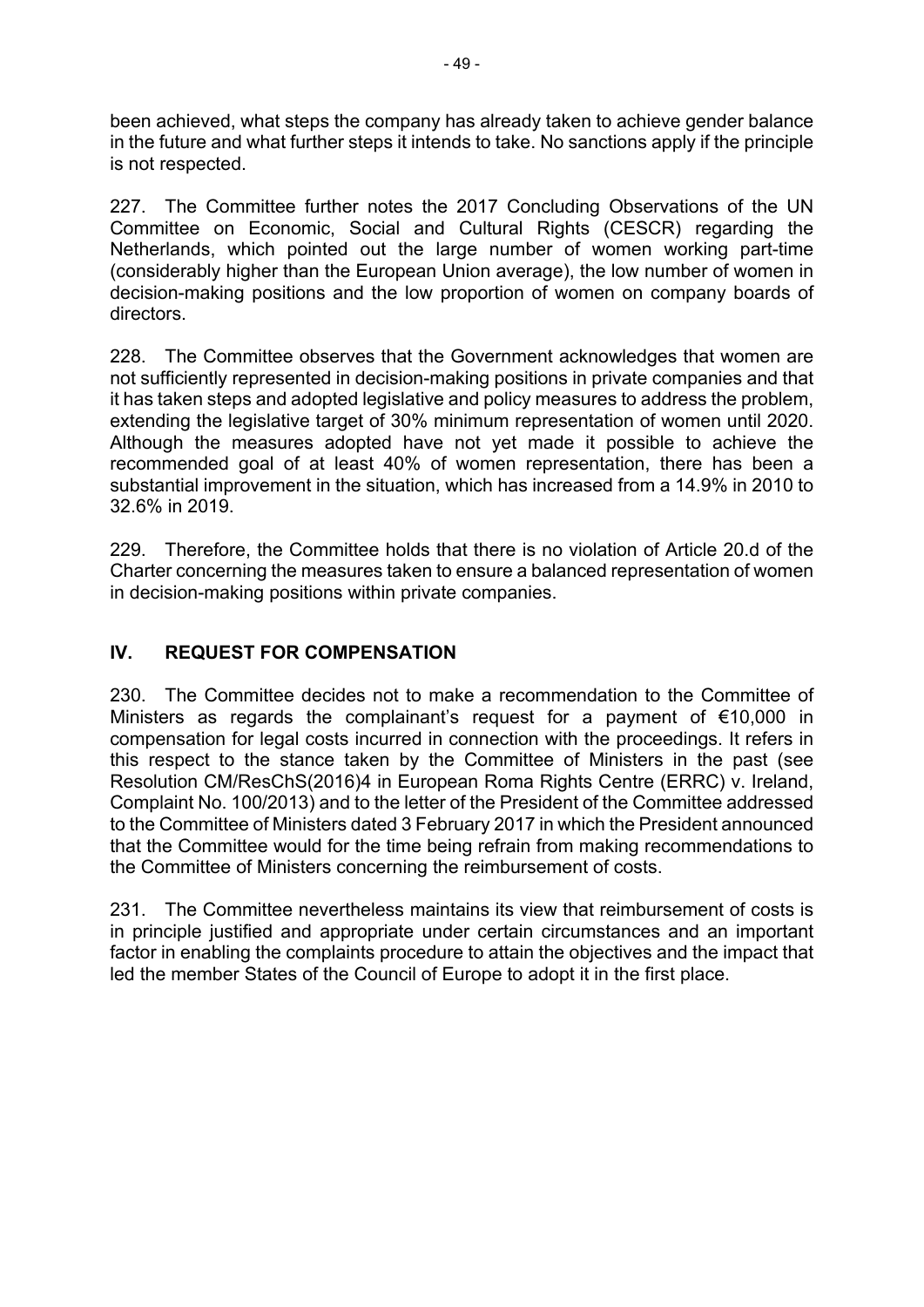been achieved, what steps the company has already taken to achieve gender balance in the future and what further steps it intends to take. No sanctions apply if the principle is not respected.

227. The Committee further notes the 2017 Concluding Observations of the UN Committee on Economic, Social and Cultural Rights (CESCR) regarding the Netherlands, which pointed out the large number of women working part-time (considerably higher than the European Union average), the low number of women in decision-making positions and the low proportion of women on company boards of directors.

228. The Committee observes that the Government acknowledges that women are not sufficiently represented in decision-making positions in private companies and that it has taken steps and adopted legislative and policy measures to address the problem, extending the legislative target of 30% minimum representation of women until 2020. Although the measures adopted have not yet made it possible to achieve the recommended goal of at least 40% of women representation, there has been a substantial improvement in the situation, which has increased from a 14.9% in 2010 to 32.6% in 2019.

229. Therefore, the Committee holds that there is no violation of Article 20.d of the Charter concerning the measures taken to ensure a balanced representation of women in decision-making positions within private companies.

## IV. REQUEST FOR COMPENSATION

230. The Committee decides not to make a recommendation to the Committee of Ministers as regards the complainant's request for a payment of €10,000 in compensation for legal costs incurred in connection with the proceedings. It refers in this respect to the stance taken by the Committee of Ministers in the past (see Resolution CM/ResChS(2016)4 in European Roma Rights Centre (ERRC) v. Ireland, Complaint No. 100/2013) and to the letter of the President of the Committee addressed to the Committee of Ministers dated 3 February 2017 in which the President announced that the Committee would for the time being refrain from making recommendations to the Committee of Ministers concerning the reimbursement of costs.

231. The Committee nevertheless maintains its view that reimbursement of costs is in principle justified and appropriate under certain circumstances and an important factor in enabling the complaints procedure to attain the objectives and the impact that led the member States of the Council of Europe to adopt it in the first place.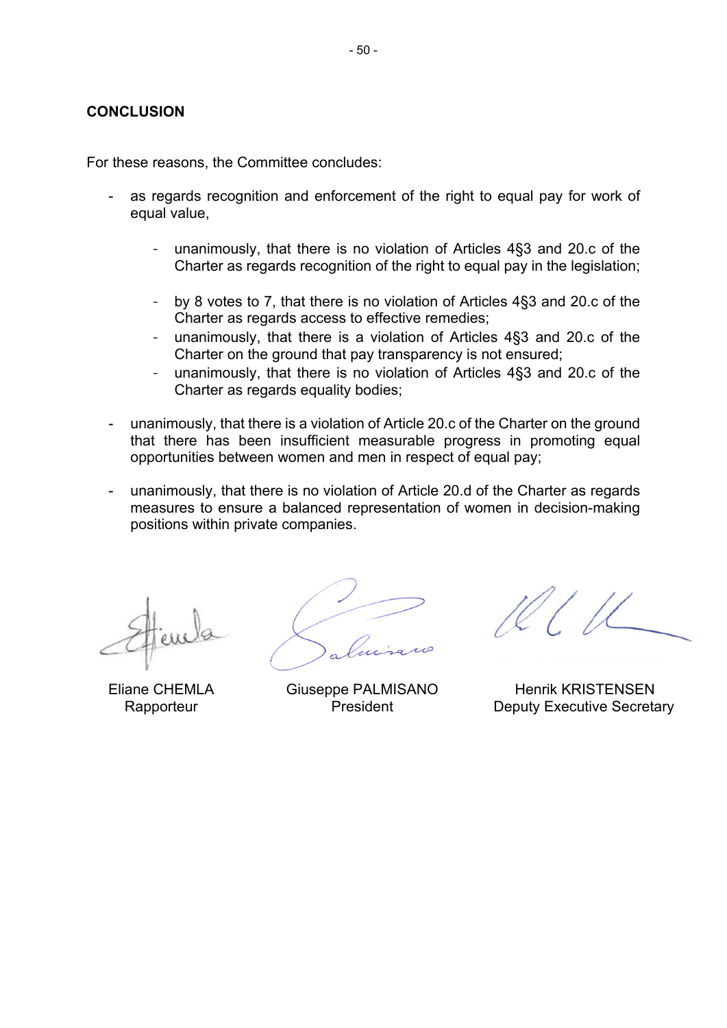**CONCLUSION**

For these reasons, the Committee concludes:

- as regards recognition and enforcement of the right to equal pay for work of equal value,
  - unanimously, that there is no violation of Articles 4§3 and 20.c of the Charter as regards recognition of the right to equal pay in the legislation;
  - by 8 votes to 7, that there is no violation of Articles 4§3 and 20.c of the Charter as regards access to effective remedies;
  - unanimously, that there is a violation of Articles 4§3 and 20.c of the Charter on the ground that pay transparency is not ensured;
  - unanimously, that there is no violation of Articles 4§3 and 20.c of the Charter as regards equality bodies;
- unanimously, that there is a violation of Article 20.c of the Charter on the ground that there has been insufficient measurable progress in promoting equal opportunities between women and men in respect of equal pay;
- unanimously, that there is no violation of Article 20.d of the Charter as regards measures to ensure a balanced representation of women in decision-making positions within private companies.

| | | |
|---|---|---|
| Eliane CHEMLA | Giuseppe PALMISANO | Henrik KRISTENSEN |
| Rapporteur | President | Deputy Executive Secretary |